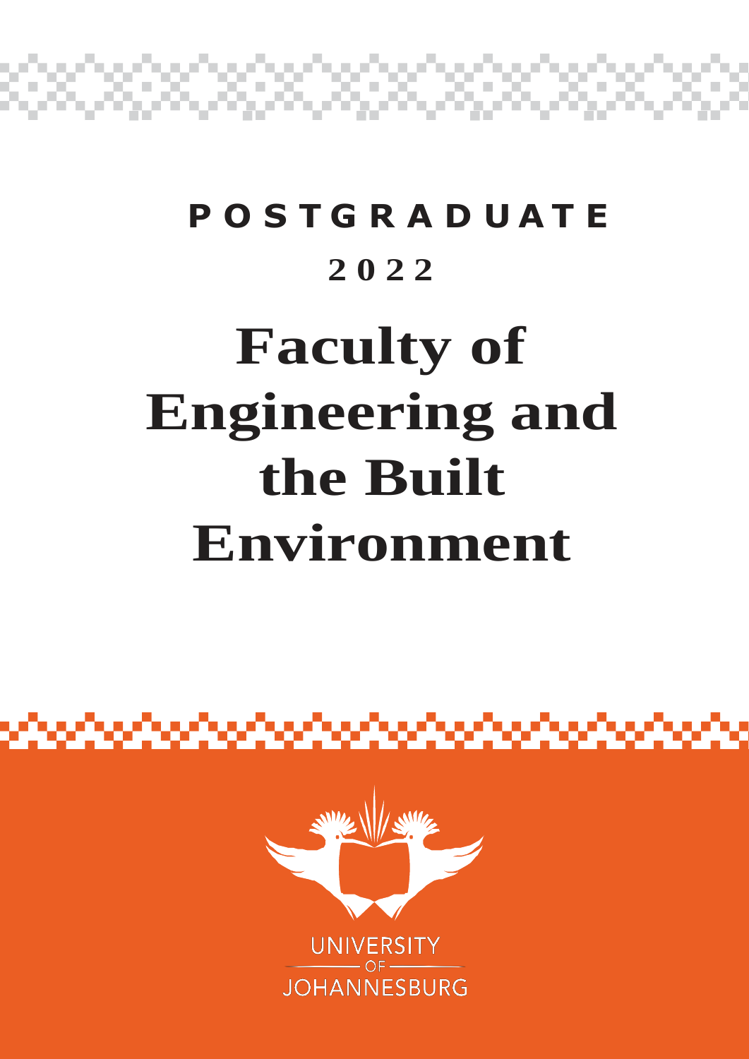**POSTGRADUATE**

**2022**

# Faculty of Engineering and the Built Environment

UNIVERSITY OF JOHANNESBURG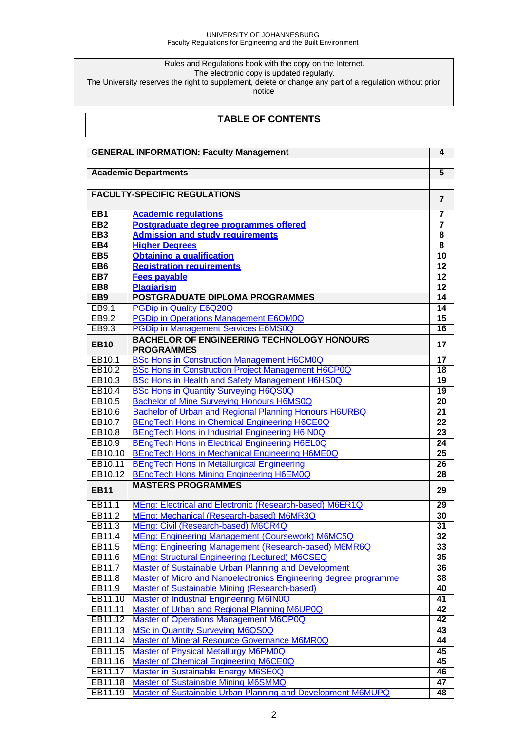UNIVERSITY OF JOHANNESBURG
Faculty Regulations for Engineering and the Built Environment

Rules and Regulations book with the copy on the Internet.
The electronic copy is updated regularly.
The University reserves the right to supplement, delete or change any part of a regulation without prior notice

## TABLE OF CONTENTS

| | | |
|---|---|---|
| **GENERAL INFORMATION: Faculty Management** | | **4** |
| **Academic Departments** | | **5** |
| **FACULTY-SPECIFIC REGULATIONS** | | **7** |
| **EB1** | **Academic regulations** | **7** |
| **EB2** | **Postgraduate degree programmes offered** | **7** |
| **EB3** | **Admission and study requirements** | **8** |
| **EB4** | **Higher Degrees** | **8** |
| **EB5** | **Obtaining a qualification** | **10** |
| **EB6** | **Registration requirements** | **12** |
| **EB7** | **Fees payable** | **12** |
| **EB8** | **Plagiarism** | **12** |
| **EB9** | **POSTGRADUATE DIPLOMA PROGRAMMES** | **14** |
| EB9.1 | PGDip in Quality E6Q20Q | **14** |
| EB9.2 | PGDip in Operations Management E6OM0Q | **15** |
| EB9.3 | PGDip in Management Services E6MS0Q | **16** |
| **EB10** | **BACHELOR OF ENGINEERING TECHNOLOGY HONOURS PROGRAMMES** | **17** |
| EB10.1 | BSc Hons in Construction Management H6CM0Q | **17** |
| EB10.2 | BSc Hons in Construction Project Management H6CP0Q | **18** |
| EB10.3 | BSc Hons in Health and Safety Management H6HS0Q | **19** |
| EB10.4 | BSc Hons in Quantity Surveying H6QS0Q | **19** |
| EB10.5 | Bachelor of Mine Surveying Honours H6MS0Q | **20** |
| EB10.6 | Bachelor of Urban and Regional Planning Honours H6URBQ | **21** |
| EB10.7 | BEngTech Hons in Chemical Engineering H6CE0Q | **22** |
| EB10.8 | BEngTech Hons in Industrial Engineering H6IN0Q | **23** |
| EB10.9 | BEngTech Hons in Electrical Engineering H6EL0Q | **24** |
| EB10.10 | BEngTech Hons in Mechanical Engineering H6ME0Q | **25** |
| EB10.11 | BEngTech Hons in Metallurgical Engineering | **26** |
| EB10.12 | BEngTech Hons Mining Engineering H6EM0Q | **28** |
| **EB11** | **MASTERS PROGRAMMES** | **29** |
| EB11.1 | MEng: Electrical and Electronic (Research-based) M6ER1Q | **29** |
| EB11.2 | MEng: Mechanical (Research-based) M6MR3Q | **30** |
| EB11.3 | MEng: Civil (Research-based) M6CR4Q | **31** |
| EB11.4 | MEng: Engineering Management (Coursework) M6MC5Q | **32** |
| EB11.5 | MEng: Engineering Management (Research-based) M6MR6Q | **33** |
| EB11.6 | MEng: Structural Engineering (Lectured) M6CSEQ | **35** |
| EB11.7 | Master of Sustainable Urban Planning and Development | **36** |
| EB11.8 | Master of Micro and Nanoelectronics Engineering degree programme | **38** |
| EB11.9 | Master of Sustainable Mining (Research-based) | **40** |
| EB11.10 | Master of Industrial Engineering M6IN0Q | **41** |
| EB11.11 | Master of Urban and Regional Planning M6UP0Q | **42** |
| EB11.12 | Master of Operations Management M6OP0Q | **42** |
| EB11.13 | MSc in Quantity Surveying M6QS0Q | **43** |
| EB11.14 | Master of Mineral Resource Governance M6MR0Q | **44** |
| EB11.15 | Master of Physical Metallurgy M6PM0Q | **45** |
| EB11.16 | Master of Chemical Engineering M6CE0Q | **45** |
| EB11.17 | Master in Sustainable Energy M6SE0Q | **46** |
| EB11.18 | Master of Sustainable Mining M6SMMQ | **47** |
| EB11.19 | Master of Sustainable Urban Planning and Development M6MUPQ | **48** |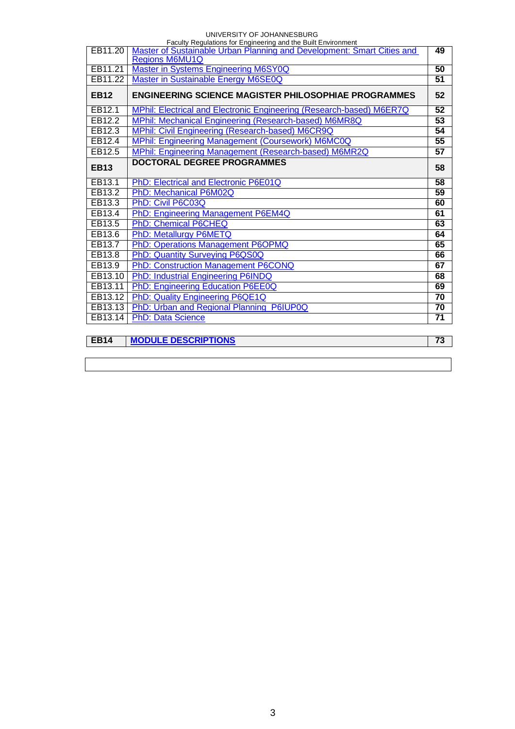| | | |
|---|---|---|
| EB11.20 | Master of Sustainable Urban Planning and Development: Smart Cities and Regions M6MU1Q | **49** |
| EB11.21 | Master in Systems Engineering M6SY0Q | **50** |
| EB11.22 | Master in Sustainable Energy M6SE0Q | **51** |
| **EB12** | **ENGINEERING SCIENCE MAGISTER PHILOSOPHIAE PROGRAMMES** | **52** |
| EB12.1 | MPhil: Electrical and Electronic Engineering (Research-based) M6ER7Q | **52** |
| EB12.2 | MPhil: Mechanical Engineering (Research-based) M6MR8Q | **53** |
| EB12.3 | MPhil: Civil Engineering (Research-based) M6CR9Q | **54** |
| EB12.4 | MPhil: Engineering Management (Coursework) M6MC0Q | **55** |
| EB12.5 | MPhil: Engineering Management (Research-based) M6MR2Q | **57** |
| **EB13** | **DOCTORAL DEGREE PROGRAMMES** | **58** |
| EB13.1 | PhD: Electrical and Electronic P6E01Q | **58** |
| EB13.2 | PhD: Mechanical P6M02Q | **59** |
| EB13.3 | PhD: Civil P6C03Q | **60** |
| EB13.4 | PhD: Engineering Management P6EM4Q | **61** |
| EB13.5 | PhD: Chemical P6CHEQ | **63** |
| EB13.6 | PhD: Metallurgy P6METQ | **64** |
| EB13.7 | PhD: Operations Management P6OPMQ | **65** |
| EB13.8 | PhD: Quantity Surveying P6QS0Q | **66** |
| EB13.9 | PhD: Construction Management P6CONQ | **67** |
| EB13.10 | PhD: Industrial Engineering P6INDQ | **68** |
| EB13.11 | PhD: Engineering Education P6EE0Q | **69** |
| EB13.12 | PhD: Quality Engineering P6QE1Q | **70** |
| EB13.13 | PhD: Urban and Regional Planning P6IUP0Q | **70** |
| EB13.14 | PhD: Data Science | **71** |

| | | |
|---|---|---|
| **EB14** | **MODULE DESCRIPTIONS** | **73** |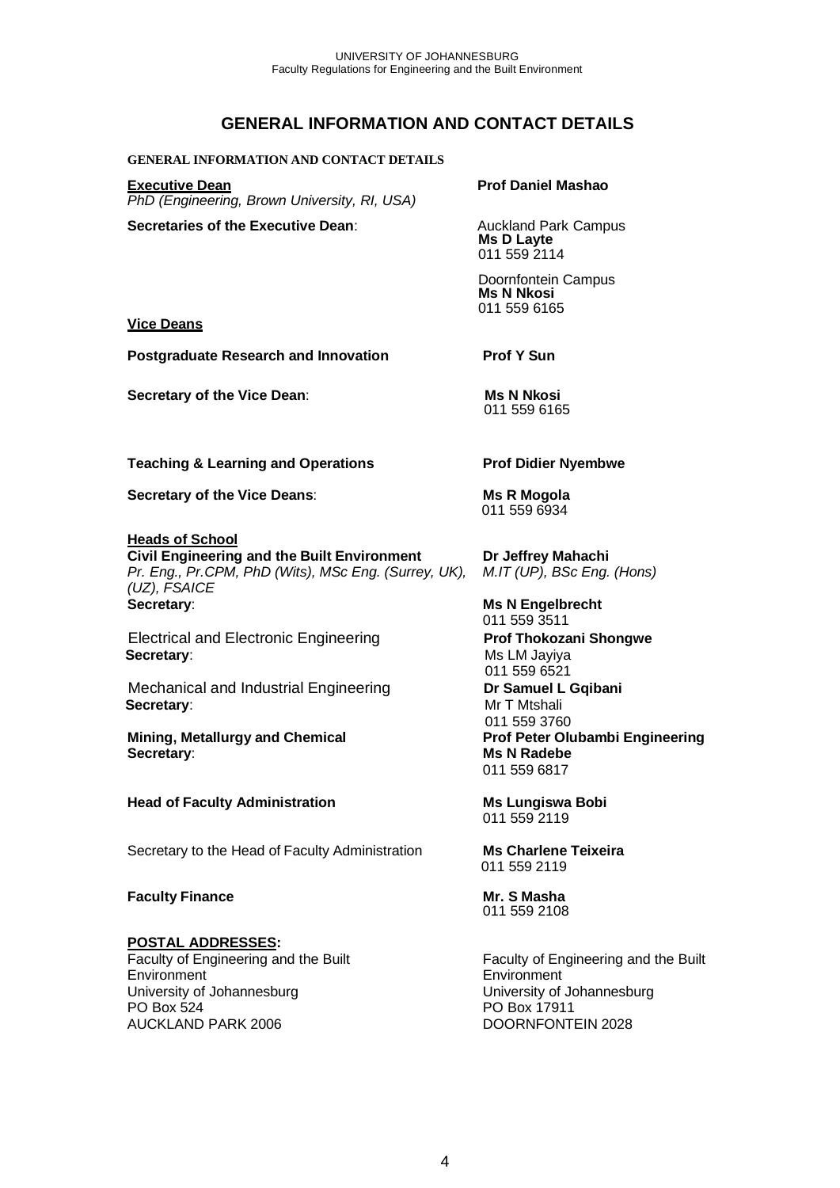# GENERAL INFORMATION AND CONTACT DETAILS

**GENERAL INFORMATION AND CONTACT DETAILS**

**Executive Dean** — **Prof Daniel Mashao**
*PhD (Engineering, Brown University, RI, USA)*

**Secretaries of the Executive Dean**:

Auckland Park Campus
**Ms D Layte**
011 559 2114

Doornfontein Campus
**Ms N Nkosi**
011 559 6165

**Vice Deans**

**Postgraduate Research and Innovation** — **Prof Y Sun**

**Secretary of the Vice Dean**: **Ms N Nkosi**
011 559 6165

**Teaching & Learning and Operations** — **Prof Didier Nyembwe**

**Secretary of the Vice Deans**: **Ms R Mogola**
011 559 6934

**Heads of School**

**Civil Engineering and the Built Environment** — **Dr Jeffrey Mahachi**
*Pr. Eng., Pr.CPM, PhD (Wits), MSc Eng. (Surrey, UK), M.IT (UP), BSc Eng. (Hons) (UZ), FSAICE*
**Secretary**: **Ms N Engelbrecht**
011 559 3511

Electrical and Electronic Engineering — **Prof Thokozani Shongwe**
**Secretary**: Ms LM Jayiya
011 559 6521

Mechanical and Industrial Engineering — **Dr Samuel L Gqibani**
**Secretary**: Mr T Mtshali
011 559 3760

**Mining, Metallurgy and Chemical Engineering** — **Prof Peter Olubambi**
**Secretary**: **Ms N Radebe**
011 559 6817

**Head of Faculty Administration** — **Ms Lungiswa Bobi**
011 559 2119

Secretary to the Head of Faculty Administration — **Ms Charlene Teixeira**
011 559 2119

**Faculty Finance** — **Mr. S Masha**
011 559 2108

**POSTAL ADDRESSES:**

Faculty of Engineering and the Built Environment
University of Johannesburg
PO Box 524
AUCKLAND PARK 2006

Faculty of Engineering and the Built Environment
University of Johannesburg
PO Box 17911
DOORNFONTEIN 2028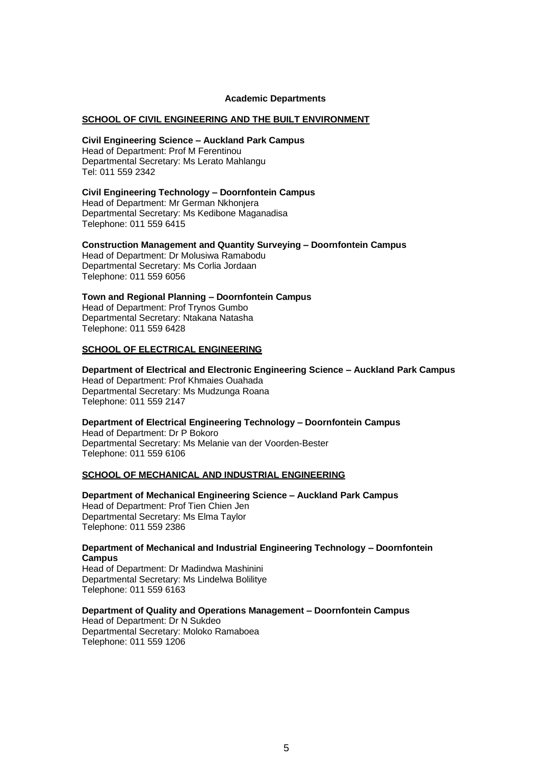## Academic Departments

### SCHOOL OF CIVIL ENGINEERING AND THE BUILT ENVIRONMENT

**Civil Engineering Science – Auckland Park Campus**
Head of Department: Prof M Ferentinou
Departmental Secretary: Ms Lerato Mahlangu
Tel: 011 559 2342

**Civil Engineering Technology – Doornfontein Campus**
Head of Department: Mr German Nkhonjera
Departmental Secretary: Ms Kedibone Maganadisa
Telephone: 011 559 6415

**Construction Management and Quantity Surveying – Doornfontein Campus**
Head of Department: Dr Molusiwa Ramabodu
Departmental Secretary: Ms Corlia Jordaan
Telephone: 011 559 6056

**Town and Regional Planning – Doornfontein Campus**
Head of Department: Prof Trynos Gumbo
Departmental Secretary: Ntakana Natasha
Telephone: 011 559 6428

### SCHOOL OF ELECTRICAL ENGINEERING

**Department of Electrical and Electronic Engineering Science – Auckland Park Campus**
Head of Department: Prof Khmaies Ouahada
Departmental Secretary: Ms Mudzunga Roana
Telephone: 011 559 2147

**Department of Electrical Engineering Technology – Doornfontein Campus**
Head of Department: Dr P Bokoro
Departmental Secretary: Ms Melanie van der Voorden-Bester
Telephone: 011 559 6106

### SCHOOL OF MECHANICAL AND INDUSTRIAL ENGINEERING

**Department of Mechanical Engineering Science – Auckland Park Campus**
Head of Department: Prof Tien Chien Jen
Departmental Secretary: Ms Elma Taylor
Telephone: 011 559 2386

**Department of Mechanical and Industrial Engineering Technology – Doornfontein Campus**
Head of Department: Dr Madindwa Mashinini
Departmental Secretary: Ms Lindelwa Bolilitye
Telephone: 011 559 6163

**Department of Quality and Operations Management – Doornfontein Campus**
Head of Department: Dr N Sukdeo
Departmental Secretary: Moloko Ramaboea
Telephone: 011 559 1206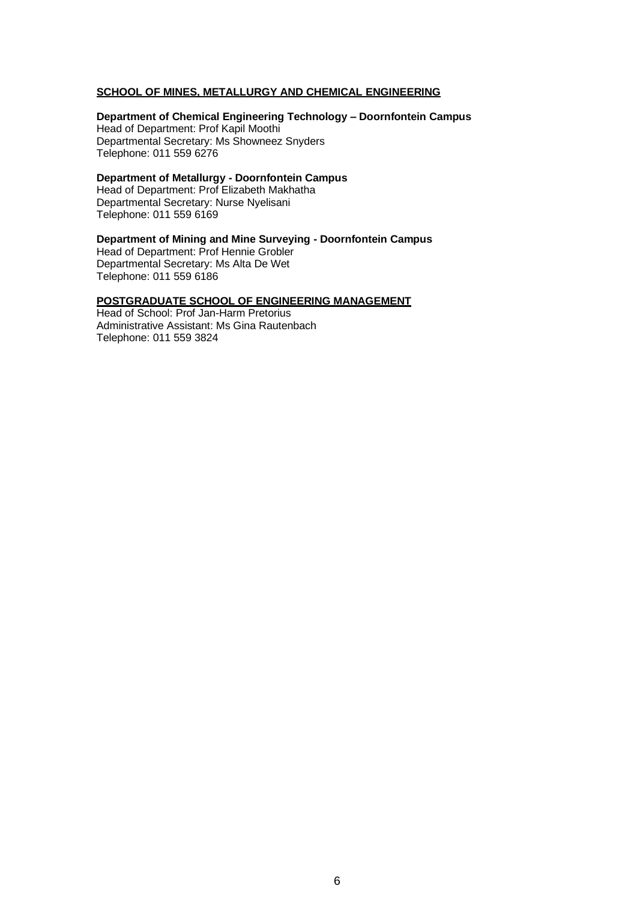## SCHOOL OF MINES, METALLURGY AND CHEMICAL ENGINEERING

**Department of Chemical Engineering Technology – Doornfontein Campus**
Head of Department: Prof Kapil Moothi
Departmental Secretary: Ms Showneez Snyders
Telephone: 011 559 6276

**Department of Metallurgy - Doornfontein Campus**
Head of Department: Prof Elizabeth Makhatha
Departmental Secretary: Nurse Nyelisani
Telephone: 011 559 6169

**Department of Mining and Mine Surveying - Doornfontein Campus**
Head of Department: Prof Hennie Grobler
Departmental Secretary: Ms Alta De Wet
Telephone: 011 559 6186

## POSTGRADUATE SCHOOL OF ENGINEERING MANAGEMENT

Head of School: Prof Jan-Harm Pretorius
Administrative Assistant: Ms Gina Rautenbach
Telephone: 011 559 3824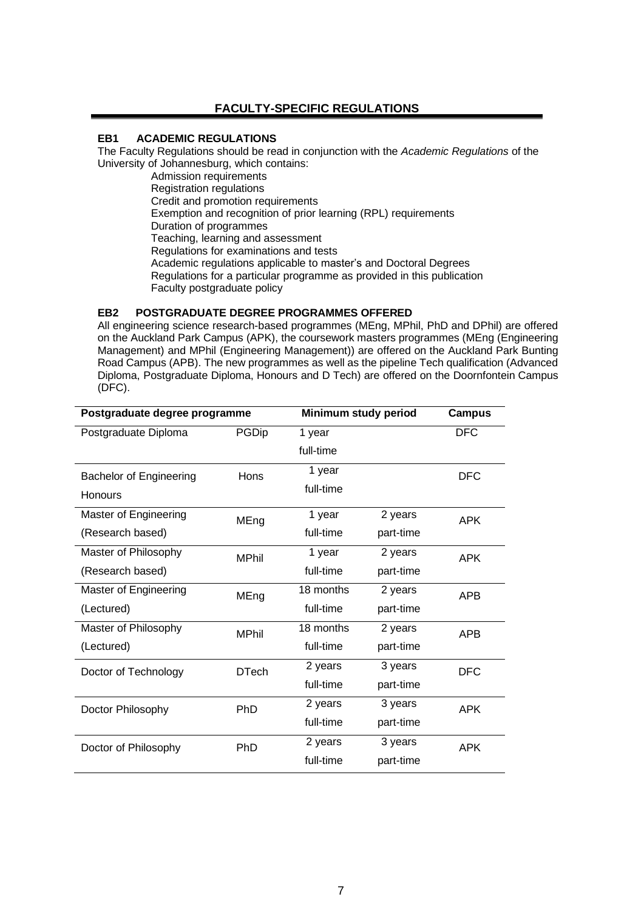## FACULTY-SPECIFIC REGULATIONS

### EB1 ACADEMIC REGULATIONS

The Faculty Regulations should be read in conjunction with the *Academic Regulations* of the University of Johannesburg, which contains:

- Admission requirements
- Registration regulations
- Credit and promotion requirements
- Exemption and recognition of prior learning (RPL) requirements
- Duration of programmes
- Teaching, learning and assessment
- Regulations for examinations and tests
- Academic regulations applicable to master's and Doctoral Degrees
- Regulations for a particular programme as provided in this publication
- Faculty postgraduate policy

### EB2 POSTGRADUATE DEGREE PROGRAMMES OFFERED

All engineering science research-based programmes (MEng, MPhil, PhD and DPhil) are offered on the Auckland Park Campus (APK), the coursework masters programmes (MEng (Engineering Management) and MPhil (Engineering Management)) are offered on the Auckland Park Bunting Road Campus (APB). The new programmes as well as the pipeline Tech qualification (Advanced Diploma, Postgraduate Diploma, Honours and D Tech) are offered on the Doornfontein Campus (DFC).

| Postgraduate degree programme | | Minimum study period | | Campus |
|---|---|---|---|---|
| Postgraduate Diploma | PGDip | 1 year full-time | | DFC |
| Bachelor of Engineering Honours | Hons | 1 year full-time | | DFC |
| Master of Engineering (Research based) | MEng | 1 year full-time | 2 years part-time | APK |
| Master of Philosophy (Research based) | MPhil | 1 year full-time | 2 years part-time | APK |
| Master of Engineering (Lectured) | MEng | 18 months full-time | 2 years part-time | APB |
| Master of Philosophy (Lectured) | MPhil | 18 months full-time | 2 years part-time | APB |
| Doctor of Technology | DTech | 2 years full-time | 3 years part-time | DFC |
| Doctor Philosophy | PhD | 2 years full-time | 3 years part-time | APK |
| Doctor of Philosophy | PhD | 2 years full-time | 3 years part-time | APK |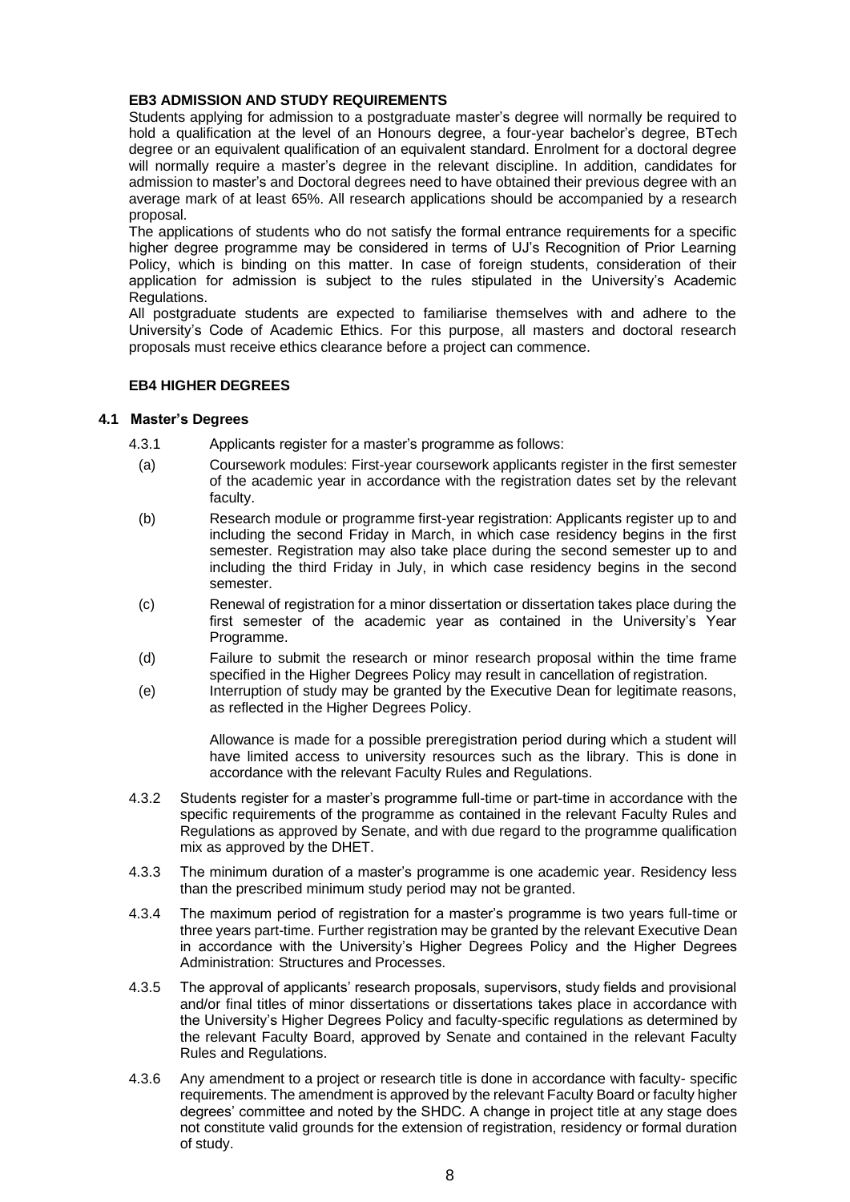### EB3 ADMISSION AND STUDY REQUIREMENTS

Students applying for admission to a postgraduate master's degree will normally be required to hold a qualification at the level of an Honours degree, a four-year bachelor's degree, BTech degree or an equivalent qualification of an equivalent standard. Enrolment for a doctoral degree will normally require a master's degree in the relevant discipline. In addition, candidates for admission to master's and Doctoral degrees need to have obtained their previous degree with an average mark of at least 65%. All research applications should be accompanied by a research proposal.

The applications of students who do not satisfy the formal entrance requirements for a specific higher degree programme may be considered in terms of UJ's Recognition of Prior Learning Policy, which is binding on this matter. In case of foreign students, consideration of their application for admission is subject to the rules stipulated in the University's Academic Regulations.

All postgraduate students are expected to familiarise themselves with and adhere to the University's Code of Academic Ethics. For this purpose, all masters and doctoral research proposals must receive ethics clearance before a project can commence.

### EB4 HIGHER DEGREES

#### 4.1 Master's Degrees

4.3.1 Applicants register for a master's programme as follows:

(a) Coursework modules: First-year coursework applicants register in the first semester of the academic year in accordance with the registration dates set by the relevant faculty.

(b) Research module or programme first-year registration: Applicants register up to and including the second Friday in March, in which case residency begins in the first semester. Registration may also take place during the second semester up to and including the third Friday in July, in which case residency begins in the second semester.

(c) Renewal of registration for a minor dissertation or dissertation takes place during the first semester of the academic year as contained in the University's Year Programme.

(d) Failure to submit the research or minor research proposal within the time frame specified in the Higher Degrees Policy may result in cancellation of registration.

(e) Interruption of study may be granted by the Executive Dean for legitimate reasons, as reflected in the Higher Degrees Policy.

Allowance is made for a possible preregistration period during which a student will have limited access to university resources such as the library. This is done in accordance with the relevant Faculty Rules and Regulations.

4.3.2 Students register for a master's programme full-time or part-time in accordance with the specific requirements of the programme as contained in the relevant Faculty Rules and Regulations as approved by Senate, and with due regard to the programme qualification mix as approved by the DHET.

4.3.3 The minimum duration of a master's programme is one academic year. Residency less than the prescribed minimum study period may not be granted.

4.3.4 The maximum period of registration for a master's programme is two years full-time or three years part-time. Further registration may be granted by the relevant Executive Dean in accordance with the University's Higher Degrees Policy and the Higher Degrees Administration: Structures and Processes.

4.3.5 The approval of applicants' research proposals, supervisors, study fields and provisional and/or final titles of minor dissertations or dissertations takes place in accordance with the University's Higher Degrees Policy and faculty-specific regulations as determined by the relevant Faculty Board, approved by Senate and contained in the relevant Faculty Rules and Regulations.

4.3.6 Any amendment to a project or research title is done in accordance with faculty- specific requirements. The amendment is approved by the relevant Faculty Board or faculty higher degrees' committee and noted by the SHDC. A change in project title at any stage does not constitute valid grounds for the extension of registration, residency or formal duration of study.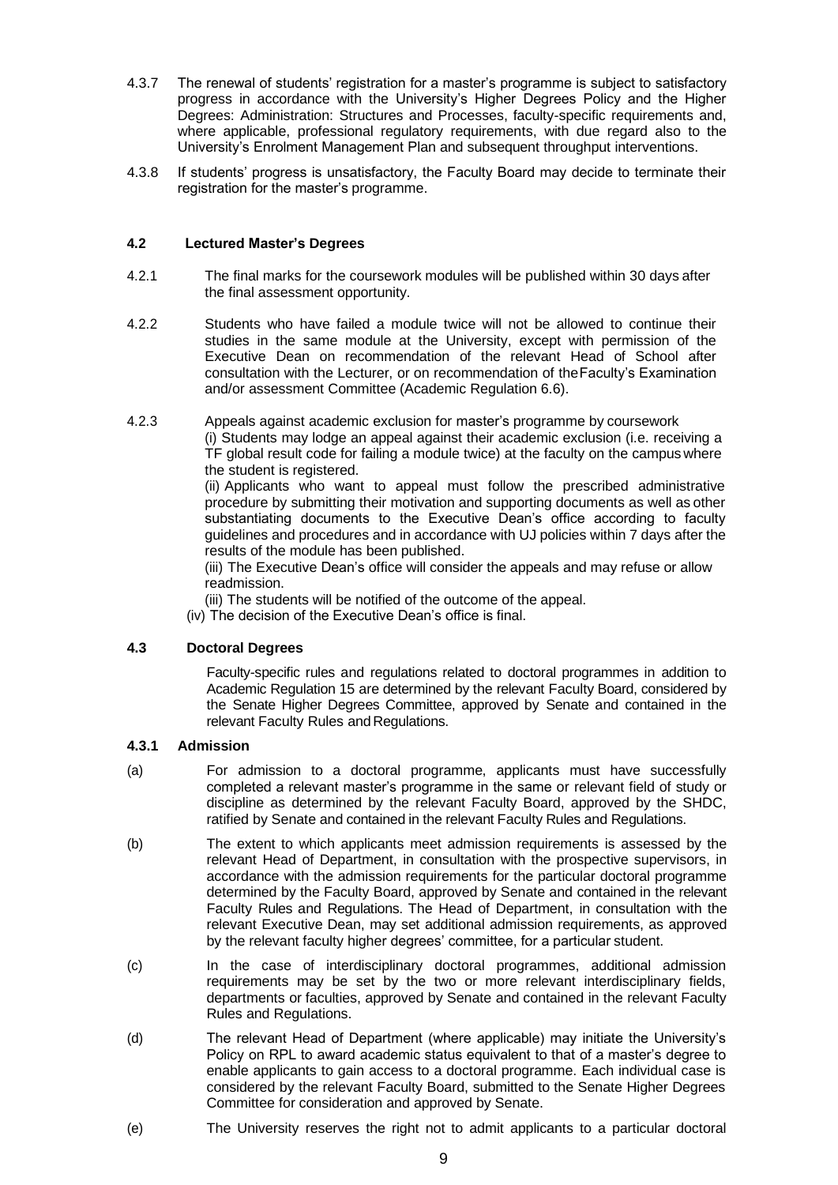4.3.7 The renewal of students' registration for a master's programme is subject to satisfactory progress in accordance with the University's Higher Degrees Policy and the Higher Degrees: Administration: Structures and Processes, faculty-specific requirements and, where applicable, professional regulatory requirements, with due regard also to the University's Enrolment Management Plan and subsequent throughput interventions.

4.3.8 If students' progress is unsatisfactory, the Faculty Board may decide to terminate their registration for the master's programme.

#### 4.2 Lectured Master's Degrees

4.2.1 The final marks for the coursework modules will be published within 30 days after the final assessment opportunity.

4.2.2 Students who have failed a module twice will not be allowed to continue their studies in the same module at the University, except with permission of the Executive Dean on recommendation of the relevant Head of School after consultation with the Lecturer, or on recommendation of theFaculty's Examination and/or assessment Committee (Academic Regulation 6.6).

4.2.3 Appeals against academic exclusion for master's programme by coursework

(i) Students may lodge an appeal against their academic exclusion (i.e. receiving a TF global result code for failing a module twice) at the faculty on the campus where the student is registered.

(ii) Applicants who want to appeal must follow the prescribed administrative procedure by submitting their motivation and supporting documents as well as other substantiating documents to the Executive Dean's office according to faculty guidelines and procedures and in accordance with UJ policies within 7 days after the results of the module has been published.

(iii) The Executive Dean's office will consider the appeals and may refuse or allow readmission.

(iii) The students will be notified of the outcome of the appeal.

(iv) The decision of the Executive Dean's office is final.

#### 4.3 Doctoral Degrees

Faculty-specific rules and regulations related to doctoral programmes in addition to Academic Regulation 15 are determined by the relevant Faculty Board, considered by the Senate Higher Degrees Committee, approved by Senate and contained in the relevant Faculty Rules and Regulations.

#### 4.3.1 Admission

(a) For admission to a doctoral programme, applicants must have successfully completed a relevant master's programme in the same or relevant field of study or discipline as determined by the relevant Faculty Board, approved by the SHDC, ratified by Senate and contained in the relevant Faculty Rules and Regulations.

(b) The extent to which applicants meet admission requirements is assessed by the relevant Head of Department, in consultation with the prospective supervisors, in accordance with the admission requirements for the particular doctoral programme determined by the Faculty Board, approved by Senate and contained in the relevant Faculty Rules and Regulations. The Head of Department, in consultation with the relevant Executive Dean, may set additional admission requirements, as approved by the relevant faculty higher degrees' committee, for a particular student.

(c) In the case of interdisciplinary doctoral programmes, additional admission requirements may be set by the two or more relevant interdisciplinary fields, departments or faculties, approved by Senate and contained in the relevant Faculty Rules and Regulations.

(d) The relevant Head of Department (where applicable) may initiate the University's Policy on RPL to award academic status equivalent to that of a master's degree to enable applicants to gain access to a doctoral programme. Each individual case is considered by the relevant Faculty Board, submitted to the Senate Higher Degrees Committee for consideration and approved by Senate.

(e) The University reserves the right not to admit applicants to a particular doctoral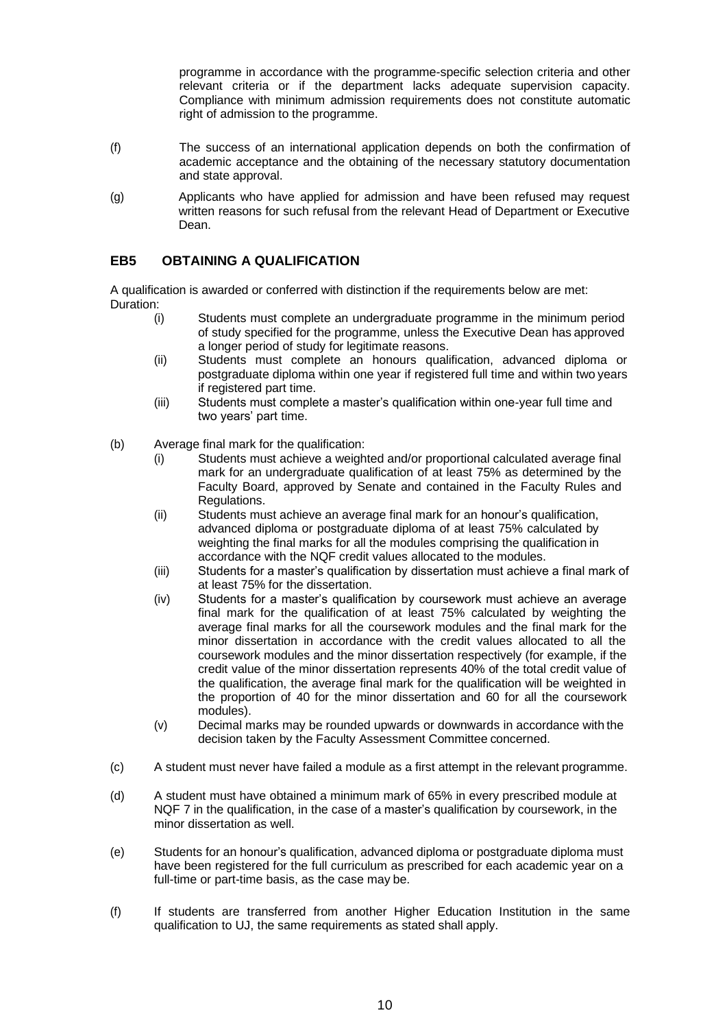programme in accordance with the programme-specific selection criteria and other relevant criteria or if the department lacks adequate supervision capacity. Compliance with minimum admission requirements does not constitute automatic right of admission to the programme.

(f) The success of an international application depends on both the confirmation of academic acceptance and the obtaining of the necessary statutory documentation and state approval.

(g) Applicants who have applied for admission and have been refused may request written reasons for such refusal from the relevant Head of Department or Executive Dean.

## EB5 OBTAINING A QUALIFICATION

A qualification is awarded or conferred with distinction if the requirements below are met:
Duration:

- (i) Students must complete an undergraduate programme in the minimum period of study specified for the programme, unless the Executive Dean has approved a longer period of study for legitimate reasons.
- (ii) Students must complete an honours qualification, advanced diploma or postgraduate diploma within one year if registered full time and within two years if registered part time.
- (iii) Students must complete a master's qualification within one-year full time and two years' part time.

(b) Average final mark for the qualification:

- (i) Students must achieve a weighted and/or proportional calculated average final mark for an undergraduate qualification of at least 75% as determined by the Faculty Board, approved by Senate and contained in the Faculty Rules and Regulations.
- (ii) Students must achieve an average final mark for an honour's qualification, advanced diploma or postgraduate diploma of at least 75% calculated by weighting the final marks for all the modules comprising the qualification in accordance with the NQF credit values allocated to the modules.
- (iii) Students for a master's qualification by dissertation must achieve a final mark of at least 75% for the dissertation.
- (iv) Students for a master's qualification by coursework must achieve an average final mark for the qualification of at least 75% calculated by weighting the average final marks for all the coursework modules and the final mark for the minor dissertation in accordance with the credit values allocated to all the coursework modules and the minor dissertation respectively (for example, if the credit value of the minor dissertation represents 40% of the total credit value of the qualification, the average final mark for the qualification will be weighted in the proportion of 40 for the minor dissertation and 60 for all the coursework modules).
- (v) Decimal marks may be rounded upwards or downwards in accordance with the decision taken by the Faculty Assessment Committee concerned.

(c) A student must never have failed a module as a first attempt in the relevant programme.

(d) A student must have obtained a minimum mark of 65% in every prescribed module at NQF 7 in the qualification, in the case of a master's qualification by coursework, in the minor dissertation as well.

(e) Students for an honour's qualification, advanced diploma or postgraduate diploma must have been registered for the full curriculum as prescribed for each academic year on a full-time or part-time basis, as the case may be.

(f) If students are transferred from another Higher Education Institution in the same qualification to UJ, the same requirements as stated shall apply.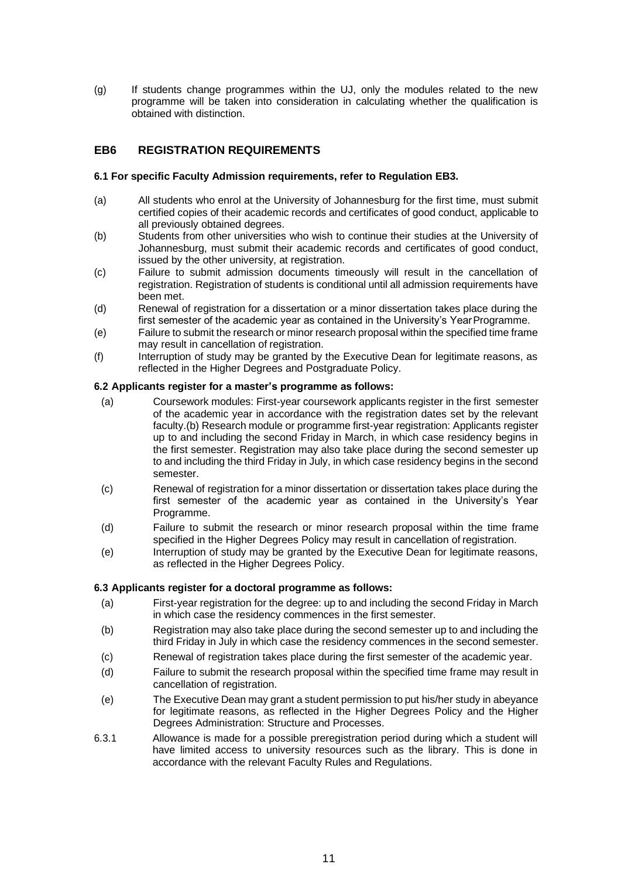(g) If students change programmes within the UJ, only the modules related to the new programme will be taken into consideration in calculating whether the qualification is obtained with distinction.

## EB6 REGISTRATION REQUIREMENTS

**6.1 For specific Faculty Admission requirements, refer to Regulation EB3.**

(a) All students who enrol at the University of Johannesburg for the first time, must submit certified copies of their academic records and certificates of good conduct, applicable to all previously obtained degrees.

(b) Students from other universities who wish to continue their studies at the University of Johannesburg, must submit their academic records and certificates of good conduct, issued by the other university, at registration.

(c) Failure to submit admission documents timeously will result in the cancellation of registration. Registration of students is conditional until all admission requirements have been met.

(d) Renewal of registration for a dissertation or a minor dissertation takes place during the first semester of the academic year as contained in the University's Year Programme.

(e) Failure to submit the research or minor research proposal within the specified time frame may result in cancellation of registration.

(f) Interruption of study may be granted by the Executive Dean for legitimate reasons, as reflected in the Higher Degrees and Postgraduate Policy.

**6.2 Applicants register for a master's programme as follows:**

(a) Coursework modules: First-year coursework applicants register in the first semester of the academic year in accordance with the registration dates set by the relevant faculty.(b) Research module or programme first-year registration: Applicants register up to and including the second Friday in March, in which case residency begins in the first semester. Registration may also take place during the second semester up to and including the third Friday in July, in which case residency begins in the second semester.

(c) Renewal of registration for a minor dissertation or dissertation takes place during the first semester of the academic year as contained in the University's Year Programme.

(d) Failure to submit the research or minor research proposal within the time frame specified in the Higher Degrees Policy may result in cancellation of registration.

(e) Interruption of study may be granted by the Executive Dean for legitimate reasons, as reflected in the Higher Degrees Policy.

**6.3 Applicants register for a doctoral programme as follows:**

(a) First-year registration for the degree: up to and including the second Friday in March in which case the residency commences in the first semester.

(b) Registration may also take place during the second semester up to and including the third Friday in July in which case the residency commences in the second semester.

(c) Renewal of registration takes place during the first semester of the academic year.

(d) Failure to submit the research proposal within the specified time frame may result in cancellation of registration.

(e) The Executive Dean may grant a student permission to put his/her study in abeyance for legitimate reasons, as reflected in the Higher Degrees Policy and the Higher Degrees Administration: Structure and Processes.

6.3.1 Allowance is made for a possible preregistration period during which a student will have limited access to university resources such as the library. This is done in accordance with the relevant Faculty Rules and Regulations.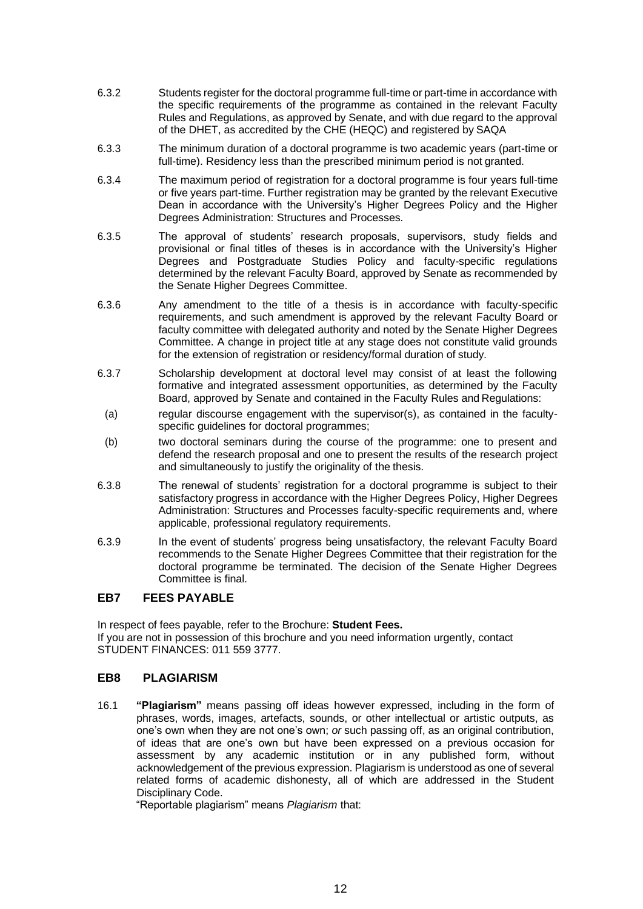6.3.2 Students register for the doctoral programme full-time or part-time in accordance with the specific requirements of the programme as contained in the relevant Faculty Rules and Regulations, as approved by Senate, and with due regard to the approval of the DHET, as accredited by the CHE (HEQC) and registered by SAQA

6.3.3 The minimum duration of a doctoral programme is two academic years (part-time or full-time). Residency less than the prescribed minimum period is not granted.

6.3.4 The maximum period of registration for a doctoral programme is four years full-time or five years part-time. Further registration may be granted by the relevant Executive Dean in accordance with the University's Higher Degrees Policy and the Higher Degrees Administration: Structures and Processes.

6.3.5 The approval of students' research proposals, supervisors, study fields and provisional or final titles of theses is in accordance with the University's Higher Degrees and Postgraduate Studies Policy and faculty-specific regulations determined by the relevant Faculty Board, approved by Senate as recommended by the Senate Higher Degrees Committee.

6.3.6 Any amendment to the title of a thesis is in accordance with faculty-specific requirements, and such amendment is approved by the relevant Faculty Board or faculty committee with delegated authority and noted by the Senate Higher Degrees Committee. A change in project title at any stage does not constitute valid grounds for the extension of registration or residency/formal duration of study.

6.3.7 Scholarship development at doctoral level may consist of at least the following formative and integrated assessment opportunities, as determined by the Faculty Board, approved by Senate and contained in the Faculty Rules and Regulations:

(a) regular discourse engagement with the supervisor(s), as contained in the faculty-specific guidelines for doctoral programmes;

(b) two doctoral seminars during the course of the programme: one to present and defend the research proposal and one to present the results of the research project and simultaneously to justify the originality of the thesis.

6.3.8 The renewal of students' registration for a doctoral programme is subject to their satisfactory progress in accordance with the Higher Degrees Policy, Higher Degrees Administration: Structures and Processes faculty-specific requirements and, where applicable, professional regulatory requirements.

6.3.9 In the event of students' progress being unsatisfactory, the relevant Faculty Board recommends to the Senate Higher Degrees Committee that their registration for the doctoral programme be terminated. The decision of the Senate Higher Degrees Committee is final.

## EB7 FEES PAYABLE

In respect of fees payable, refer to the Brochure: **Student Fees.**
If you are not in possession of this brochure and you need information urgently, contact STUDENT FINANCES: 011 559 3777.

## EB8 PLAGIARISM

16.1 **"Plagiarism"** means passing off ideas however expressed, including in the form of phrases, words, images, artefacts, sounds, or other intellectual or artistic outputs, as one's own when they are not one's own; *or* such passing off, as an original contribution, of ideas that are one's own but have been expressed on a previous occasion for assessment by any academic institution or in any published form, without acknowledgement of the previous expression. Plagiarism is understood as one of several related forms of academic dishonesty, all of which are addressed in the Student Disciplinary Code.

"Reportable plagiarism" means *Plagiarism* that: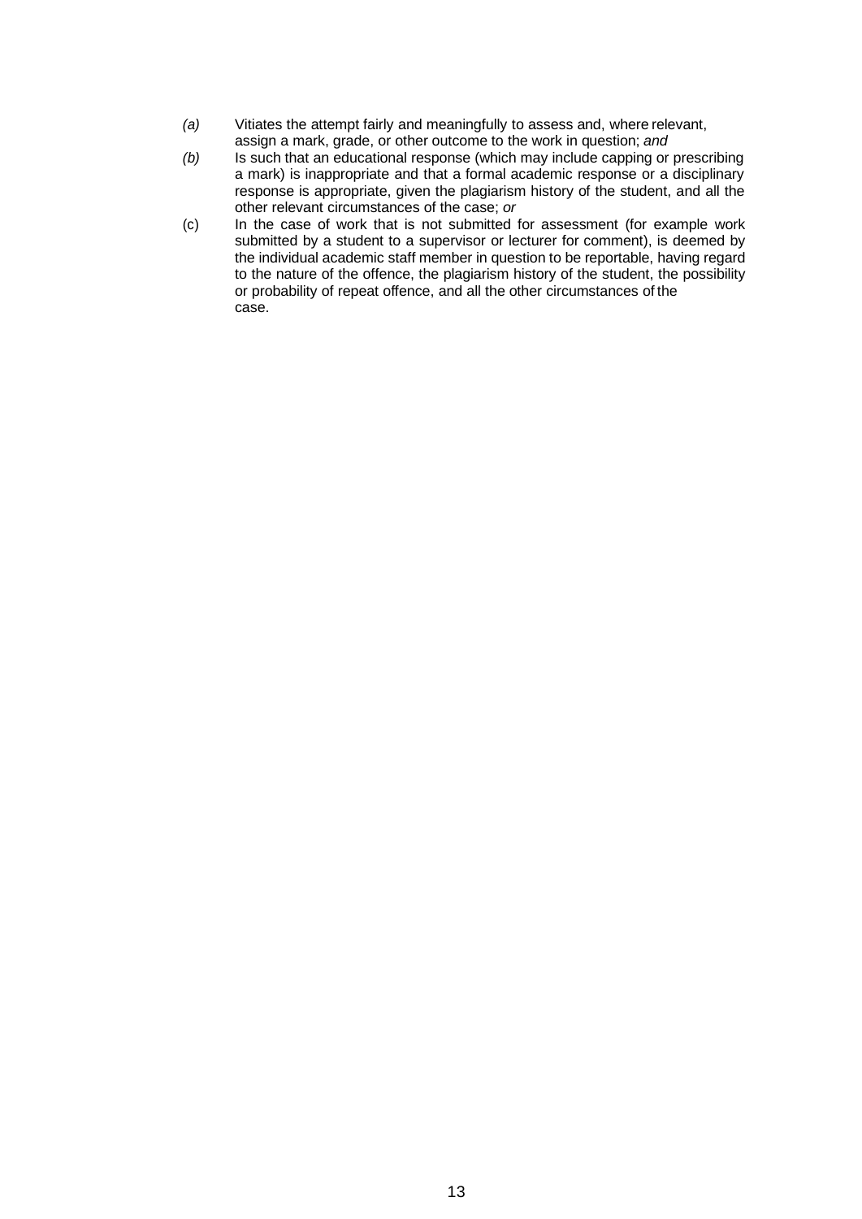*(a)* Vitiates the attempt fairly and meaningfully to assess and, where relevant, assign a mark, grade, or other outcome to the work in question; *and*

*(b)* Is such that an educational response (which may include capping or prescribing a mark) is inappropriate and that a formal academic response or a disciplinary response is appropriate, given the plagiarism history of the student, and all the other relevant circumstances of the case; *or*

(c) In the case of work that is not submitted for assessment (for example work submitted by a student to a supervisor or lecturer for comment), is deemed by the individual academic staff member in question to be reportable, having regard to the nature of the offence, the plagiarism history of the student, the possibility or probability of repeat offence, and all the other circumstances of the case.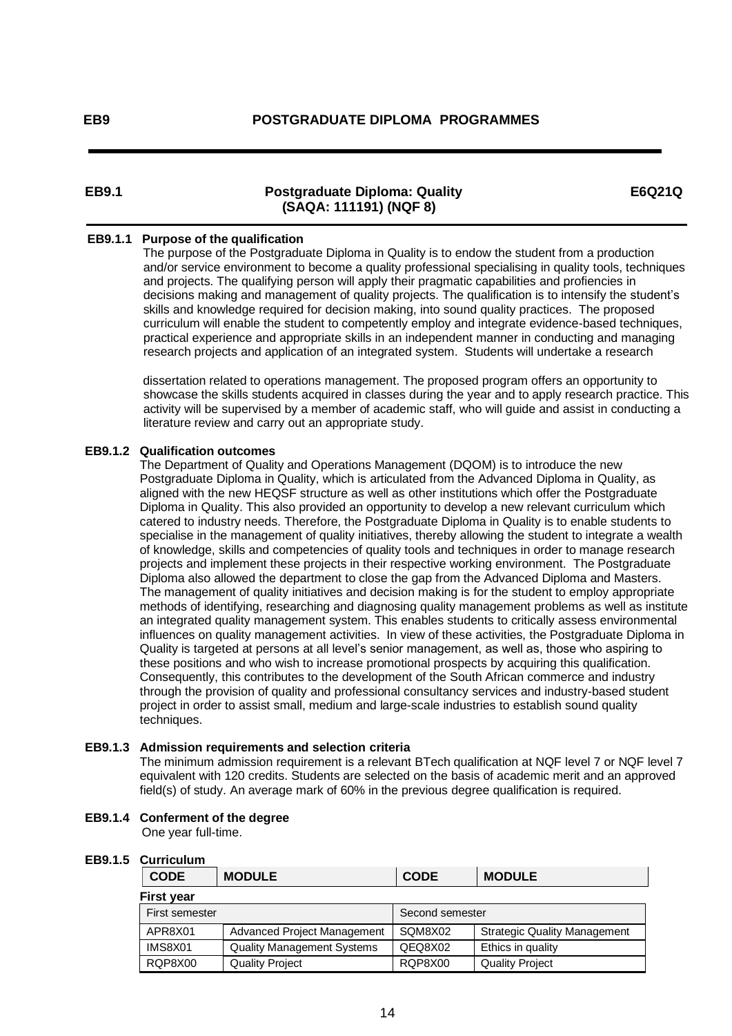# EB9 POSTGRADUATE DIPLOMA PROGRAMMES

## EB9.1 Postgraduate Diploma: Quality (SAQA: 111191) (NQF 8) E6Q21Q

### EB9.1.1 Purpose of the qualification

The purpose of the Postgraduate Diploma in Quality is to endow the student from a production and/or service environment to become a quality professional specialising in quality tools, techniques and projects. The qualifying person will apply their pragmatic capabilities and profiencies in decisions making and management of quality projects. The qualification is to intensify the student's skills and knowledge required for decision making, into sound quality practices. The proposed curriculum will enable the student to competently employ and integrate evidence-based techniques, practical experience and appropriate skills in an independent manner in conducting and managing research projects and application of an integrated system. Students will undertake a research

dissertation related to operations management. The proposed program offers an opportunity to showcase the skills students acquired in classes during the year and to apply research practice. This activity will be supervised by a member of academic staff, who will guide and assist in conducting a literature review and carry out an appropriate study.

### EB9.1.2 Qualification outcomes

The Department of Quality and Operations Management (DQOM) is to introduce the new Postgraduate Diploma in Quality, which is articulated from the Advanced Diploma in Quality, as aligned with the new HEQSF structure as well as other institutions which offer the Postgraduate Diploma in Quality. This also provided an opportunity to develop a new relevant curriculum which catered to industry needs. Therefore, the Postgraduate Diploma in Quality is to enable students to specialise in the management of quality initiatives, thereby allowing the student to integrate a wealth of knowledge, skills and competencies of quality tools and techniques in order to manage research projects and implement these projects in their respective working environment. The Postgraduate Diploma also allowed the department to close the gap from the Advanced Diploma and Masters. The management of quality initiatives and decision making is for the student to employ appropriate methods of identifying, researching and diagnosing quality management problems as well as institute an integrated quality management system. This enables students to critically assess environmental influences on quality management activities. In view of these activities, the Postgraduate Diploma in Quality is targeted at persons at all level's senior management, as well as, those who aspiring to these positions and who wish to increase promotional prospects by acquiring this qualification. Consequently, this contributes to the development of the South African commerce and industry through the provision of quality and professional consultancy services and industry-based student project in order to assist small, medium and large-scale industries to establish sound quality techniques.

### EB9.1.3 Admission requirements and selection criteria

The minimum admission requirement is a relevant BTech qualification at NQF level 7 or NQF level 7 equivalent with 120 credits. Students are selected on the basis of academic merit and an approved field(s) of study. An average mark of 60% in the previous degree qualification is required.

### EB9.1.4 Conferment of the degree

One year full-time.

### EB9.1.5 Curriculum

| CODE | MODULE | CODE | MODULE |
|---|---|---|---|
| **First year** | | | |
| First semester | | Second semester | |
| APR8X01 | Advanced Project Management | SQM8X02 | Strategic Quality Management |
| IMS8X01 | Quality Management Systems | QEQ8X02 | Ethics in quality |
| RQP8X00 | Quality Project | RQP8X00 | Quality Project |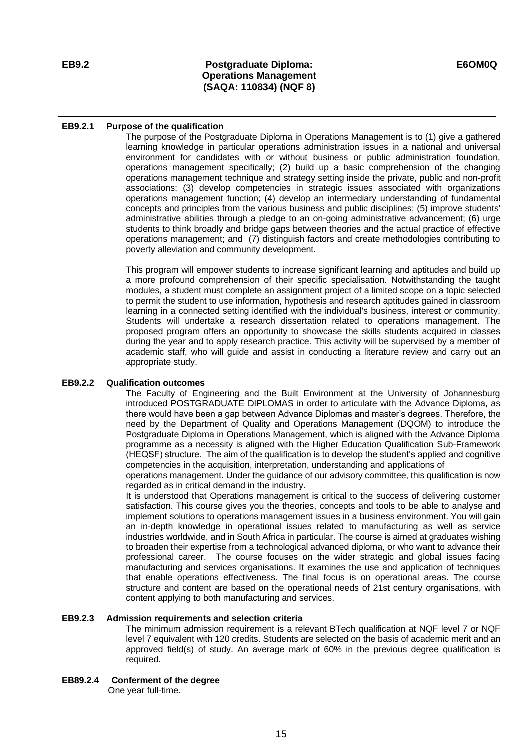**EB9.2** **Postgraduate Diploma: Operations Management (SAQA: 110834) (NQF 8)** **E6OM0Q**

---

## EB9.2.1 Purpose of the qualification

The purpose of the Postgraduate Diploma in Operations Management is to (1) give a gathered learning knowledge in particular operations administration issues in a national and universal environment for candidates with or without business or public administration foundation, operations management specifically; (2) build up a basic comprehension of the changing operations management technique and strategy setting inside the private, public and non-profit associations; (3) develop competencies in strategic issues associated with organizations operations management function; (4) develop an intermediary understanding of fundamental concepts and principles from the various business and public disciplines; (5) improve students' administrative abilities through a pledge to an on-going administrative advancement; (6) urge students to think broadly and bridge gaps between theories and the actual practice of effective operations management; and (7) distinguish factors and create methodologies contributing to poverty alleviation and community development.

This program will empower students to increase significant learning and aptitudes and build up a more profound comprehension of their specific specialisation. Notwithstanding the taught modules, a student must complete an assignment project of a limited scope on a topic selected to permit the student to use information, hypothesis and research aptitudes gained in classroom learning in a connected setting identified with the individual's business, interest or community. Students will undertake a research dissertation related to operations management. The proposed program offers an opportunity to showcase the skills students acquired in classes during the year and to apply research practice. This activity will be supervised by a member of academic staff, who will guide and assist in conducting a literature review and carry out an appropriate study.

## EB9.2.2 Qualification outcomes

The Faculty of Engineering and the Built Environment at the University of Johannesburg introduced POSTGRADUATE DIPLOMAS in order to articulate with the Advance Diploma, as there would have been a gap between Advance Diplomas and master's degrees. Therefore, the need by the Department of Quality and Operations Management (DQOM) to introduce the Postgraduate Diploma in Operations Management, which is aligned with the Advance Diploma programme as a necessity is aligned with the Higher Education Qualification Sub-Framework (HEQSF) structure. The aim of the qualification is to develop the student's applied and cognitive competencies in the acquisition, interpretation, understanding and applications of operations management. Under the guidance of our advisory committee, this qualification is now regarded as in critical demand in the industry.

It is understood that Operations management is critical to the success of delivering customer satisfaction. This course gives you the theories, concepts and tools to be able to analyse and implement solutions to operations management issues in a business environment. You will gain an in-depth knowledge in operational issues related to manufacturing as well as service industries worldwide, and in South Africa in particular. The course is aimed at graduates wishing to broaden their expertise from a technological advanced diploma, or who want to advance their professional career. The course focuses on the wider strategic and global issues facing manufacturing and services organisations. It examines the use and application of techniques that enable operations effectiveness. The final focus is on operational areas. The course structure and content are based on the operational needs of 21st century organisations, with content applying to both manufacturing and services.

## EB9.2.3 Admission requirements and selection criteria

The minimum admission requirement is a relevant BTech qualification at NQF level 7 or NQF level 7 equivalent with 120 credits. Students are selected on the basis of academic merit and an approved field(s) of study. An average mark of 60% in the previous degree qualification is required.

## EB89.2.4 Conferment of the degree

One year full-time.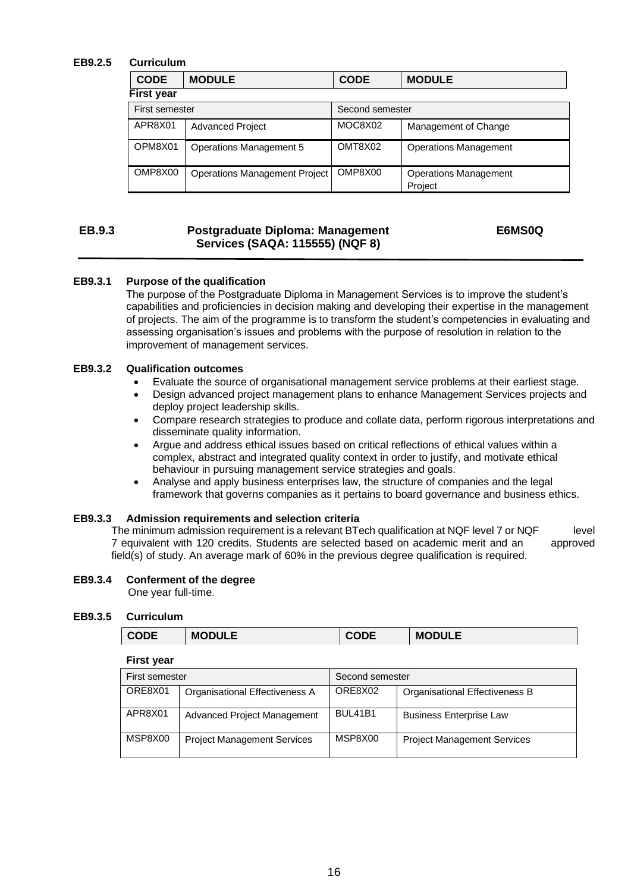#### EB9.2.5 Curriculum

| CODE | MODULE | CODE | MODULE |
|---|---|---|---|
| **First year** | | | |
| First semester | | Second semester | |
| APR8X01 | Advanced Project | MOC8X02 | Management of Change |
| OPM8X01 | Operations Management 5 | OMT8X02 | Operations Management |
| OMP8X00 | Operations Management Project | OMP8X00 | Operations Management Project |

## EB.9.3 Postgraduate Diploma: Management Services (SAQA: 115555) (NQF 8) E6MS0Q

#### EB9.3.1 Purpose of the qualification

The purpose of the Postgraduate Diploma in Management Services is to improve the student's capabilities and proficiencies in decision making and developing their expertise in the management of projects. The aim of the programme is to transform the student's competencies in evaluating and assessing organisation's issues and problems with the purpose of resolution in relation to the improvement of management services.

#### EB9.3.2 Qualification outcomes

- Evaluate the source of organisational management service problems at their earliest stage.
- Design advanced project management plans to enhance Management Services projects and deploy project leadership skills.
- Compare research strategies to produce and collate data, perform rigorous interpretations and disseminate quality information.
- Argue and address ethical issues based on critical reflections of ethical values within a complex, abstract and integrated quality context in order to justify, and motivate ethical behaviour in pursuing management service strategies and goals.
- Analyse and apply business enterprises law, the structure of companies and the legal framework that governs companies as it pertains to board governance and business ethics.

#### EB9.3.3 Admission requirements and selection criteria

The minimum admission requirement is a relevant BTech qualification at NQF level 7 or NQF level 7 equivalent with 120 credits. Students are selected based on academic merit and an approved field(s) of study. An average mark of 60% in the previous degree qualification is required.

#### EB9.3.4 Conferment of the degree

One year full-time.

#### EB9.3.5 Curriculum

| CODE | MODULE | CODE | MODULE |
|---|---|---|---|
| **First year** | | | |
| First semester | | Second semester | |
| ORE8X01 | Organisational Effectiveness A | ORE8X02 | Organisational Effectiveness B |
| APR8X01 | Advanced Project Management | BUL41B1 | Business Enterprise Law |
| MSP8X00 | Project Management Services | MSP8X00 | Project Management Services |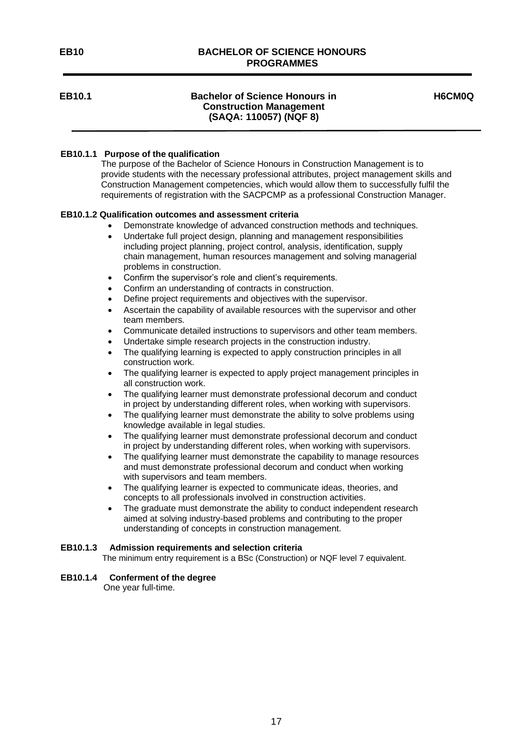# EB10 BACHELOR OF SCIENCE HONOURS PROGRAMMES

## EB10.1 Bachelor of Science Honours in Construction Management (SAQA: 110057) (NQF 8) H6CM0Q

### EB10.1.1 Purpose of the qualification

The purpose of the Bachelor of Science Honours in Construction Management is to provide students with the necessary professional attributes, project management skills and Construction Management competencies, which would allow them to successfully fulfil the requirements of registration with the SACPCMP as a professional Construction Manager.

### EB10.1.2 Qualification outcomes and assessment criteria

- Demonstrate knowledge of advanced construction methods and techniques.
- Undertake full project design, planning and management responsibilities including project planning, project control, analysis, identification, supply chain management, human resources management and solving managerial problems in construction.
- Confirm the supervisor's role and client's requirements.
- Confirm an understanding of contracts in construction.
- Define project requirements and objectives with the supervisor.
- Ascertain the capability of available resources with the supervisor and other team members.
- Communicate detailed instructions to supervisors and other team members.
- Undertake simple research projects in the construction industry.
- The qualifying learning is expected to apply construction principles in all construction work.
- The qualifying learner is expected to apply project management principles in all construction work.
- The qualifying learner must demonstrate professional decorum and conduct in project by understanding different roles, when working with supervisors.
- The qualifying learner must demonstrate the ability to solve problems using knowledge available in legal studies.
- The qualifying learner must demonstrate professional decorum and conduct in project by understanding different roles, when working with supervisors.
- The qualifying learner must demonstrate the capability to manage resources and must demonstrate professional decorum and conduct when working with supervisors and team members.
- The qualifying learner is expected to communicate ideas, theories, and concepts to all professionals involved in construction activities.
- The graduate must demonstrate the ability to conduct independent research aimed at solving industry-based problems and contributing to the proper understanding of concepts in construction management.

### EB10.1.3 Admission requirements and selection criteria

The minimum entry requirement is a BSc (Construction) or NQF level 7 equivalent.

### EB10.1.4 Conferment of the degree

One year full-time.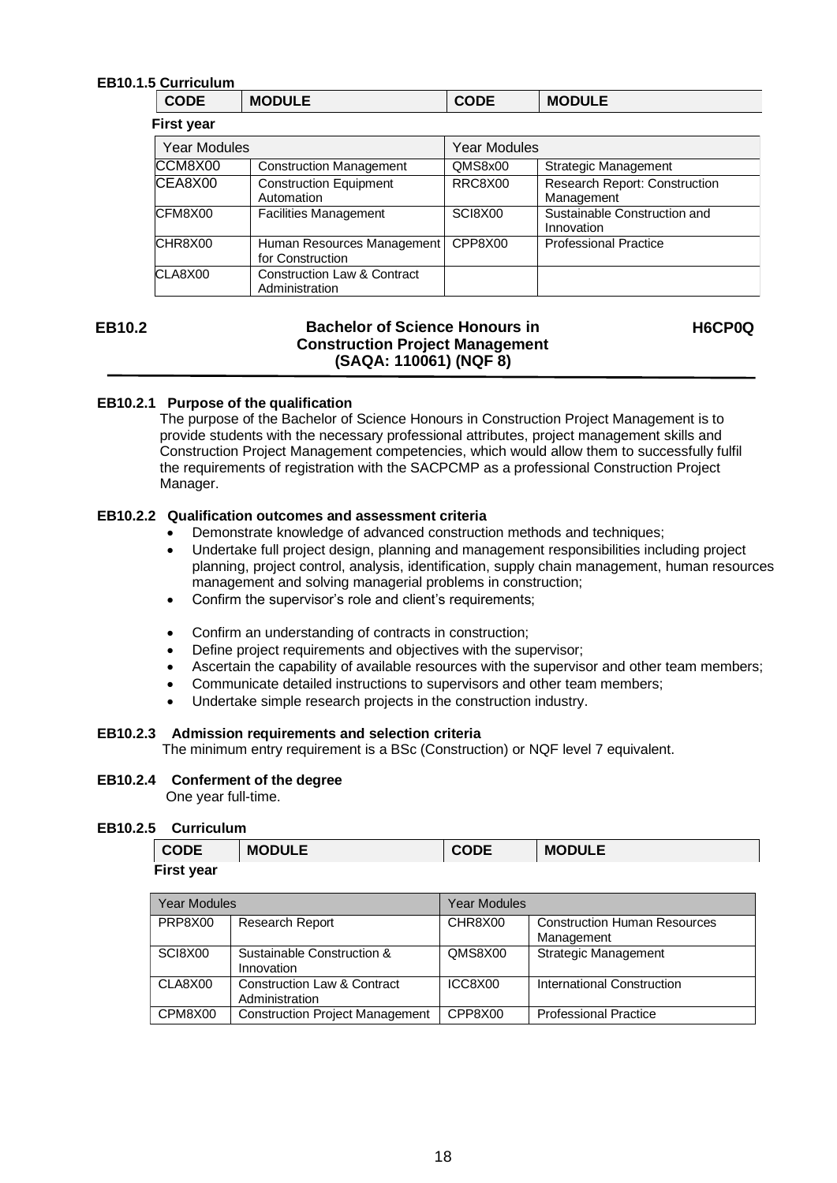**EB10.1.5 Curriculum**

| CODE | MODULE | CODE | MODULE |
|---|---|---|---|
| **First year** | | | |
| Year Modules | | Year Modules | |
| CCM8X00 | Construction Management | QMS8x00 | Strategic Management |
| CEA8X00 | Construction Equipment Automation | RRC8X00 | Research Report: Construction Management |
| CFM8X00 | Facilities Management | SCI8X00 | Sustainable Construction and Innovation |
| CHR8X00 | Human Resources Management for Construction | CPP8X00 | Professional Practice |
| CLA8X00 | Construction Law & Contract Administration | | |

## EB10.2 Bachelor of Science Honours in Construction Project Management (SAQA: 110061) (NQF 8) H6CP0Q

**EB10.2.1 Purpose of the qualification**

The purpose of the Bachelor of Science Honours in Construction Project Management is to provide students with the necessary professional attributes, project management skills and Construction Project Management competencies, which would allow them to successfully fulfil the requirements of registration with the SACPCMP as a professional Construction Project Manager.

**EB10.2.2 Qualification outcomes and assessment criteria**

- Demonstrate knowledge of advanced construction methods and techniques;
- Undertake full project design, planning and management responsibilities including project planning, project control, analysis, identification, supply chain management, human resources management and solving managerial problems in construction;
- Confirm the supervisor's role and client's requirements;
- Confirm an understanding of contracts in construction;
- Define project requirements and objectives with the supervisor;
- Ascertain the capability of available resources with the supervisor and other team members;
- Communicate detailed instructions to supervisors and other team members;
- Undertake simple research projects in the construction industry.

**EB10.2.3 Admission requirements and selection criteria**

The minimum entry requirement is a BSc (Construction) or NQF level 7 equivalent.

**EB10.2.4 Conferment of the degree**

One year full-time.

**EB10.2.5 Curriculum**

| CODE | MODULE | CODE | MODULE |
|---|---|---|---|
| **First year** | | | |
| Year Modules | | Year Modules | |
| PRP8X00 | Research Report | CHR8X00 | Construction Human Resources Management |
| SCI8X00 | Sustainable Construction & Innovation | QMS8X00 | Strategic Management |
| CLA8X00 | Construction Law & Contract Administration | ICC8X00 | International Construction |
| CPM8X00 | Construction Project Management | CPP8X00 | Professional Practice |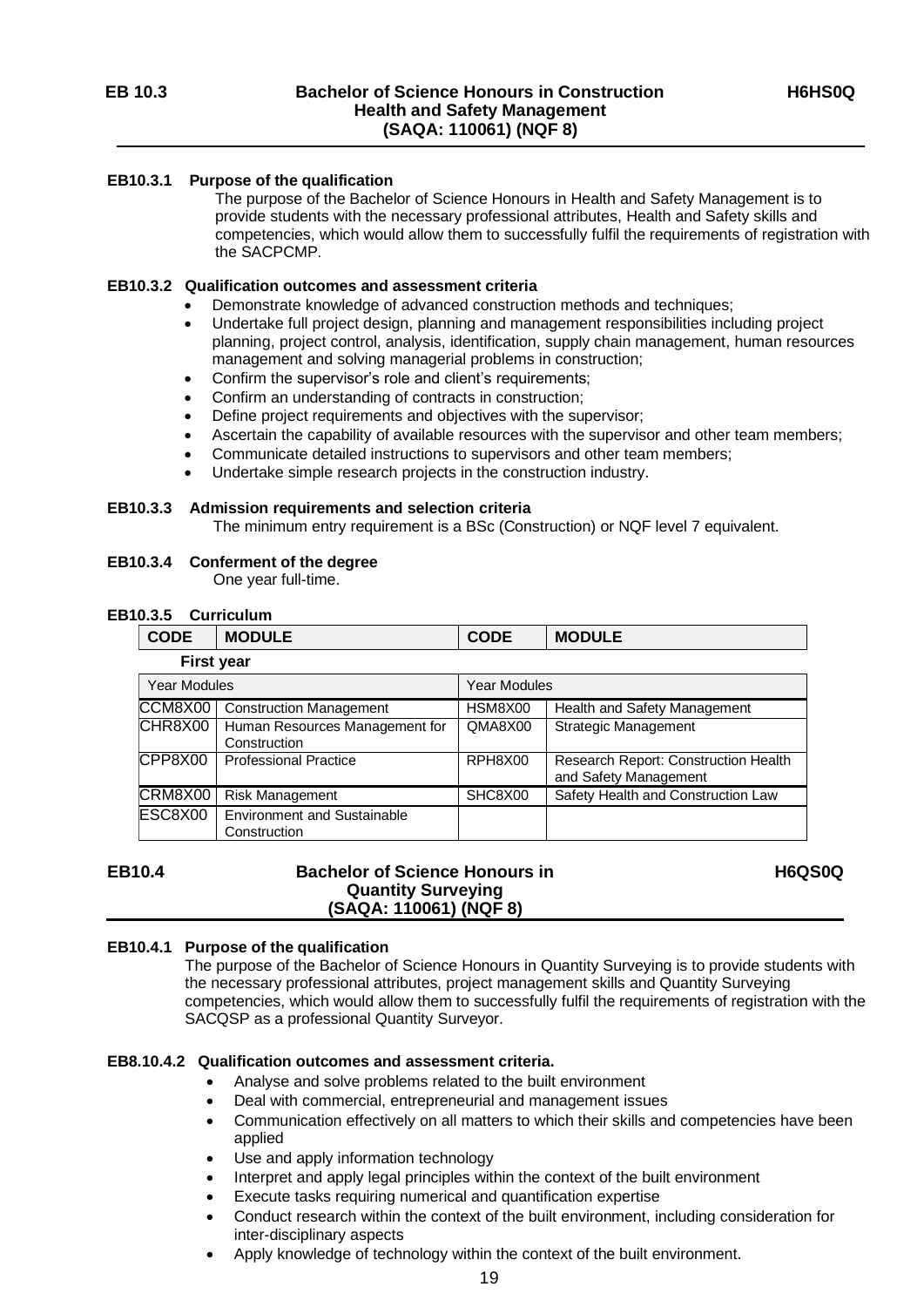## EB 10.3 Bachelor of Science Honours in Construction Health and Safety Management (SAQA: 110061) (NQF 8) H6HS0Q

### EB10.3.1 Purpose of the qualification

The purpose of the Bachelor of Science Honours in Health and Safety Management is to provide students with the necessary professional attributes, Health and Safety skills and competencies, which would allow them to successfully fulfil the requirements of registration with the SACPCMP.

### EB10.3.2 Qualification outcomes and assessment criteria

- Demonstrate knowledge of advanced construction methods and techniques;
- Undertake full project design, planning and management responsibilities including project planning, project control, analysis, identification, supply chain management, human resources management and solving managerial problems in construction;
- Confirm the supervisor's role and client's requirements;
- Confirm an understanding of contracts in construction;
- Define project requirements and objectives with the supervisor;
- Ascertain the capability of available resources with the supervisor and other team members;
- Communicate detailed instructions to supervisors and other team members;
- Undertake simple research projects in the construction industry.

### EB10.3.3 Admission requirements and selection criteria

The minimum entry requirement is a BSc (Construction) or NQF level 7 equivalent.

### EB10.3.4 Conferment of the degree

One year full-time.

### EB10.3.5 Curriculum

| CODE | MODULE | CODE | MODULE |
|---|---|---|---|
| **First year** | | | |
| Year Modules | | Year Modules | |
| CCM8X00 | Construction Management | HSM8X00 | Health and Safety Management |
| CHR8X00 | Human Resources Management for Construction | QMA8X00 | Strategic Management |
| CPP8X00 | Professional Practice | RPH8X00 | Research Report: Construction Health and Safety Management |
| CRM8X00 | Risk Management | SHC8X00 | Safety Health and Construction Law |
| ESC8X00 | Environment and Sustainable Construction | | |

## EB10.4 Bachelor of Science Honours in Quantity Surveying (SAQA: 110061) (NQF 8) H6QS0Q

### EB10.4.1 Purpose of the qualification

The purpose of the Bachelor of Science Honours in Quantity Surveying is to provide students with the necessary professional attributes, project management skills and Quantity Surveying competencies, which would allow them to successfully fulfil the requirements of registration with the SACQSP as a professional Quantity Surveyor.

### EB8.10.4.2 Qualification outcomes and assessment criteria.

- Analyse and solve problems related to the built environment
- Deal with commercial, entrepreneurial and management issues
- Communication effectively on all matters to which their skills and competencies have been applied
- Use and apply information technology
- Interpret and apply legal principles within the context of the built environment
- Execute tasks requiring numerical and quantification expertise
- Conduct research within the context of the built environment, including consideration for inter-disciplinary aspects
- Apply knowledge of technology within the context of the built environment.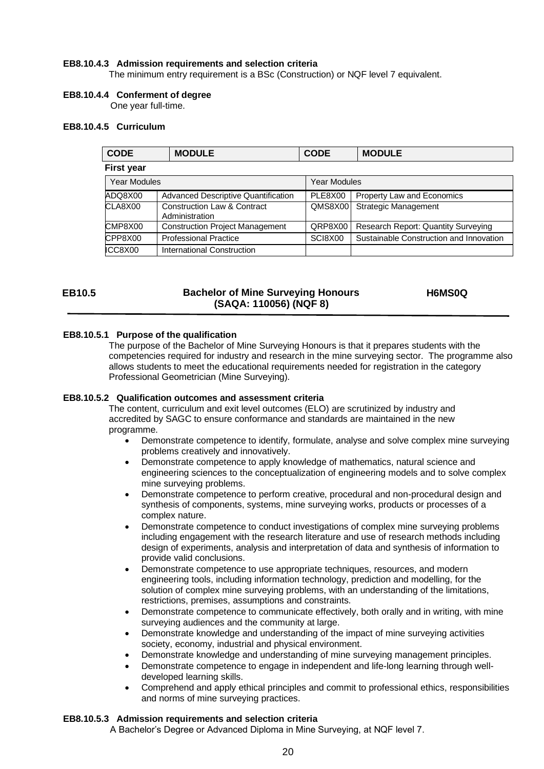**EB8.10.4.3 Admission requirements and selection criteria**

The minimum entry requirement is a BSc (Construction) or NQF level 7 equivalent.

**EB8.10.4.4 Conferment of degree**

One year full-time.

**EB8.10.4.5 Curriculum**

| CODE | MODULE | CODE | MODULE |
|---|---|---|---|
| **First year** | | | |
| Year Modules | | Year Modules | |
| ADQ8X00 | Advanced Descriptive Quantification | PLE8X00 | Property Law and Economics |
| CLA8X00 | Construction Law & Contract Administration | QMS8X00 | Strategic Management |
| CMP8X00 | Construction Project Management | QRP8X00 | Research Report: Quantity Surveying |
| CPP8X00 | Professional Practice | SCI8X00 | Sustainable Construction and Innovation |
| ICC8X00 | International Construction | | |

## EB10.5 Bachelor of Mine Surveying Honours (SAQA: 110056) (NQF 8) H6MS0Q

**EB8.10.5.1 Purpose of the qualification**

The purpose of the Bachelor of Mine Surveying Honours is that it prepares students with the competencies required for industry and research in the mine surveying sector. The programme also allows students to meet the educational requirements needed for registration in the category Professional Geometrician (Mine Surveying).

**EB8.10.5.2 Qualification outcomes and assessment criteria**

The content, curriculum and exit level outcomes (ELO) are scrutinized by industry and accredited by SAGC to ensure conformance and standards are maintained in the new programme.

- Demonstrate competence to identify, formulate, analyse and solve complex mine surveying problems creatively and innovatively.
- Demonstrate competence to apply knowledge of mathematics, natural science and engineering sciences to the conceptualization of engineering models and to solve complex mine surveying problems.
- Demonstrate competence to perform creative, procedural and non-procedural design and synthesis of components, systems, mine surveying works, products or processes of a complex nature.
- Demonstrate competence to conduct investigations of complex mine surveying problems including engagement with the research literature and use of research methods including design of experiments, analysis and interpretation of data and synthesis of information to provide valid conclusions.
- Demonstrate competence to use appropriate techniques, resources, and modern engineering tools, including information technology, prediction and modelling, for the solution of complex mine surveying problems, with an understanding of the limitations, restrictions, premises, assumptions and constraints.
- Demonstrate competence to communicate effectively, both orally and in writing, with mine surveying audiences and the community at large.
- Demonstrate knowledge and understanding of the impact of mine surveying activities society, economy, industrial and physical environment.
- Demonstrate knowledge and understanding of mine surveying management principles.
- Demonstrate competence to engage in independent and life-long learning through well-developed learning skills.
- Comprehend and apply ethical principles and commit to professional ethics, responsibilities and norms of mine surveying practices.

**EB8.10.5.3 Admission requirements and selection criteria**

A Bachelor's Degree or Advanced Diploma in Mine Surveying, at NQF level 7.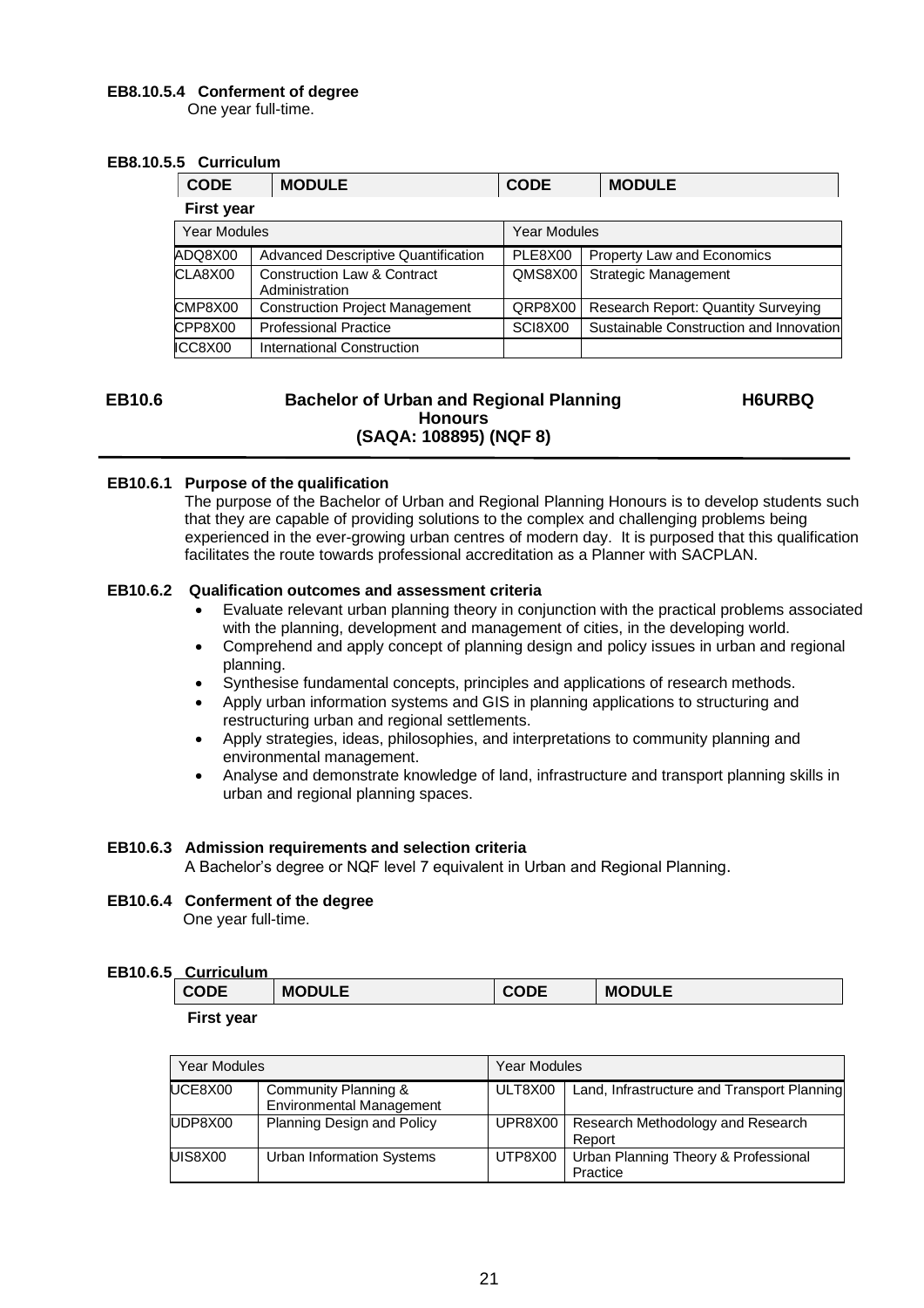#### EB8.10.5.4 Conferment of degree

One year full-time.

#### EB8.10.5.5 Curriculum

| CODE | MODULE | CODE | MODULE |
|---|---|---|---|
| **First year** | | | |
| Year Modules | | Year Modules | |
| ADQ8X00 | Advanced Descriptive Quantification | PLE8X00 | Property Law and Economics |
| CLA8X00 | Construction Law & Contract Administration | QMS8X00 | Strategic Management |
| CMP8X00 | Construction Project Management | QRP8X00 | Research Report: Quantity Surveying |
| CPP8X00 | Professional Practice | SCI8X00 | Sustainable Construction and Innovation |
| ICC8X00 | International Construction | | |

## EB10.6 Bachelor of Urban and Regional Planning Honours (SAQA: 108895) (NQF 8) H6URBQ

#### EB10.6.1 Purpose of the qualification

The purpose of the Bachelor of Urban and Regional Planning Honours is to develop students such that they are capable of providing solutions to the complex and challenging problems being experienced in the ever-growing urban centres of modern day. It is purposed that this qualification facilitates the route towards professional accreditation as a Planner with SACPLAN.

#### EB10.6.2 Qualification outcomes and assessment criteria

- Evaluate relevant urban planning theory in conjunction with the practical problems associated with the planning, development and management of cities, in the developing world.
- Comprehend and apply concept of planning design and policy issues in urban and regional planning.
- Synthesise fundamental concepts, principles and applications of research methods.
- Apply urban information systems and GIS in planning applications to structuring and restructuring urban and regional settlements.
- Apply strategies, ideas, philosophies, and interpretations to community planning and environmental management.
- Analyse and demonstrate knowledge of land, infrastructure and transport planning skills in urban and regional planning spaces.

#### EB10.6.3 Admission requirements and selection criteria

A Bachelor's degree or NQF level 7 equivalent in Urban and Regional Planning.

#### EB10.6.4 Conferment of the degree

One year full-time.

#### EB10.6.5 Curriculum

| CODE | MODULE | CODE | MODULE |
|---|---|---|---|
| **First year** | | | |
| Year Modules | | Year Modules | |
| UCE8X00 | Community Planning & Environmental Management | ULT8X00 | Land, Infrastructure and Transport Planning |
| UDP8X00 | Planning Design and Policy | UPR8X00 | Research Methodology and Research Report |
| UIS8X00 | Urban Information Systems | UTP8X00 | Urban Planning Theory & Professional Practice |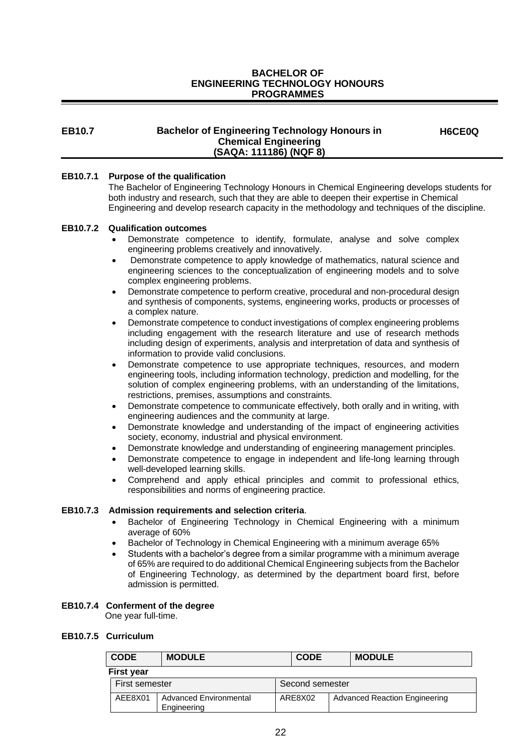# BACHELOR OF ENGINEERING TECHNOLOGY HONOURS PROGRAMMES

## EB10.7 Bachelor of Engineering Technology Honours in Chemical Engineering (SAQA: 111186) (NQF 8) — H6CE0Q

### EB10.7.1 Purpose of the qualification

The Bachelor of Engineering Technology Honours in Chemical Engineering develops students for both industry and research, such that they are able to deepen their expertise in Chemical Engineering and develop research capacity in the methodology and techniques of the discipline.

### EB10.7.2 Qualification outcomes

- Demonstrate competence to identify, formulate, analyse and solve complex engineering problems creatively and innovatively.
- Demonstrate competence to apply knowledge of mathematics, natural science and engineering sciences to the conceptualization of engineering models and to solve complex engineering problems.
- Demonstrate competence to perform creative, procedural and non-procedural design and synthesis of components, systems, engineering works, products or processes of a complex nature.
- Demonstrate competence to conduct investigations of complex engineering problems including engagement with the research literature and use of research methods including design of experiments, analysis and interpretation of data and synthesis of information to provide valid conclusions.
- Demonstrate competence to use appropriate techniques, resources, and modern engineering tools, including information technology, prediction and modelling, for the solution of complex engineering problems, with an understanding of the limitations, restrictions, premises, assumptions and constraints.
- Demonstrate competence to communicate effectively, both orally and in writing, with engineering audiences and the community at large.
- Demonstrate knowledge and understanding of the impact of engineering activities society, economy, industrial and physical environment.
- Demonstrate knowledge and understanding of engineering management principles.
- Demonstrate competence to engage in independent and life-long learning through well-developed learning skills.
- Comprehend and apply ethical principles and commit to professional ethics, responsibilities and norms of engineering practice.

### EB10.7.3 Admission requirements and selection criteria.

- Bachelor of Engineering Technology in Chemical Engineering with a minimum average of 60%
- Bachelor of Technology in Chemical Engineering with a minimum average 65%
- Students with a bachelor's degree from a similar programme with a minimum average of 65% are required to do additional Chemical Engineering subjects from the Bachelor of Engineering Technology, as determined by the department board first, before admission is permitted.

### EB10.7.4 Conferment of the degree

One year full-time.

### EB10.7.5 Curriculum

| CODE | MODULE | CODE | MODULE |
|---|---|---|---|
| **First year** | | | |
| First semester | | Second semester | |
| AEE8X01 | Advanced Environmental Engineering | ARE8X02 | Advanced Reaction Engineering |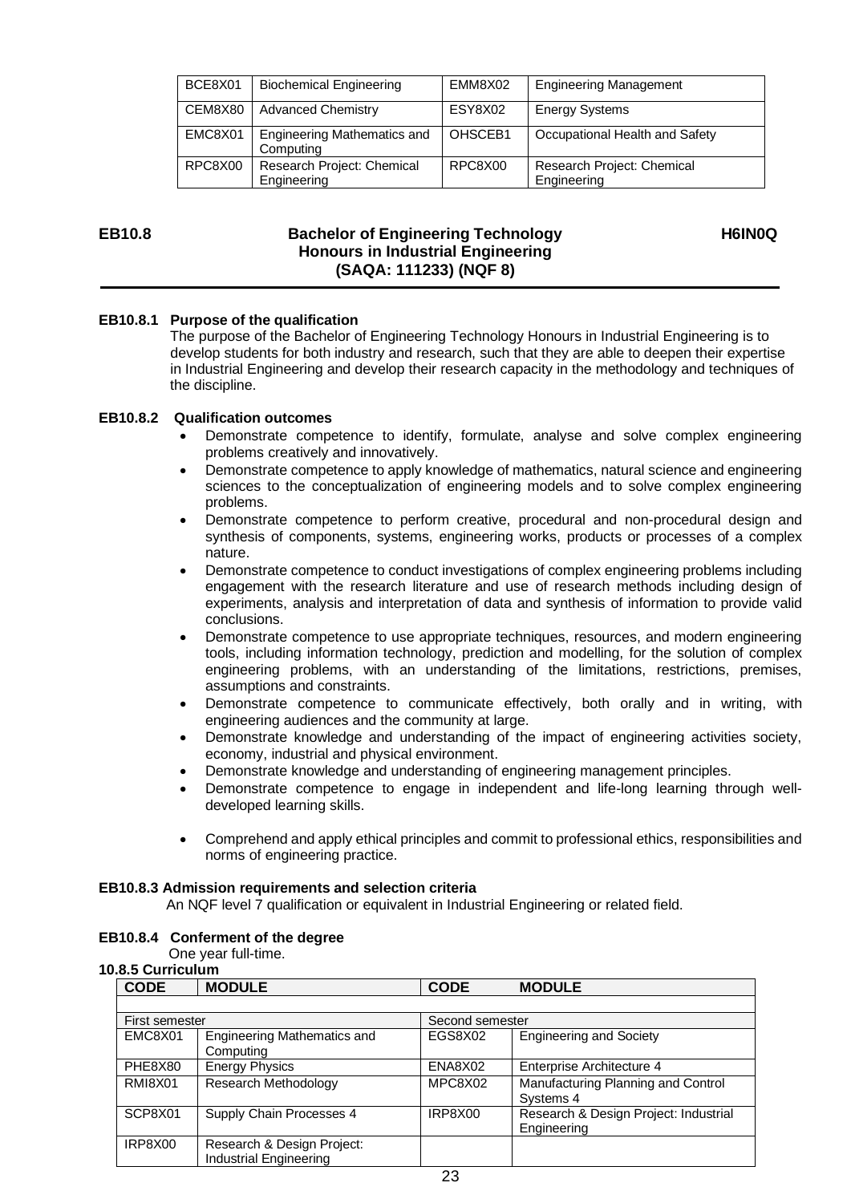| BCE8X01 | Biochemical Engineering | EMM8X02 | Engineering Management |
|---|---|---|---|
| CEM8X80 | Advanced Chemistry | ESY8X02 | Energy Systems |
| EMC8X01 | Engineering Mathematics and Computing | OHSCEB1 | Occupational Health and Safety |
| RPC8X00 | Research Project: Chemical Engineering | RPC8X00 | Research Project: Chemical Engineering |

## EB10.8 Bachelor of Engineering Technology Honours in Industrial Engineering (SAQA: 111233) (NQF 8) H6IN0Q

### EB10.8.1 Purpose of the qualification

The purpose of the Bachelor of Engineering Technology Honours in Industrial Engineering is to develop students for both industry and research, such that they are able to deepen their expertise in Industrial Engineering and develop their research capacity in the methodology and techniques of the discipline.

### EB10.8.2 Qualification outcomes

- Demonstrate competence to identify, formulate, analyse and solve complex engineering problems creatively and innovatively.
- Demonstrate competence to apply knowledge of mathematics, natural science and engineering sciences to the conceptualization of engineering models and to solve complex engineering problems.
- Demonstrate competence to perform creative, procedural and non-procedural design and synthesis of components, systems, engineering works, products or processes of a complex nature.
- Demonstrate competence to conduct investigations of complex engineering problems including engagement with the research literature and use of research methods including design of experiments, analysis and interpretation of data and synthesis of information to provide valid conclusions.
- Demonstrate competence to use appropriate techniques, resources, and modern engineering tools, including information technology, prediction and modelling, for the solution of complex engineering problems, with an understanding of the limitations, restrictions, premises, assumptions and constraints.
- Demonstrate competence to communicate effectively, both orally and in writing, with engineering audiences and the community at large.
- Demonstrate knowledge and understanding of the impact of engineering activities society, economy, industrial and physical environment.
- Demonstrate knowledge and understanding of engineering management principles.
- Demonstrate competence to engage in independent and life-long learning through well-developed learning skills.
- Comprehend and apply ethical principles and commit to professional ethics, responsibilities and norms of engineering practice.

### EB10.8.3 Admission requirements and selection criteria

An NQF level 7 qualification or equivalent in Industrial Engineering or related field.

### EB10.8.4 Conferment of the degree

One year full-time.

### 10.8.5 Curriculum

| CODE | MODULE | CODE | MODULE |
|---|---|---|---|
| | | | |
| First semester | | Second semester | |
| EMC8X01 | Engineering Mathematics and Computing | EGS8X02 | Engineering and Society |
| PHE8X80 | Energy Physics | ENA8X02 | Enterprise Architecture 4 |
| RMI8X01 | Research Methodology | MPC8X02 | Manufacturing Planning and Control Systems 4 |
| SCP8X01 | Supply Chain Processes 4 | IRP8X00 | Research & Design Project: Industrial Engineering |
| IRP8X00 | Research & Design Project: Industrial Engineering | | |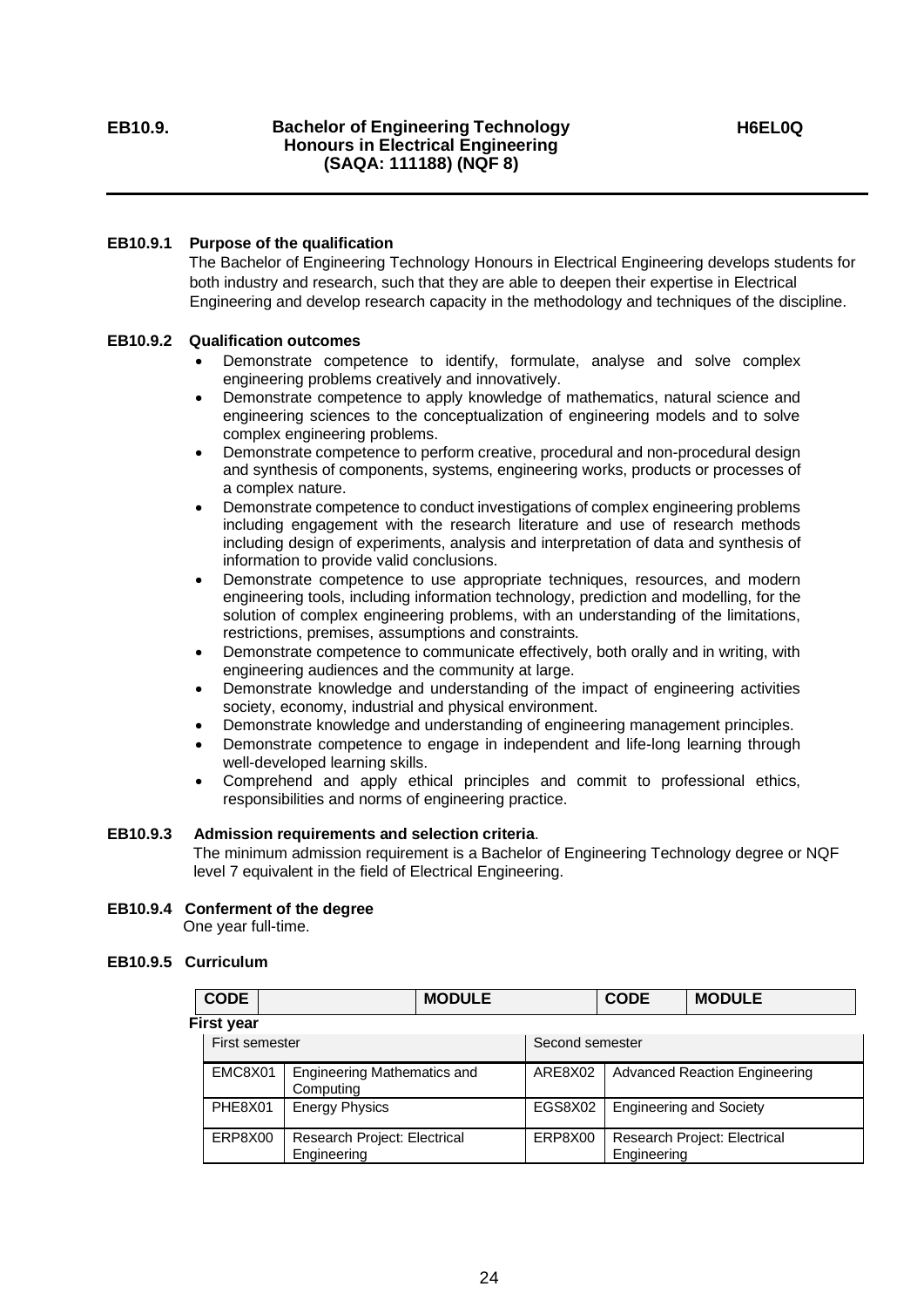# EB10.9. Bachelor of Engineering Technology Honours in Electrical Engineering (SAQA: 111188) (NQF 8) — H6EL0Q

## EB10.9.1 Purpose of the qualification

The Bachelor of Engineering Technology Honours in Electrical Engineering develops students for both industry and research, such that they are able to deepen their expertise in Electrical Engineering and develop research capacity in the methodology and techniques of the discipline.

## EB10.9.2 Qualification outcomes

- Demonstrate competence to identify, formulate, analyse and solve complex engineering problems creatively and innovatively.
- Demonstrate competence to apply knowledge of mathematics, natural science and engineering sciences to the conceptualization of engineering models and to solve complex engineering problems.
- Demonstrate competence to perform creative, procedural and non-procedural design and synthesis of components, systems, engineering works, products or processes of a complex nature.
- Demonstrate competence to conduct investigations of complex engineering problems including engagement with the research literature and use of research methods including design of experiments, analysis and interpretation of data and synthesis of information to provide valid conclusions.
- Demonstrate competence to use appropriate techniques, resources, and modern engineering tools, including information technology, prediction and modelling, for the solution of complex engineering problems, with an understanding of the limitations, restrictions, premises, assumptions and constraints.
- Demonstrate competence to communicate effectively, both orally and in writing, with engineering audiences and the community at large.
- Demonstrate knowledge and understanding of the impact of engineering activities society, economy, industrial and physical environment.
- Demonstrate knowledge and understanding of engineering management principles.
- Demonstrate competence to engage in independent and life-long learning through well-developed learning skills.
- Comprehend and apply ethical principles and commit to professional ethics, responsibilities and norms of engineering practice.

## EB10.9.3 Admission requirements and selection criteria.

The minimum admission requirement is a Bachelor of Engineering Technology degree or NQF level 7 equivalent in the field of Electrical Engineering.

## EB10.9.4 Conferment of the degree

One year full-time.

## EB10.9.5 Curriculum

| CODE | MODULE | CODE | MODULE |
|---|---|---|---|
| **First year** | | | |
| First semester | | Second semester | |
| EMC8X01 | Engineering Mathematics and Computing | ARE8X02 | Advanced Reaction Engineering |
| PHE8X01 | Energy Physics | EGS8X02 | Engineering and Society |
| ERP8X00 | Research Project: Electrical Engineering | ERP8X00 | Research Project: Electrical Engineering |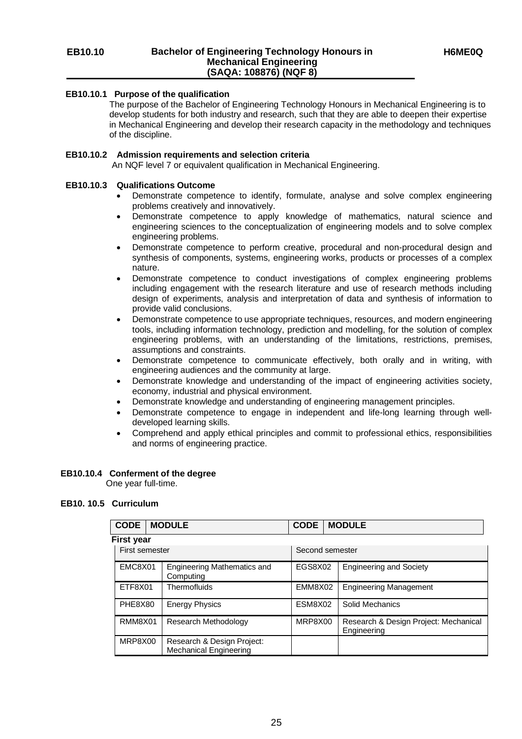## EB10.10 Bachelor of Engineering Technology Honours in Mechanical Engineering (SAQA: 108876) (NQF 8) H6ME0Q

### EB10.10.1 Purpose of the qualification

The purpose of the Bachelor of Engineering Technology Honours in Mechanical Engineering is to develop students for both industry and research, such that they are able to deepen their expertise in Mechanical Engineering and develop their research capacity in the methodology and techniques of the discipline.

### EB10.10.2 Admission requirements and selection criteria

An NQF level 7 or equivalent qualification in Mechanical Engineering.

### EB10.10.3 Qualifications Outcome

- Demonstrate competence to identify, formulate, analyse and solve complex engineering problems creatively and innovatively.
- Demonstrate competence to apply knowledge of mathematics, natural science and engineering sciences to the conceptualization of engineering models and to solve complex engineering problems.
- Demonstrate competence to perform creative, procedural and non-procedural design and synthesis of components, systems, engineering works, products or processes of a complex nature.
- Demonstrate competence to conduct investigations of complex engineering problems including engagement with the research literature and use of research methods including design of experiments, analysis and interpretation of data and synthesis of information to provide valid conclusions.
- Demonstrate competence to use appropriate techniques, resources, and modern engineering tools, including information technology, prediction and modelling, for the solution of complex engineering problems, with an understanding of the limitations, restrictions, premises, assumptions and constraints.
- Demonstrate competence to communicate effectively, both orally and in writing, with engineering audiences and the community at large.
- Demonstrate knowledge and understanding of the impact of engineering activities society, economy, industrial and physical environment.
- Demonstrate knowledge and understanding of engineering management principles.
- Demonstrate competence to engage in independent and life-long learning through well-developed learning skills.
- Comprehend and apply ethical principles and commit to professional ethics, responsibilities and norms of engineering practice.

### EB10.10.4 Conferment of the degree

One year full-time.

### EB10. 10.5 Curriculum

| CODE | MODULE | CODE | MODULE |
|---|---|---|---|
| **First year** | | | |
| First semester | | Second semester | |
| EMC8X01 | Engineering Mathematics and Computing | EGS8X02 | Engineering and Society |
| ETF8X01 | Thermofluids | EMM8X02 | Engineering Management |
| PHE8X80 | Energy Physics | ESM8X02 | Solid Mechanics |
| RMM8X01 | Research Methodology | MRP8X00 | Research & Design Project: Mechanical Engineering |
| MRP8X00 | Research & Design Project: Mechanical Engineering | | |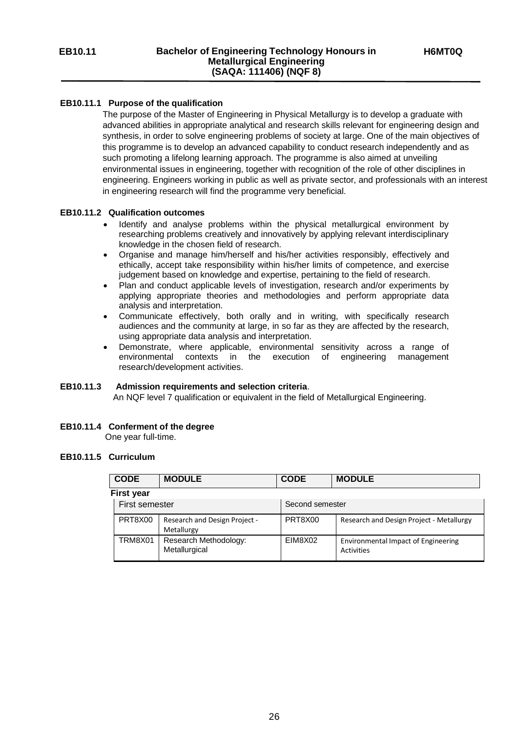## EB10.11 Bachelor of Engineering Technology Honours in Metallurgical Engineering (SAQA: 111406) (NQF 8) H6MT0Q

### EB10.11.1 Purpose of the qualification

The purpose of the Master of Engineering in Physical Metallurgy is to develop a graduate with advanced abilities in appropriate analytical and research skills relevant for engineering design and synthesis, in order to solve engineering problems of society at large. One of the main objectives of this programme is to develop an advanced capability to conduct research independently and as such promoting a lifelong learning approach. The programme is also aimed at unveiling environmental issues in engineering, together with recognition of the role of other disciplines in engineering. Engineers working in public as well as private sector, and professionals with an interest in engineering research will find the programme very beneficial.

### EB10.11.2 Qualification outcomes

- Identify and analyse problems within the physical metallurgical environment by researching problems creatively and innovatively by applying relevant interdisciplinary knowledge in the chosen field of research.
- Organise and manage him/herself and his/her activities responsibly, effectively and ethically, accept take responsibility within his/her limits of competence, and exercise judgement based on knowledge and expertise, pertaining to the field of research.
- Plan and conduct applicable levels of investigation, research and/or experiments by applying appropriate theories and methodologies and perform appropriate data analysis and interpretation.
- Communicate effectively, both orally and in writing, with specifically research audiences and the community at large, in so far as they are affected by the research, using appropriate data analysis and interpretation.
- Demonstrate, where applicable, environmental sensitivity across a range of environmental contexts in the execution of engineering management research/development activities.

### EB10.11.3 Admission requirements and selection criteria.

An NQF level 7 qualification or equivalent in the field of Metallurgical Engineering.

### EB10.11.4 Conferment of the degree

One year full-time.

### EB10.11.5 Curriculum

| CODE | MODULE | CODE | MODULE |
|---|---|---|---|
| **First year** | | | |
| First semester | | Second semester | |
| PRT8X00 | Research and Design Project - Metallurgy | PRT8X00 | Research and Design Project - Metallurgy |
| TRM8X01 | Research Methodology: Metallurgical | EIM8X02 | Environmental Impact of Engineering Activities |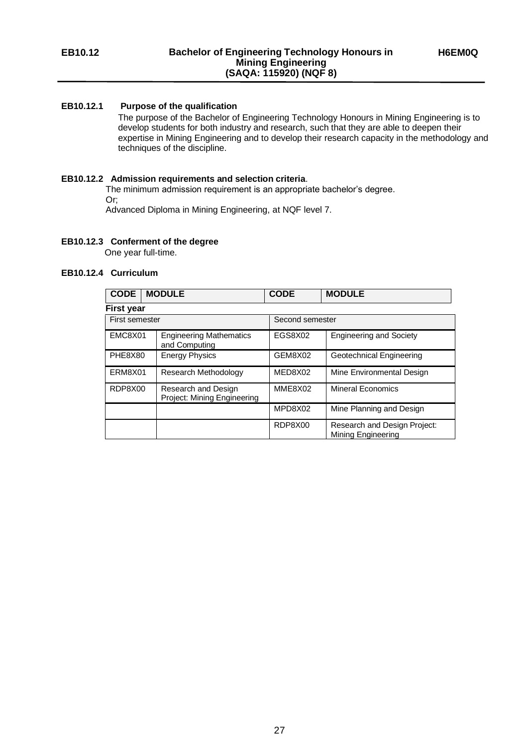# EB10.12 Bachelor of Engineering Technology Honours in Mining Engineering (SAQA: 115920) (NQF 8) H6EM0Q

## EB10.12.1 Purpose of the qualification

The purpose of the Bachelor of Engineering Technology Honours in Mining Engineering is to develop students for both industry and research, such that they are able to deepen their expertise in Mining Engineering and to develop their research capacity in the methodology and techniques of the discipline.

## EB10.12.2 Admission requirements and selection criteria.

The minimum admission requirement is an appropriate bachelor's degree.
Or;
Advanced Diploma in Mining Engineering, at NQF level 7.

## EB10.12.3 Conferment of the degree

One year full-time.

## EB10.12.4 Curriculum

| CODE | MODULE | CODE | MODULE |
|---|---|---|---|
| **First year** | | | |
| First semester | | Second semester | |
| EMC8X01 | Engineering Mathematics and Computing | EGS8X02 | Engineering and Society |
| PHE8X80 | Energy Physics | GEM8X02 | Geotechnical Engineering |
| ERM8X01 | Research Methodology | MED8X02 | Mine Environmental Design |
| RDP8X00 | Research and Design Project: Mining Engineering | MME8X02 | Mineral Economics |
| | | MPD8X02 | Mine Planning and Design |
| | | RDP8X00 | Research and Design Project: Mining Engineering |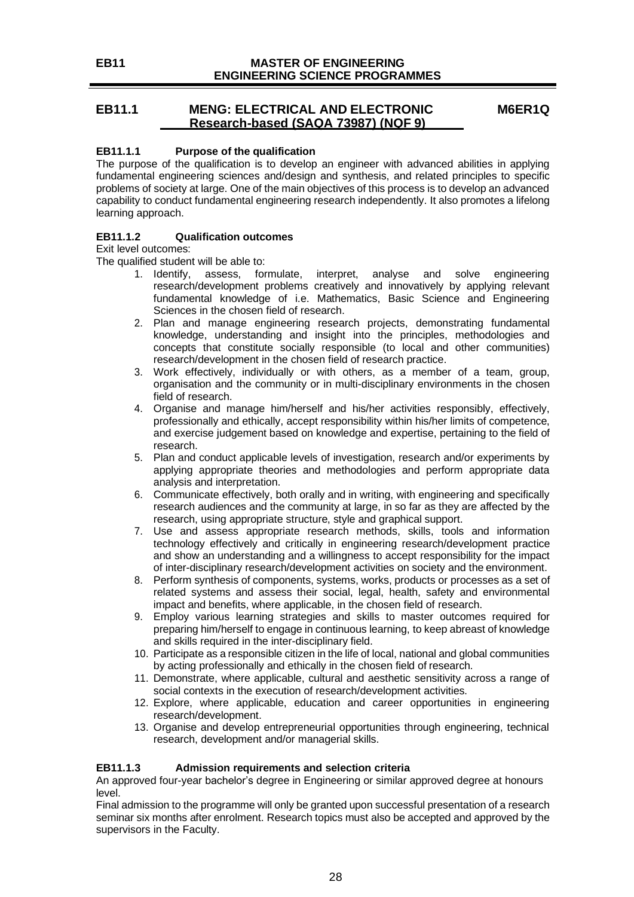# EB11 MASTER OF ENGINEERING ENGINEERING SCIENCE PROGRAMMES

## EB11.1 MENG: ELECTRICAL AND ELECTRONIC Research-based (SAQA 73987) (NQF 9) M6ER1Q

### EB11.1.1 Purpose of the qualification

The purpose of the qualification is to develop an engineer with advanced abilities in applying fundamental engineering sciences and/design and synthesis, and related principles to specific problems of society at large. One of the main objectives of this process is to develop an advanced capability to conduct fundamental engineering research independently. It also promotes a lifelong learning approach.

### EB11.1.2 Qualification outcomes

Exit level outcomes:

The qualified student will be able to:

1. Identify, assess, formulate, interpret, analyse and solve engineering research/development problems creatively and innovatively by applying relevant fundamental knowledge of i.e. Mathematics, Basic Science and Engineering Sciences in the chosen field of research.
2. Plan and manage engineering research projects, demonstrating fundamental knowledge, understanding and insight into the principles, methodologies and concepts that constitute socially responsible (to local and other communities) research/development in the chosen field of research practice.
3. Work effectively, individually or with others, as a member of a team, group, organisation and the community or in multi-disciplinary environments in the chosen field of research.
4. Organise and manage him/herself and his/her activities responsibly, effectively, professionally and ethically, accept responsibility within his/her limits of competence, and exercise judgement based on knowledge and expertise, pertaining to the field of research.
5. Plan and conduct applicable levels of investigation, research and/or experiments by applying appropriate theories and methodologies and perform appropriate data analysis and interpretation.
6. Communicate effectively, both orally and in writing, with engineering and specifically research audiences and the community at large, in so far as they are affected by the research, using appropriate structure, style and graphical support.
7. Use and assess appropriate research methods, skills, tools and information technology effectively and critically in engineering research/development practice and show an understanding and a willingness to accept responsibility for the impact of inter-disciplinary research/development activities on society and the environment.
8. Perform synthesis of components, systems, works, products or processes as a set of related systems and assess their social, legal, health, safety and environmental impact and benefits, where applicable, in the chosen field of research.
9. Employ various learning strategies and skills to master outcomes required for preparing him/herself to engage in continuous learning, to keep abreast of knowledge and skills required in the inter-disciplinary field.
10. Participate as a responsible citizen in the life of local, national and global communities by acting professionally and ethically in the chosen field of research.
11. Demonstrate, where applicable, cultural and aesthetic sensitivity across a range of social contexts in the execution of research/development activities.
12. Explore, where applicable, education and career opportunities in engineering research/development.
13. Organise and develop entrepreneurial opportunities through engineering, technical research, development and/or managerial skills.

### EB11.1.3 Admission requirements and selection criteria

An approved four-year bachelor's degree in Engineering or similar approved degree at honours level.

Final admission to the programme will only be granted upon successful presentation of a research seminar six months after enrolment. Research topics must also be accepted and approved by the supervisors in the Faculty.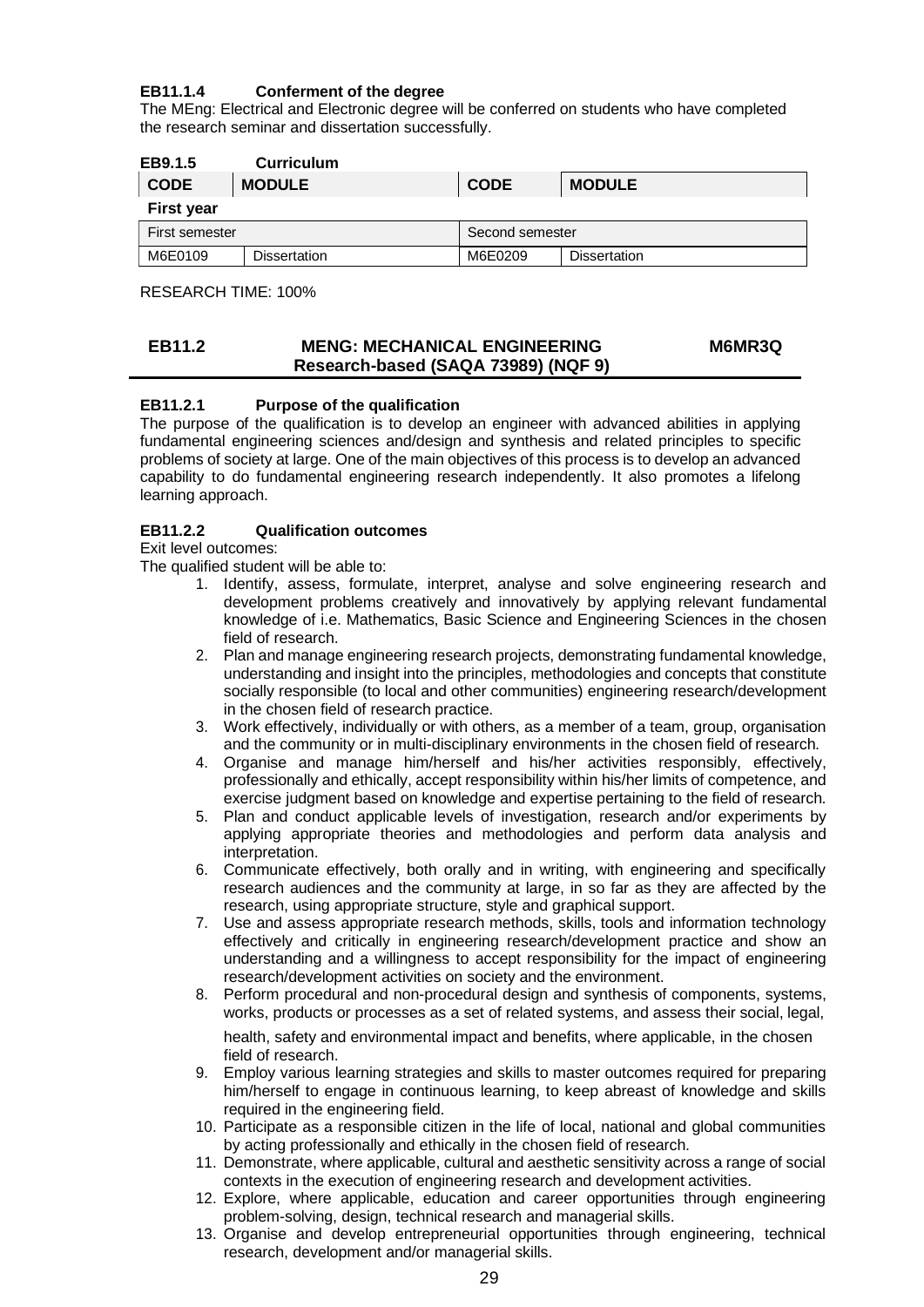### EB11.1.4 Conferment of the degree

The MEng: Electrical and Electronic degree will be conferred on students who have completed the research seminar and dissertation successfully.

### EB9.1.5 Curriculum

| CODE | MODULE | CODE | MODULE |
|---|---|---|---|
| **First year** | | | |
| First semester | | Second semester | |
| M6E0109 | Dissertation | M6E0209 | Dissertation |

RESEARCH TIME: 100%

## EB11.2 MENG: MECHANICAL ENGINEERING Research-based (SAQA 73989) (NQF 9) M6MR3Q

### EB11.2.1 Purpose of the qualification

The purpose of the qualification is to develop an engineer with advanced abilities in applying fundamental engineering sciences and/design and synthesis and related principles to specific problems of society at large. One of the main objectives of this process is to develop an advanced capability to do fundamental engineering research independently. It also promotes a lifelong learning approach.

### EB11.2.2 Qualification outcomes

Exit level outcomes:

The qualified student will be able to:

1. Identify, assess, formulate, interpret, analyse and solve engineering research and development problems creatively and innovatively by applying relevant fundamental knowledge of i.e. Mathematics, Basic Science and Engineering Sciences in the chosen field of research.
2. Plan and manage engineering research projects, demonstrating fundamental knowledge, understanding and insight into the principles, methodologies and concepts that constitute socially responsible (to local and other communities) engineering research/development in the chosen field of research practice.
3. Work effectively, individually or with others, as a member of a team, group, organisation and the community or in multi-disciplinary environments in the chosen field of research.
4. Organise and manage him/herself and his/her activities responsibly, effectively, professionally and ethically, accept responsibility within his/her limits of competence, and exercise judgment based on knowledge and expertise pertaining to the field of research.
5. Plan and conduct applicable levels of investigation, research and/or experiments by applying appropriate theories and methodologies and perform data analysis and interpretation.
6. Communicate effectively, both orally and in writing, with engineering and specifically research audiences and the community at large, in so far as they are affected by the research, using appropriate structure, style and graphical support.
7. Use and assess appropriate research methods, skills, tools and information technology effectively and critically in engineering research/development practice and show an understanding and a willingness to accept responsibility for the impact of engineering research/development activities on society and the environment.
8. Perform procedural and non-procedural design and synthesis of components, systems, works, products or processes as a set of related systems, and assess their social, legal, health, safety and environmental impact and benefits, where applicable, in the chosen field of research.
9. Employ various learning strategies and skills to master outcomes required for preparing him/herself to engage in continuous learning, to keep abreast of knowledge and skills required in the engineering field.
10. Participate as a responsible citizen in the life of local, national and global communities by acting professionally and ethically in the chosen field of research.
11. Demonstrate, where applicable, cultural and aesthetic sensitivity across a range of social contexts in the execution of engineering research and development activities.
12. Explore, where applicable, education and career opportunities through engineering problem-solving, design, technical research and managerial skills.
13. Organise and develop entrepreneurial opportunities through engineering, technical research, development and/or managerial skills.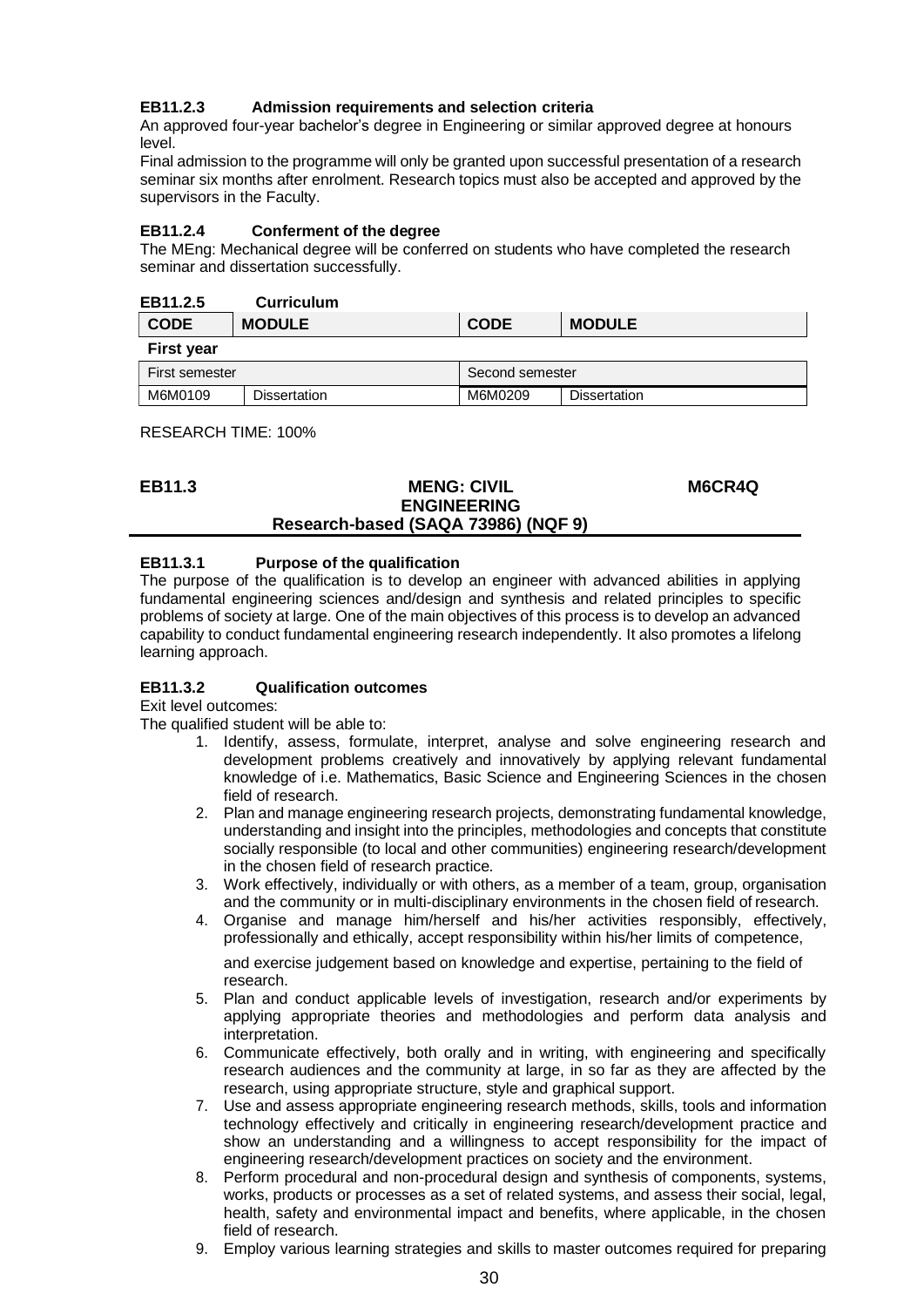### EB11.2.3 Admission requirements and selection criteria

An approved four-year bachelor's degree in Engineering or similar approved degree at honours level.

Final admission to the programme will only be granted upon successful presentation of a research seminar six months after enrolment. Research topics must also be accepted and approved by the supervisors in the Faculty.

### EB11.2.4 Conferment of the degree

The MEng: Mechanical degree will be conferred on students who have completed the research seminar and dissertation successfully.

### EB11.2.5 Curriculum

| CODE | MODULE | CODE | MODULE |
|---|---|---|---|
| **First year** | | | |
| First semester | | Second semester | |
| M6M0109 | Dissertation | M6M0209 | Dissertation |

RESEARCH TIME: 100%

## EB11.3 MENG: CIVIL ENGINEERING M6CR4Q

**Research-based (SAQA 73986) (NQF 9)**

### EB11.3.1 Purpose of the qualification

The purpose of the qualification is to develop an engineer with advanced abilities in applying fundamental engineering sciences and/design and synthesis and related principles to specific problems of society at large. One of the main objectives of this process is to develop an advanced capability to conduct fundamental engineering research independently. It also promotes a lifelong learning approach.

### EB11.3.2 Qualification outcomes

Exit level outcomes:

The qualified student will be able to:

1. Identify, assess, formulate, interpret, analyse and solve engineering research and development problems creatively and innovatively by applying relevant fundamental knowledge of i.e. Mathematics, Basic Science and Engineering Sciences in the chosen field of research.
2. Plan and manage engineering research projects, demonstrating fundamental knowledge, understanding and insight into the principles, methodologies and concepts that constitute socially responsible (to local and other communities) engineering research/development in the chosen field of research practice.
3. Work effectively, individually or with others, as a member of a team, group, organisation and the community or in multi-disciplinary environments in the chosen field of research.
4. Organise and manage him/herself and his/her activities responsibly, effectively, professionally and ethically, accept responsibility within his/her limits of competence, and exercise judgement based on knowledge and expertise, pertaining to the field of research.
5. Plan and conduct applicable levels of investigation, research and/or experiments by applying appropriate theories and methodologies and perform data analysis and interpretation.
6. Communicate effectively, both orally and in writing, with engineering and specifically research audiences and the community at large, in so far as they are affected by the research, using appropriate structure, style and graphical support.
7. Use and assess appropriate engineering research methods, skills, tools and information technology effectively and critically in engineering research/development practice and show an understanding and a willingness to accept responsibility for the impact of engineering research/development practices on society and the environment.
8. Perform procedural and non-procedural design and synthesis of components, systems, works, products or processes as a set of related systems, and assess their social, legal, health, safety and environmental impact and benefits, where applicable, in the chosen field of research.
9. Employ various learning strategies and skills to master outcomes required for preparing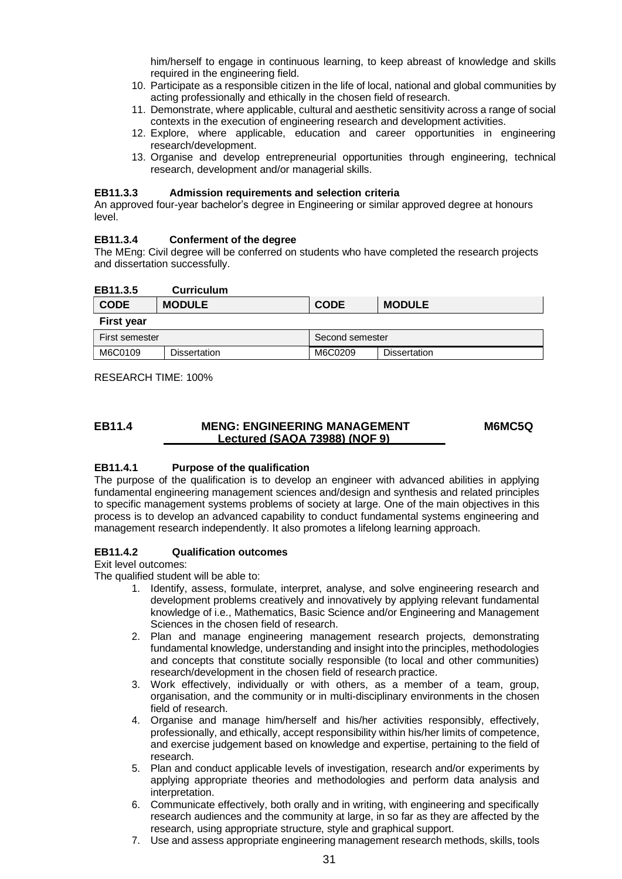him/herself to engage in continuous learning, to keep abreast of knowledge and skills required in the engineering field.

10. Participate as a responsible citizen in the life of local, national and global communities by acting professionally and ethically in the chosen field of research.
11. Demonstrate, where applicable, cultural and aesthetic sensitivity across a range of social contexts in the execution of engineering research and development activities.
12. Explore, where applicable, education and career opportunities in engineering research/development.
13. Organise and develop entrepreneurial opportunities through engineering, technical research, development and/or managerial skills.

**EB11.3.3 Admission requirements and selection criteria**

An approved four-year bachelor's degree in Engineering or similar approved degree at honours level.

**EB11.3.4 Conferment of the degree**

The MEng: Civil degree will be conferred on students who have completed the research projects and dissertation successfully.

**EB11.3.5 Curriculum**

| CODE | MODULE | CODE | MODULE |
|---|---|---|---|
| **First year** | | | |
| First semester | | Second semester | |
| M6C0109 | Dissertation | M6C0209 | Dissertation |

RESEARCH TIME: 100%

## EB11.4 MENG: ENGINEERING MANAGEMENT M6MC5Q Lectured (SAQA 73988) (NQF 9)

**EB11.4.1 Purpose of the qualification**

The purpose of the qualification is to develop an engineer with advanced abilities in applying fundamental engineering management sciences and/design and synthesis and related principles to specific management systems problems of society at large. One of the main objectives in this process is to develop an advanced capability to conduct fundamental systems engineering and management research independently. It also promotes a lifelong learning approach.

**EB11.4.2 Qualification outcomes**

Exit level outcomes:

The qualified student will be able to:

1. Identify, assess, formulate, interpret, analyse, and solve engineering research and development problems creatively and innovatively by applying relevant fundamental knowledge of i.e., Mathematics, Basic Science and/or Engineering and Management Sciences in the chosen field of research.
2. Plan and manage engineering management research projects, demonstrating fundamental knowledge, understanding and insight into the principles, methodologies and concepts that constitute socially responsible (to local and other communities) research/development in the chosen field of research practice.
3. Work effectively, individually or with others, as a member of a team, group, organisation, and the community or in multi-disciplinary environments in the chosen field of research.
4. Organise and manage him/herself and his/her activities responsibly, effectively, professionally, and ethically, accept responsibility within his/her limits of competence, and exercise judgement based on knowledge and expertise, pertaining to the field of research.
5. Plan and conduct applicable levels of investigation, research and/or experiments by applying appropriate theories and methodologies and perform data analysis and interpretation.
6. Communicate effectively, both orally and in writing, with engineering and specifically research audiences and the community at large, in so far as they are affected by the research, using appropriate structure, style and graphical support.
7. Use and assess appropriate engineering management research methods, skills, tools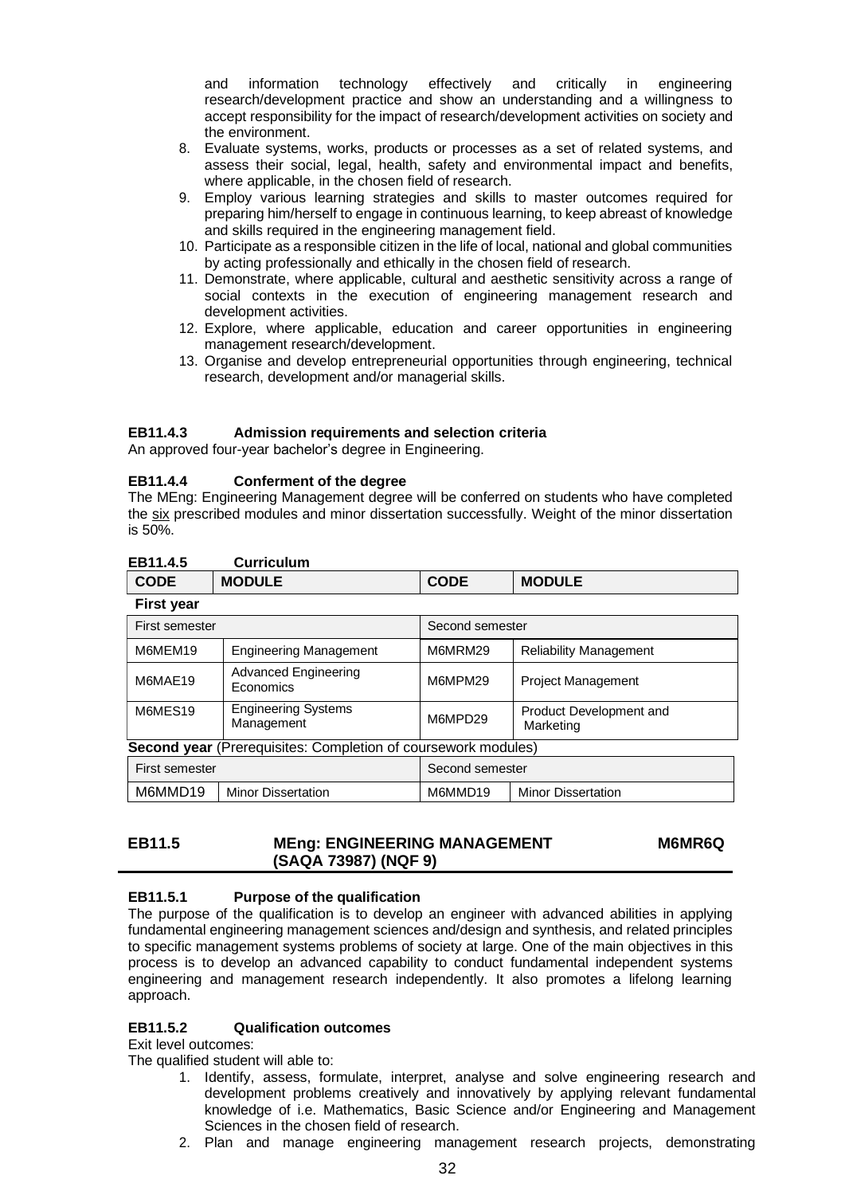and information technology effectively and critically in engineering research/development practice and show an understanding and a willingness to accept responsibility for the impact of research/development activities on society and the environment.

8. Evaluate systems, works, products or processes as a set of related systems, and assess their social, legal, health, safety and environmental impact and benefits, where applicable, in the chosen field of research.
9. Employ various learning strategies and skills to master outcomes required for preparing him/herself to engage in continuous learning, to keep abreast of knowledge and skills required in the engineering management field.
10. Participate as a responsible citizen in the life of local, national and global communities by acting professionally and ethically in the chosen field of research.
11. Demonstrate, where applicable, cultural and aesthetic sensitivity across a range of social contexts in the execution of engineering management research and development activities.
12. Explore, where applicable, education and career opportunities in engineering management research/development.
13. Organise and develop entrepreneurial opportunities through engineering, technical research, development and/or managerial skills.

### EB11.4.3 Admission requirements and selection criteria

An approved four-year bachelor's degree in Engineering.

### EB11.4.4 Conferment of the degree

The MEng: Engineering Management degree will be conferred on students who have completed the six prescribed modules and minor dissertation successfully. Weight of the minor dissertation is 50%.

### EB11.4.5 Curriculum

| CODE | MODULE | CODE | MODULE |
|---|---|---|---|
| **First year** | | | |
| First semester | | Second semester | |
| M6MEM19 | Engineering Management | M6MRM29 | Reliability Management |
| M6MAE19 | Advanced Engineering Economics | M6MPM29 | Project Management |
| M6MES19 | Engineering Systems Management | M6MPD29 | Product Development and Marketing |
| **Second year** (Prerequisites: Completion of coursework modules) | | | |
| First semester | | Second semester | |
| M6MMD19 | Minor Dissertation | M6MMD19 | Minor Dissertation |

## EB11.5 MEng: ENGINEERING MANAGEMENT (SAQA 73987) (NQF 9) M6MR6Q

### EB11.5.1 Purpose of the qualification

The purpose of the qualification is to develop an engineer with advanced abilities in applying fundamental engineering management sciences and/design and synthesis, and related principles to specific management systems problems of society at large. One of the main objectives in this process is to develop an advanced capability to conduct fundamental independent systems engineering and management research independently. It also promotes a lifelong learning approach.

### EB11.5.2 Qualification outcomes

Exit level outcomes:

The qualified student will able to:

1. Identify, assess, formulate, interpret, analyse and solve engineering research and development problems creatively and innovatively by applying relevant fundamental knowledge of i.e. Mathematics, Basic Science and/or Engineering and Management Sciences in the chosen field of research.
2. Plan and manage engineering management research projects, demonstrating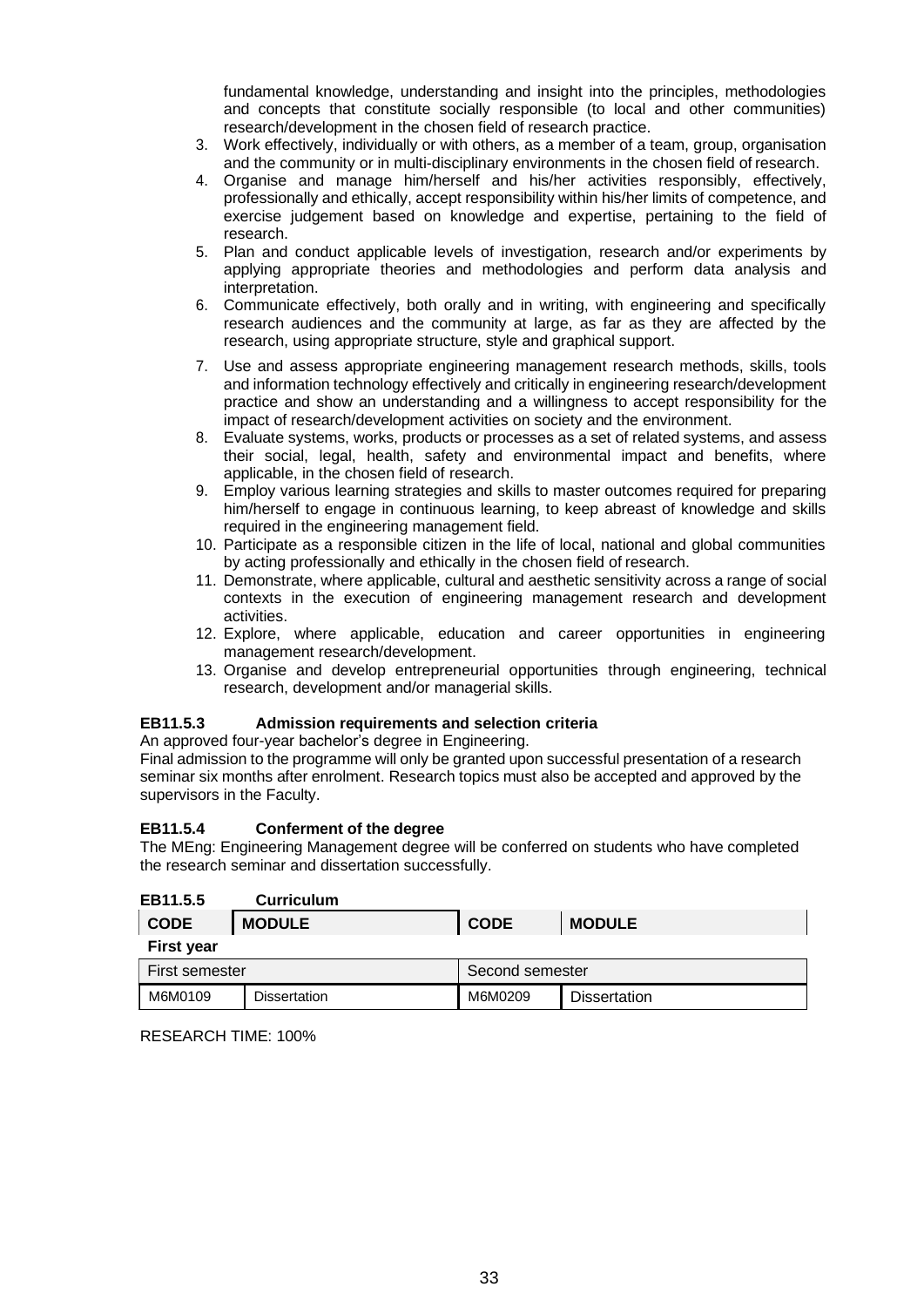fundamental knowledge, understanding and insight into the principles, methodologies and concepts that constitute socially responsible (to local and other communities) research/development in the chosen field of research practice.

3. Work effectively, individually or with others, as a member of a team, group, organisation and the community or in multi-disciplinary environments in the chosen field of research.
4. Organise and manage him/herself and his/her activities responsibly, effectively, professionally and ethically, accept responsibility within his/her limits of competence, and exercise judgement based on knowledge and expertise, pertaining to the field of research.
5. Plan and conduct applicable levels of investigation, research and/or experiments by applying appropriate theories and methodologies and perform data analysis and interpretation.
6. Communicate effectively, both orally and in writing, with engineering and specifically research audiences and the community at large, as far as they are affected by the research, using appropriate structure, style and graphical support.
7. Use and assess appropriate engineering management research methods, skills, tools and information technology effectively and critically in engineering research/development practice and show an understanding and a willingness to accept responsibility for the impact of research/development activities on society and the environment.
8. Evaluate systems, works, products or processes as a set of related systems, and assess their social, legal, health, safety and environmental impact and benefits, where applicable, in the chosen field of research.
9. Employ various learning strategies and skills to master outcomes required for preparing him/herself to engage in continuous learning, to keep abreast of knowledge and skills required in the engineering management field.
10. Participate as a responsible citizen in the life of local, national and global communities by acting professionally and ethically in the chosen field of research.
11. Demonstrate, where applicable, cultural and aesthetic sensitivity across a range of social contexts in the execution of engineering management research and development activities.
12. Explore, where applicable, education and career opportunities in engineering management research/development.
13. Organise and develop entrepreneurial opportunities through engineering, technical research, development and/or managerial skills.

### EB11.5.3 Admission requirements and selection criteria

An approved four-year bachelor's degree in Engineering.

Final admission to the programme will only be granted upon successful presentation of a research seminar six months after enrolment. Research topics must also be accepted and approved by the supervisors in the Faculty.

### EB11.5.4 Conferment of the degree

The MEng: Engineering Management degree will be conferred on students who have completed the research seminar and dissertation successfully.

### EB11.5.5 Curriculum

| CODE | MODULE | CODE | MODULE |
|---|---|---|---|
| **First year** | | | |
| First semester | | Second semester | |
| M6M0109 | Dissertation | M6M0209 | Dissertation |

RESEARCH TIME: 100%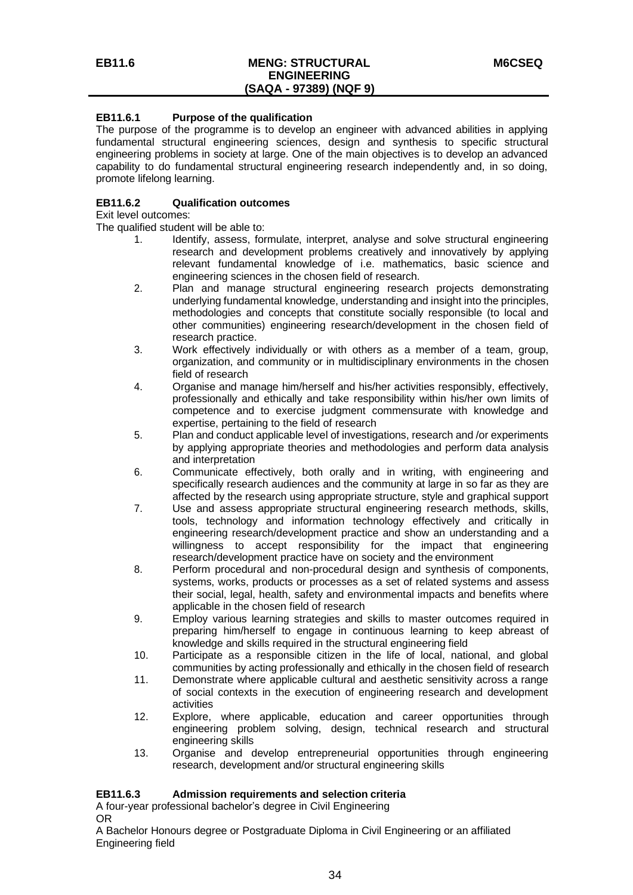# EB11.6 MENG: STRUCTURAL ENGINEERING (SAQA - 97389) (NQF 9) M6CSEQ

## EB11.6.1 Purpose of the qualification

The purpose of the programme is to develop an engineer with advanced abilities in applying fundamental structural engineering sciences, design and synthesis to specific structural engineering problems in society at large. One of the main objectives is to develop an advanced capability to do fundamental structural engineering research independently and, in so doing, promote lifelong learning.

## EB11.6.2 Qualification outcomes

Exit level outcomes:

The qualified student will be able to:

1. Identify, assess, formulate, interpret, analyse and solve structural engineering research and development problems creatively and innovatively by applying relevant fundamental knowledge of i.e. mathematics, basic science and engineering sciences in the chosen field of research.
2. Plan and manage structural engineering research projects demonstrating underlying fundamental knowledge, understanding and insight into the principles, methodologies and concepts that constitute socially responsible (to local and other communities) engineering research/development in the chosen field of research practice.
3. Work effectively individually or with others as a member of a team, group, organization, and community or in multidisciplinary environments in the chosen field of research
4. Organise and manage him/herself and his/her activities responsibly, effectively, professionally and ethically and take responsibility within his/her own limits of competence and to exercise judgment commensurate with knowledge and expertise, pertaining to the field of research
5. Plan and conduct applicable level of investigations, research and /or experiments by applying appropriate theories and methodologies and perform data analysis and interpretation
6. Communicate effectively, both orally and in writing, with engineering and specifically research audiences and the community at large in so far as they are affected by the research using appropriate structure, style and graphical support
7. Use and assess appropriate structural engineering research methods, skills, tools, technology and information technology effectively and critically in engineering research/development practice and show an understanding and a willingness to accept responsibility for the impact that engineering research/development practice have on society and the environment
8. Perform procedural and non-procedural design and synthesis of components, systems, works, products or processes as a set of related systems and assess their social, legal, health, safety and environmental impacts and benefits where applicable in the chosen field of research
9. Employ various learning strategies and skills to master outcomes required in preparing him/herself to engage in continuous learning to keep abreast of knowledge and skills required in the structural engineering field
10. Participate as a responsible citizen in the life of local, national, and global communities by acting professionally and ethically in the chosen field of research
11. Demonstrate where applicable cultural and aesthetic sensitivity across a range of social contexts in the execution of engineering research and development activities
12. Explore, where applicable, education and career opportunities through engineering problem solving, design, technical research and structural engineering skills
13. Organise and develop entrepreneurial opportunities through engineering research, development and/or structural engineering skills

## EB11.6.3 Admission requirements and selection criteria

A four-year professional bachelor's degree in Civil Engineering

OR

A Bachelor Honours degree or Postgraduate Diploma in Civil Engineering or an affiliated Engineering field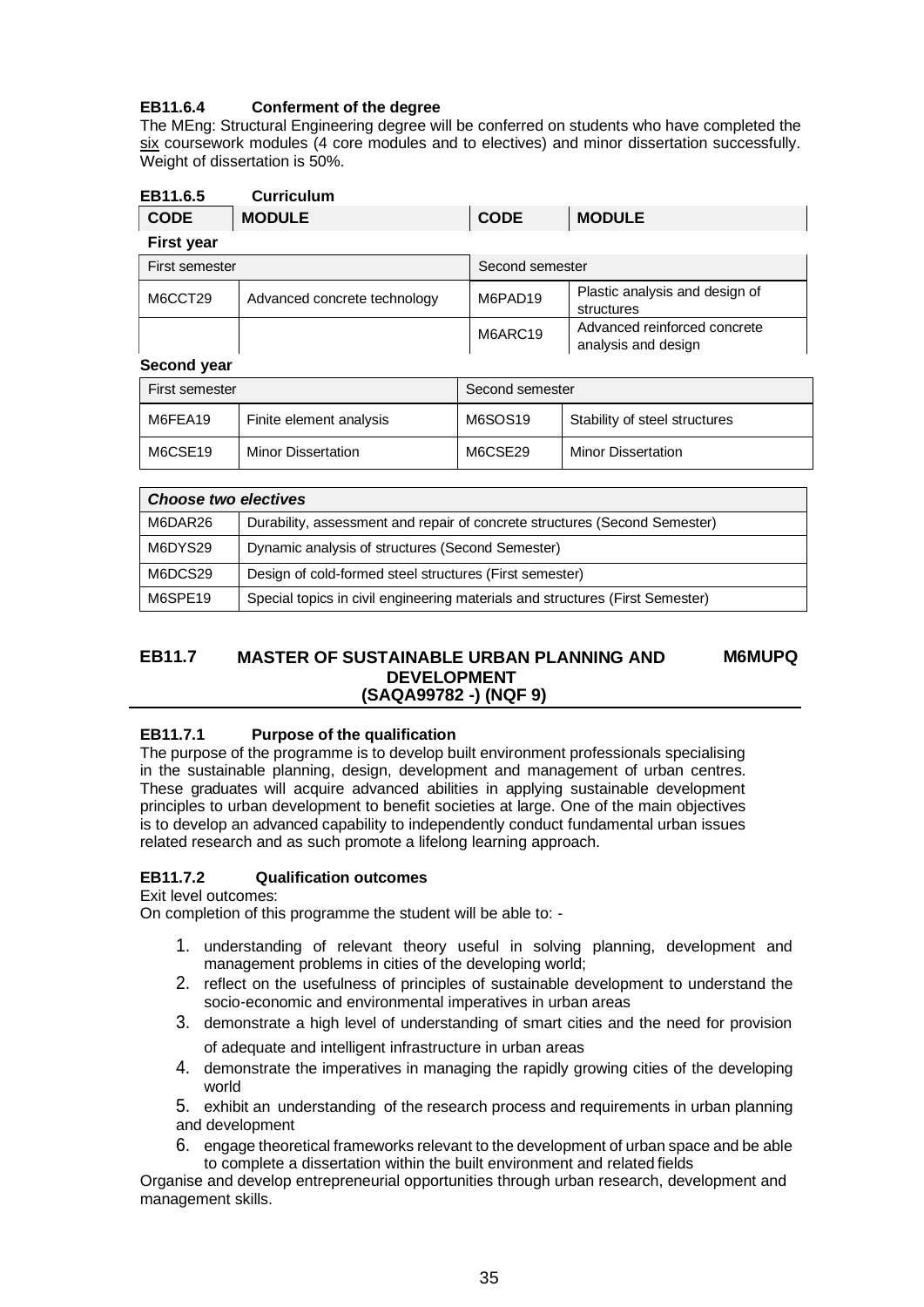#### EB11.6.4 Conferment of the degree

The MEng: Structural Engineering degree will be conferred on students who have completed the six coursework modules (4 core modules and to electives) and minor dissertation successfully. Weight of dissertation is 50%.

#### EB11.6.5 Curriculum

| CODE | MODULE | CODE | MODULE |
|---|---|---|---|
| **First year** | | | |
| First semester | | Second semester | |
| M6CCT29 | Advanced concrete technology | M6PAD19 | Plastic analysis and design of structures |
| | | M6ARC19 | Advanced reinforced concrete analysis and design |
| **Second year** | | | |
| First semester | | Second semester | |
| M6FEA19 | Finite element analysis | M6SOS19 | Stability of steel structures |
| M6CSE19 | Minor Dissertation | M6CSE29 | Minor Dissertation |

| *Choose two electives* | |
|---|---|
| M6DAR26 | Durability, assessment and repair of concrete structures (Second Semester) |
| M6DYS29 | Dynamic analysis of structures (Second Semester) |
| M6DCS29 | Design of cold-formed steel structures (First semester) |
| M6SPE19 | Special topics in civil engineering materials and structures (First Semester) |

## EB11.7 MASTER OF SUSTAINABLE URBAN PLANNING AND DEVELOPMENT (SAQA99782 -) (NQF 9) M6MUPQ

#### EB11.7.1 Purpose of the qualification

The purpose of the programme is to develop built environment professionals specialising in the sustainable planning, design, development and management of urban centres. These graduates will acquire advanced abilities in applying sustainable development principles to urban development to benefit societies at large. One of the main objectives is to develop an advanced capability to independently conduct fundamental urban issues related research and as such promote a lifelong learning approach.

#### EB11.7.2 Qualification outcomes

Exit level outcomes:
On completion of this programme the student will be able to: -

1. understanding of relevant theory useful in solving planning, development and management problems in cities of the developing world;
2. reflect on the usefulness of principles of sustainable development to understand the socio-economic and environmental imperatives in urban areas
3. demonstrate a high level of understanding of smart cities and the need for provision of adequate and intelligent infrastructure in urban areas
4. demonstrate the imperatives in managing the rapidly growing cities of the developing world
5. exhibit an understanding of the research process and requirements in urban planning and development
6. engage theoretical frameworks relevant to the development of urban space and be able to complete a dissertation within the built environment and related fields

Organise and develop entrepreneurial opportunities through urban research, development and management skills.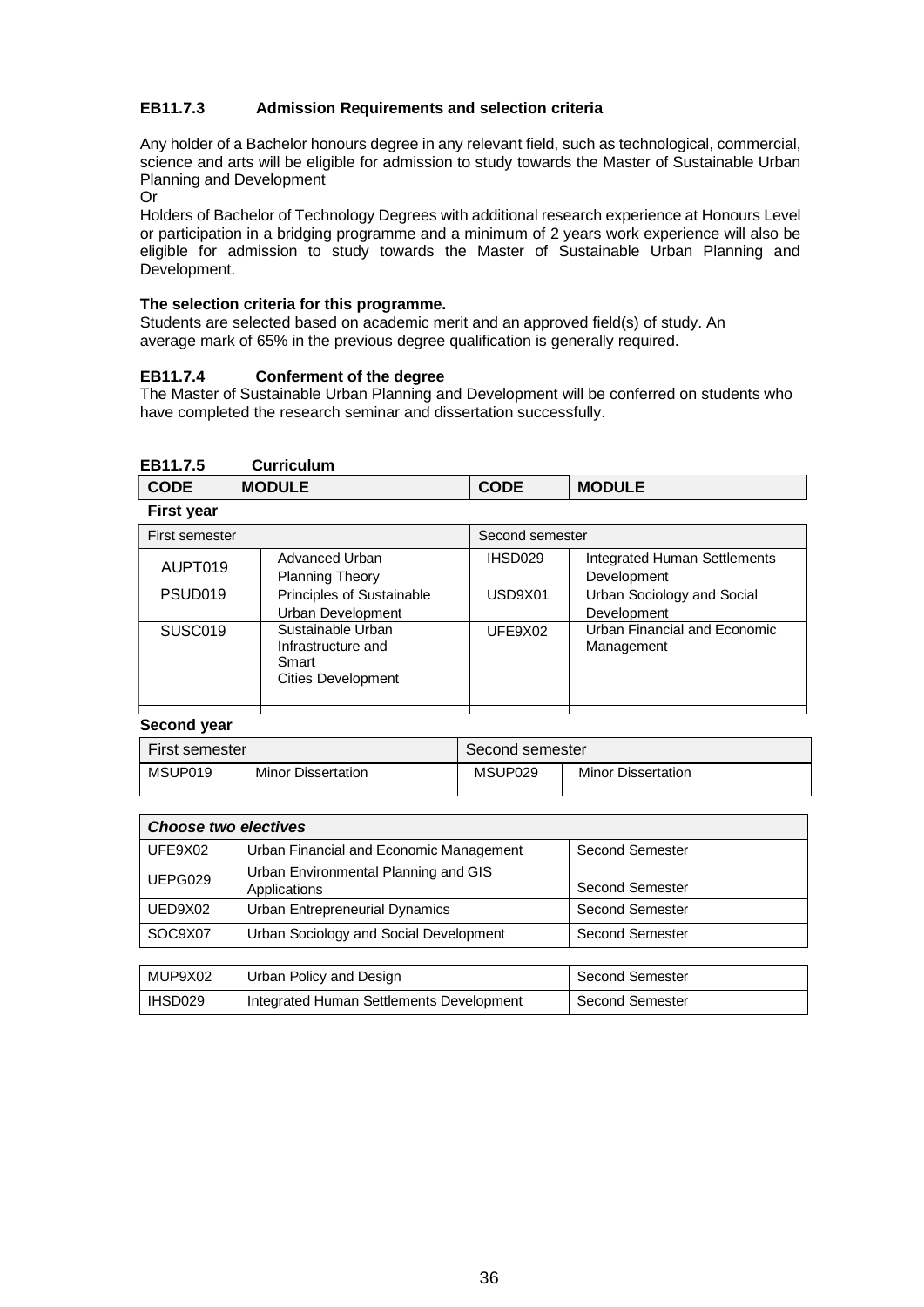#### EB11.7.3 Admission Requirements and selection criteria

Any holder of a Bachelor honours degree in any relevant field, such as technological, commercial, science and arts will be eligible for admission to study towards the Master of Sustainable Urban Planning and Development

Or

Holders of Bachelor of Technology Degrees with additional research experience at Honours Level or participation in a bridging programme and a minimum of 2 years work experience will also be eligible for admission to study towards the Master of Sustainable Urban Planning and Development.

**The selection criteria for this programme.**

Students are selected based on academic merit and an approved field(s) of study. An average mark of 65% in the previous degree qualification is generally required.

#### EB11.7.4 Conferment of the degree

The Master of Sustainable Urban Planning and Development will be conferred on students who have completed the research seminar and dissertation successfully.

#### EB11.7.5 Curriculum

| CODE | MODULE | CODE | MODULE |
|---|---|---|---|
| **First year** | | | |
| First semester | | Second semester | |
| AUPT019 | Advanced Urban Planning Theory | IHSD029 | Integrated Human Settlements Development |
| PSUD019 | Principles of Sustainable Urban Development | USD9X01 | Urban Sociology and Social Development |
| SUSC019 | Sustainable Urban Infrastructure and Smart Cities Development | UFE9X02 | Urban Financial and Economic Management |
| | | | |
| **Second year** | | | |
| First semester | | Second semester | |
| MSUP019 | Minor Dissertation | MSUP029 | Minor Dissertation |

| ***Choose two electives*** | | |
|---|---|---|
| UFE9X02 | Urban Financial and Economic Management | Second Semester |
| UEPG029 | Urban Environmental Planning and GIS Applications | Second Semester |
| UED9X02 | Urban Entrepreneurial Dynamics | Second Semester |
| SOC9X07 | Urban Sociology and Social Development | Second Semester |
| MUP9X02 | Urban Policy and Design | Second Semester |
| IHSD029 | Integrated Human Settlements Development | Second Semester |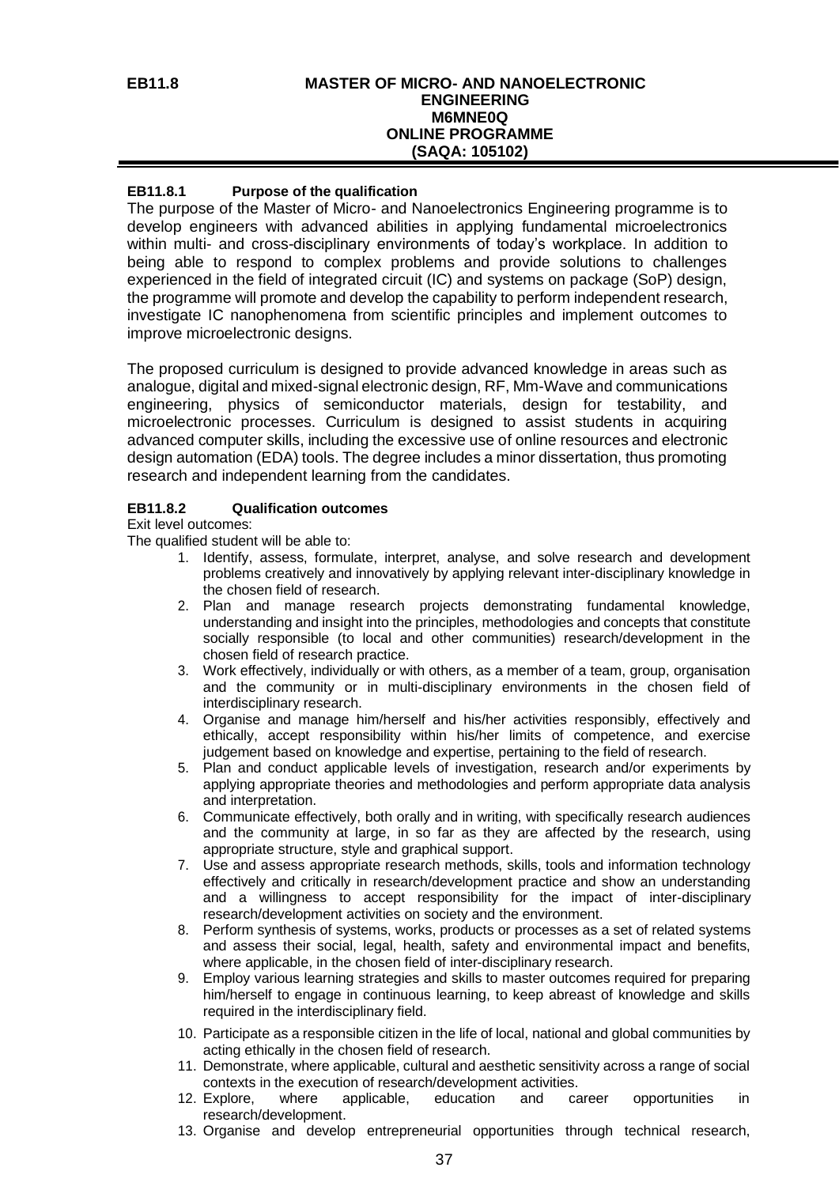# EB11.8 MASTER OF MICRO- AND NANOELECTRONIC ENGINEERING M6MNE0Q ONLINE PROGRAMME (SAQA: 105102)

## EB11.8.1 Purpose of the qualification

The purpose of the Master of Micro- and Nanoelectronics Engineering programme is to develop engineers with advanced abilities in applying fundamental microelectronics within multi- and cross-disciplinary environments of today's workplace. In addition to being able to respond to complex problems and provide solutions to challenges experienced in the field of integrated circuit (IC) and systems on package (SoP) design, the programme will promote and develop the capability to perform independent research, investigate IC nanophenomena from scientific principles and implement outcomes to improve microelectronic designs.

The proposed curriculum is designed to provide advanced knowledge in areas such as analogue, digital and mixed-signal electronic design, RF, Mm-Wave and communications engineering, physics of semiconductor materials, design for testability, and microelectronic processes. Curriculum is designed to assist students in acquiring advanced computer skills, including the excessive use of online resources and electronic design automation (EDA) tools. The degree includes a minor dissertation, thus promoting research and independent learning from the candidates.

## EB11.8.2 Qualification outcomes

Exit level outcomes:

The qualified student will be able to:

1. Identify, assess, formulate, interpret, analyse, and solve research and development problems creatively and innovatively by applying relevant inter-disciplinary knowledge in the chosen field of research.
2. Plan and manage research projects demonstrating fundamental knowledge, understanding and insight into the principles, methodologies and concepts that constitute socially responsible (to local and other communities) research/development in the chosen field of research practice.
3. Work effectively, individually or with others, as a member of a team, group, organisation and the community or in multi-disciplinary environments in the chosen field of interdisciplinary research.
4. Organise and manage him/herself and his/her activities responsibly, effectively and ethically, accept responsibility within his/her limits of competence, and exercise judgement based on knowledge and expertise, pertaining to the field of research.
5. Plan and conduct applicable levels of investigation, research and/or experiments by applying appropriate theories and methodologies and perform appropriate data analysis and interpretation.
6. Communicate effectively, both orally and in writing, with specifically research audiences and the community at large, in so far as they are affected by the research, using appropriate structure, style and graphical support.
7. Use and assess appropriate research methods, skills, tools and information technology effectively and critically in research/development practice and show an understanding and a willingness to accept responsibility for the impact of inter-disciplinary research/development activities on society and the environment.
8. Perform synthesis of systems, works, products or processes as a set of related systems and assess their social, legal, health, safety and environmental impact and benefits, where applicable, in the chosen field of inter-disciplinary research.
9. Employ various learning strategies and skills to master outcomes required for preparing him/herself to engage in continuous learning, to keep abreast of knowledge and skills required in the interdisciplinary field.
10. Participate as a responsible citizen in the life of local, national and global communities by acting ethically in the chosen field of research.
11. Demonstrate, where applicable, cultural and aesthetic sensitivity across a range of social contexts in the execution of research/development activities.
12. Explore, where applicable, education and career opportunities in research/development.
13. Organise and develop entrepreneurial opportunities through technical research,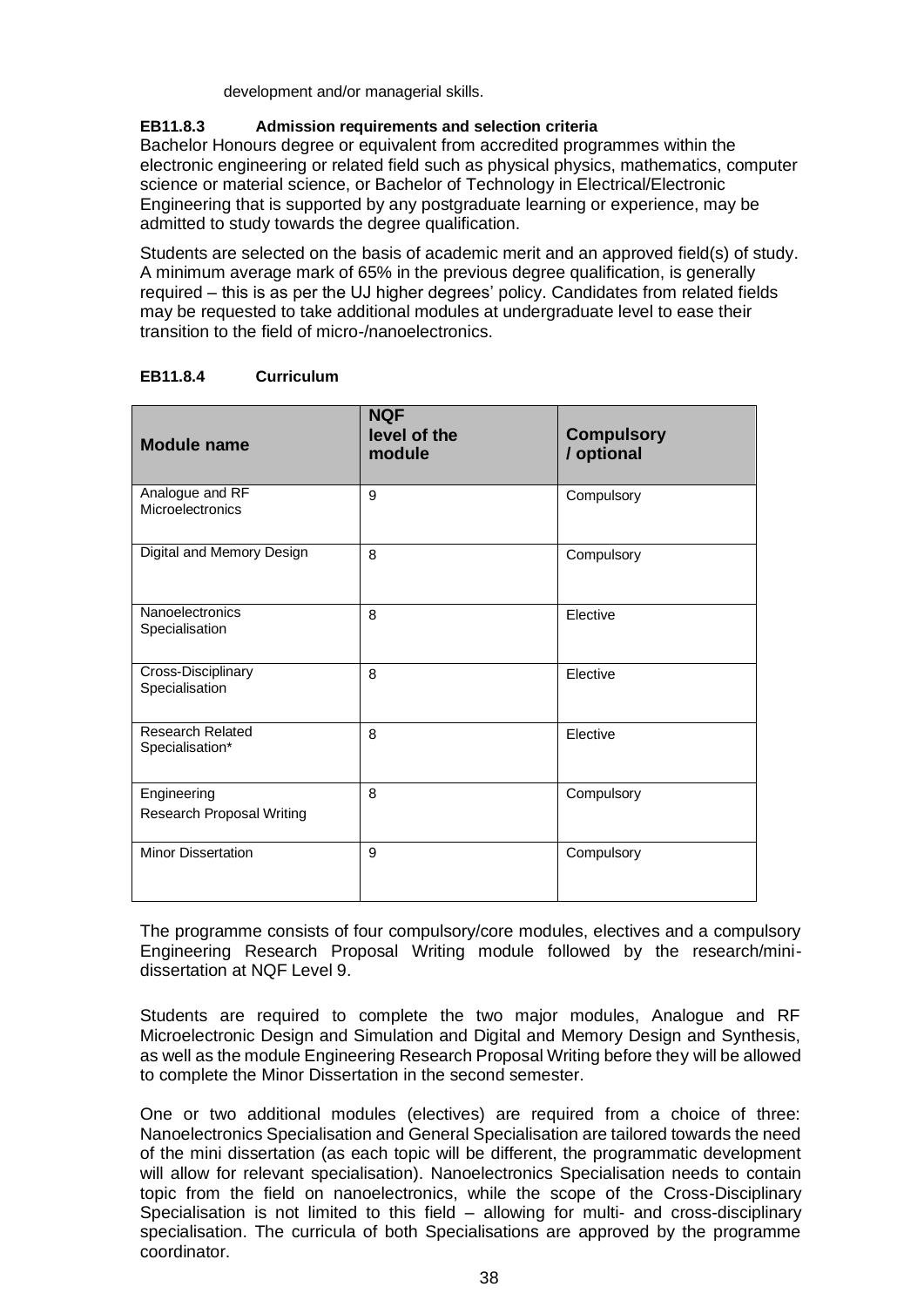development and/or managerial skills.

**EB11.8.3 Admission requirements and selection criteria**

Bachelor Honours degree or equivalent from accredited programmes within the electronic engineering or related field such as physical physics, mathematics, computer science or material science, or Bachelor of Technology in Electrical/Electronic Engineering that is supported by any postgraduate learning or experience, may be admitted to study towards the degree qualification.

Students are selected on the basis of academic merit and an approved field(s) of study. A minimum average mark of 65% in the previous degree qualification, is generally required – this is as per the UJ higher degrees' policy. Candidates from related fields may be requested to take additional modules at undergraduate level to ease their transition to the field of micro-/nanoelectronics.

**EB11.8.4 Curriculum**

| Module name | NQF level of the module | Compulsory / optional |
|---|---|---|
| Analogue and RF Microelectronics | 9 | Compulsory |
| Digital and Memory Design | 8 | Compulsory |
| Nanoelectronics Specialisation | 8 | Elective |
| Cross-Disciplinary Specialisation | 8 | Elective |
| Research Related Specialisation* | 8 | Elective |
| Engineering Research Proposal Writing | 8 | Compulsory |
| Minor Dissertation | 9 | Compulsory |

The programme consists of four compulsory/core modules, electives and a compulsory Engineering Research Proposal Writing module followed by the research/mini-dissertation at NQF Level 9.

Students are required to complete the two major modules, Analogue and RF Microelectronic Design and Simulation and Digital and Memory Design and Synthesis, as well as the module Engineering Research Proposal Writing before they will be allowed to complete the Minor Dissertation in the second semester.

One or two additional modules (electives) are required from a choice of three: Nanoelectronics Specialisation and General Specialisation are tailored towards the need of the mini dissertation (as each topic will be different, the programmatic development will allow for relevant specialisation). Nanoelectronics Specialisation needs to contain topic from the field on nanoelectronics, while the scope of the Cross-Disciplinary Specialisation is not limited to this field – allowing for multi- and cross-disciplinary specialisation. The curricula of both Specialisations are approved by the programme coordinator.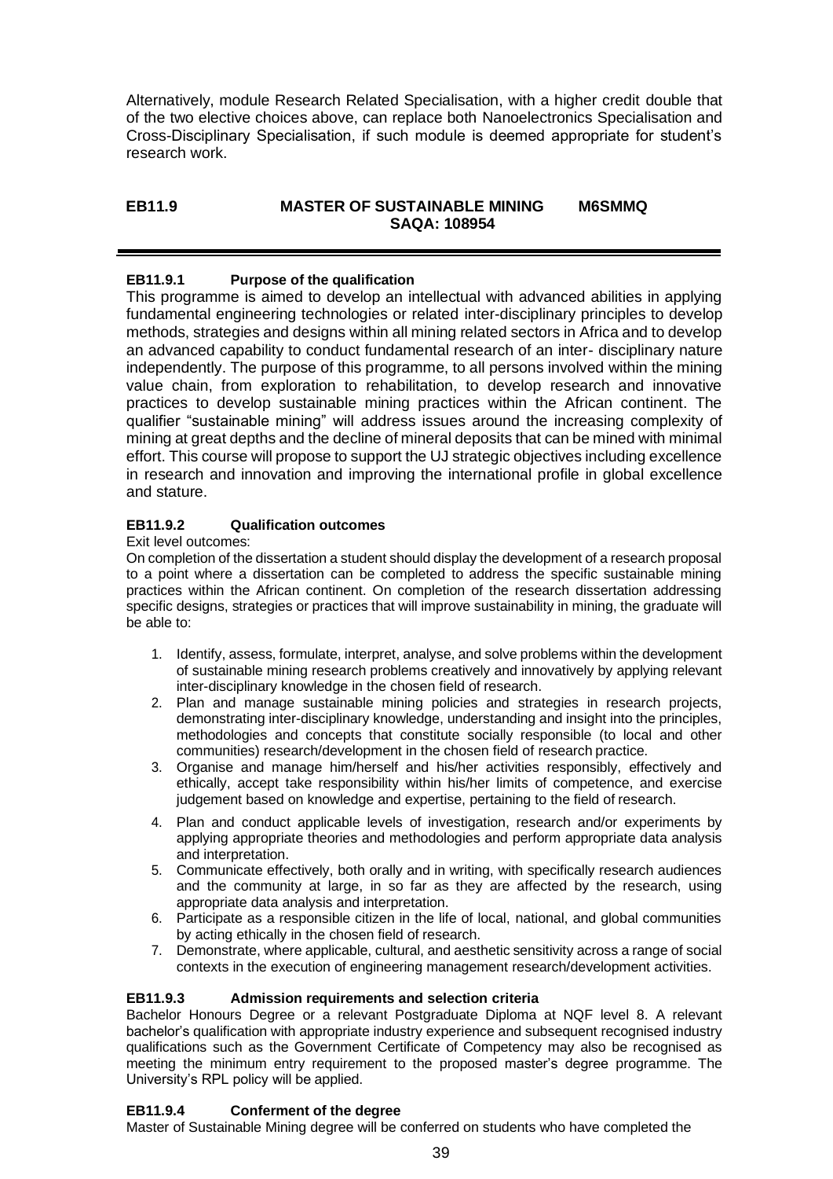Alternatively, module Research Related Specialisation, with a higher credit double that of the two elective choices above, can replace both Nanoelectronics Specialisation and Cross-Disciplinary Specialisation, if such module is deemed appropriate for student's research work.

## EB11.9 MASTER OF SUSTAINABLE MINING M6SMMQ SAQA: 108954

### EB11.9.1 Purpose of the qualification

This programme is aimed to develop an intellectual with advanced abilities in applying fundamental engineering technologies or related inter-disciplinary principles to develop methods, strategies and designs within all mining related sectors in Africa and to develop an advanced capability to conduct fundamental research of an inter- disciplinary nature independently. The purpose of this programme, to all persons involved within the mining value chain, from exploration to rehabilitation, to develop research and innovative practices to develop sustainable mining practices within the African continent. The qualifier "sustainable mining" will address issues around the increasing complexity of mining at great depths and the decline of mineral deposits that can be mined with minimal effort. This course will propose to support the UJ strategic objectives including excellence in research and innovation and improving the international profile in global excellence and stature.

### EB11.9.2 Qualification outcomes

Exit level outcomes:

On completion of the dissertation a student should display the development of a research proposal to a point where a dissertation can be completed to address the specific sustainable mining practices within the African continent. On completion of the research dissertation addressing specific designs, strategies or practices that will improve sustainability in mining, the graduate will be able to:

1. Identify, assess, formulate, interpret, analyse, and solve problems within the development of sustainable mining research problems creatively and innovatively by applying relevant inter-disciplinary knowledge in the chosen field of research.
2. Plan and manage sustainable mining policies and strategies in research projects, demonstrating inter-disciplinary knowledge, understanding and insight into the principles, methodologies and concepts that constitute socially responsible (to local and other communities) research/development in the chosen field of research practice.
3. Organise and manage him/herself and his/her activities responsibly, effectively and ethically, accept take responsibility within his/her limits of competence, and exercise judgement based on knowledge and expertise, pertaining to the field of research.
4. Plan and conduct applicable levels of investigation, research and/or experiments by applying appropriate theories and methodologies and perform appropriate data analysis and interpretation.
5. Communicate effectively, both orally and in writing, with specifically research audiences and the community at large, in so far as they are affected by the research, using appropriate data analysis and interpretation.
6. Participate as a responsible citizen in the life of local, national, and global communities by acting ethically in the chosen field of research.
7. Demonstrate, where applicable, cultural, and aesthetic sensitivity across a range of social contexts in the execution of engineering management research/development activities.

### EB11.9.3 Admission requirements and selection criteria

Bachelor Honours Degree or a relevant Postgraduate Diploma at NQF level 8. A relevant bachelor's qualification with appropriate industry experience and subsequent recognised industry qualifications such as the Government Certificate of Competency may also be recognised as meeting the minimum entry requirement to the proposed master's degree programme. The University's RPL policy will be applied.

### EB11.9.4 Conferment of the degree

Master of Sustainable Mining degree will be conferred on students who have completed the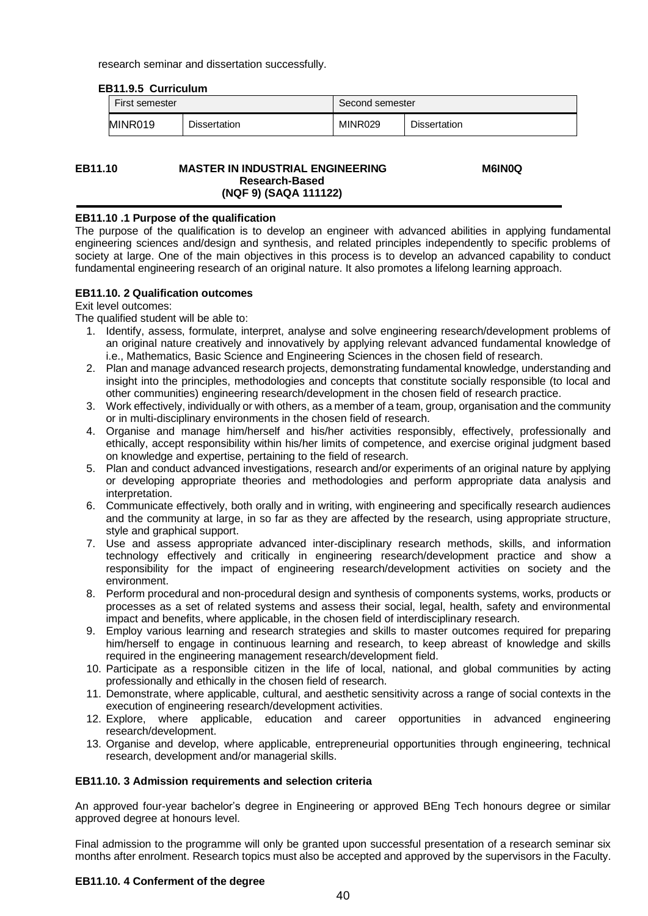research seminar and dissertation successfully.

#### EB11.9.5 Curriculum

| First semester | | Second semester | |
|---|---|---|---|
| MINR019 | Dissertation | MINR029 | Dissertation |

## EB11.10 MASTER IN INDUSTRIAL ENGINEERING Research-Based (NQF 9) (SAQA 111122) M6IN0Q

### EB11.10 .1 Purpose of the qualification

The purpose of the qualification is to develop an engineer with advanced abilities in applying fundamental engineering sciences and/design and synthesis, and related principles independently to specific problems of society at large. One of the main objectives in this process is to develop an advanced capability to conduct fundamental engineering research of an original nature. It also promotes a lifelong learning approach.

### EB11.10. 2 Qualification outcomes

Exit level outcomes:

The qualified student will be able to:

1. Identify, assess, formulate, interpret, analyse and solve engineering research/development problems of an original nature creatively and innovatively by applying relevant advanced fundamental knowledge of i.e., Mathematics, Basic Science and Engineering Sciences in the chosen field of research.
2. Plan and manage advanced research projects, demonstrating fundamental knowledge, understanding and insight into the principles, methodologies and concepts that constitute socially responsible (to local and other communities) engineering research/development in the chosen field of research practice.
3. Work effectively, individually or with others, as a member of a team, group, organisation and the community or in multi-disciplinary environments in the chosen field of research.
4. Organise and manage him/herself and his/her activities responsibly, effectively, professionally and ethically, accept responsibility within his/her limits of competence, and exercise original judgment based on knowledge and expertise, pertaining to the field of research.
5. Plan and conduct advanced investigations, research and/or experiments of an original nature by applying or developing appropriate theories and methodologies and perform appropriate data analysis and interpretation.
6. Communicate effectively, both orally and in writing, with engineering and specifically research audiences and the community at large, in so far as they are affected by the research, using appropriate structure, style and graphical support.
7. Use and assess appropriate advanced inter-disciplinary research methods, skills, and information technology effectively and critically in engineering research/development practice and show a responsibility for the impact of engineering research/development activities on society and the environment.
8. Perform procedural and non-procedural design and synthesis of components systems, works, products or processes as a set of related systems and assess their social, legal, health, safety and environmental impact and benefits, where applicable, in the chosen field of interdisciplinary research.
9. Employ various learning and research strategies and skills to master outcomes required for preparing him/herself to engage in continuous learning and research, to keep abreast of knowledge and skills required in the engineering management research/development field.
10. Participate as a responsible citizen in the life of local, national, and global communities by acting professionally and ethically in the chosen field of research.
11. Demonstrate, where applicable, cultural, and aesthetic sensitivity across a range of social contexts in the execution of engineering research/development activities.
12. Explore, where applicable, education and career opportunities in advanced engineering research/development.
13. Organise and develop, where applicable, entrepreneurial opportunities through engineering, technical research, development and/or managerial skills.

### EB11.10. 3 Admission requirements and selection criteria

An approved four-year bachelor's degree in Engineering or approved BEng Tech honours degree or similar approved degree at honours level.

Final admission to the programme will only be granted upon successful presentation of a research seminar six months after enrolment. Research topics must also be accepted and approved by the supervisors in the Faculty.

### EB11.10. 4 Conferment of the degree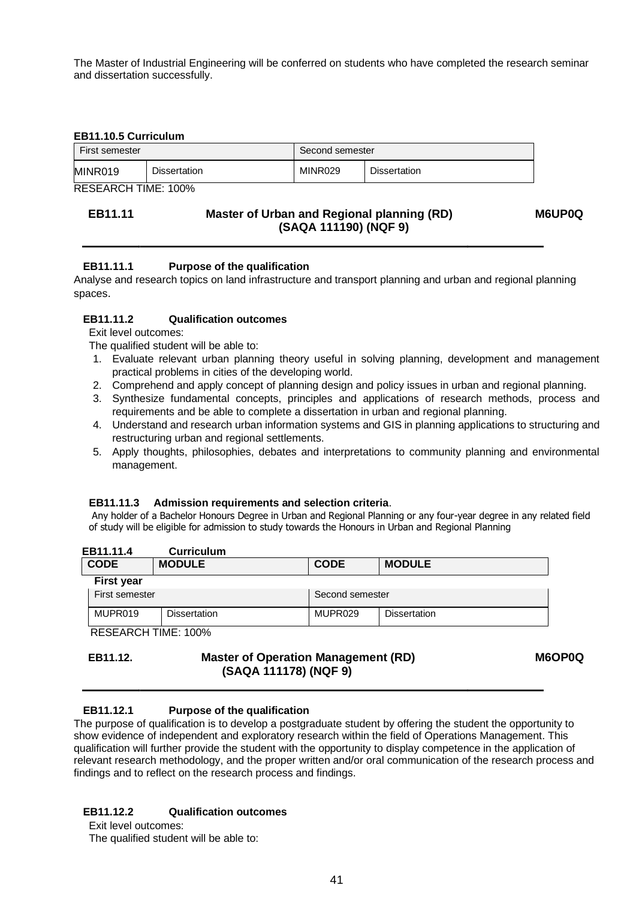The Master of Industrial Engineering will be conferred on students who have completed the research seminar and dissertation successfully.

**EB11.10.5 Curriculum**

| First semester | | Second semester | |
|---|---|---|---|
| MINR019 | Dissertation | MINR029 | Dissertation |

RESEARCH TIME: 100%

## EB11.11 Master of Urban and Regional planning (RD) (SAQA 111190) (NQF 9) M6UP0Q

### EB11.11.1 Purpose of the qualification

Analyse and research topics on land infrastructure and transport planning and urban and regional planning spaces.

### EB11.11.2 Qualification outcomes

Exit level outcomes:

The qualified student will be able to:

1. Evaluate relevant urban planning theory useful in solving planning, development and management practical problems in cities of the developing world.
2. Comprehend and apply concept of planning design and policy issues in urban and regional planning.
3. Synthesize fundamental concepts, principles and applications of research methods, process and requirements and be able to complete a dissertation in urban and regional planning.
4. Understand and research urban information systems and GIS in planning applications to structuring and restructuring urban and regional settlements.
5. Apply thoughts, philosophies, debates and interpretations to community planning and environmental management.

### EB11.11.3 Admission requirements and selection criteria.

Any holder of a Bachelor Honours Degree in Urban and Regional Planning or any four-year degree in any related field of study will be eligible for admission to study towards the Honours in Urban and Regional Planning

### EB11.11.4 Curriculum

| CODE | MODULE | CODE | MODULE |
|---|---|---|---|
| **First year** | | | |
| First semester | | Second semester | |
| MUPR019 | Dissertation | MUPR029 | Dissertation |

RESEARCH TIME: 100%

## EB11.12. Master of Operation Management (RD) (SAQA 111178) (NQF 9) M6OP0Q

### EB11.12.1 Purpose of the qualification

The purpose of qualification is to develop a postgraduate student by offering the student the opportunity to show evidence of independent and exploratory research within the field of Operations Management. This qualification will further provide the student with the opportunity to display competence in the application of relevant research methodology, and the proper written and/or oral communication of the research process and findings and to reflect on the research process and findings.

### EB11.12.2 Qualification outcomes

Exit level outcomes:

The qualified student will be able to: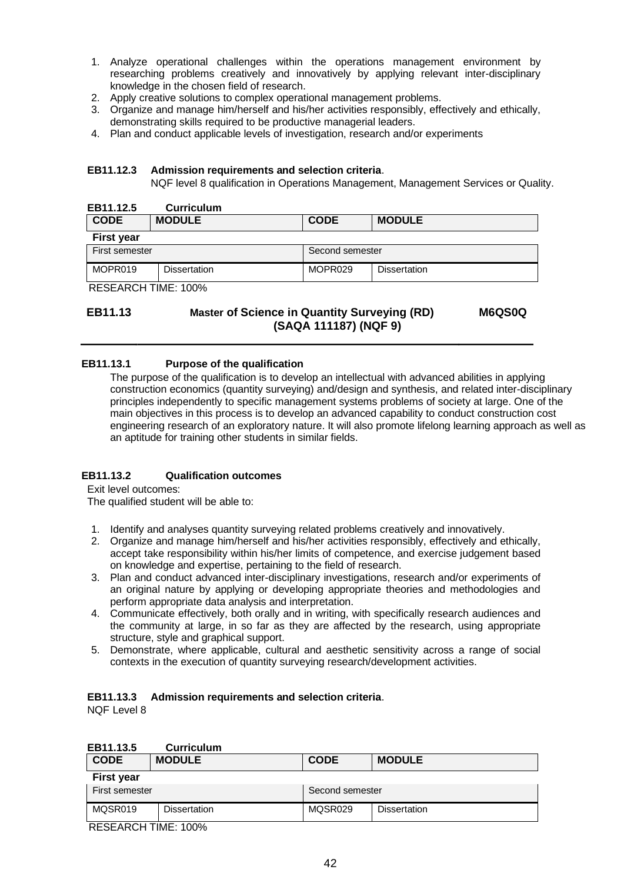1. Analyze operational challenges within the operations management environment by researching problems creatively and innovatively by applying relevant inter-disciplinary knowledge in the chosen field of research.
2. Apply creative solutions to complex operational management problems.
3. Organize and manage him/herself and his/her activities responsibly, effectively and ethically, demonstrating skills required to be productive managerial leaders.
4. Plan and conduct applicable levels of investigation, research and/or experiments

**EB11.12.3 Admission requirements and selection criteria**.

NQF level 8 qualification in Operations Management, Management Services or Quality.

**EB11.12.5 Curriculum**

| CODE | MODULE | CODE | MODULE |
|---|---|---|---|
| **First year** | | | |
| First semester | | Second semester | |
| MOPR019 | Dissertation | MOPR029 | Dissertation |

RESEARCH TIME: 100%

## EB11.13 Master of Science in Quantity Surveying (RD) (SAQA 111187) (NQF 9) M6QS0Q

**EB11.13.1 Purpose of the qualification**

The purpose of the qualification is to develop an intellectual with advanced abilities in applying construction economics (quantity surveying) and/design and synthesis, and related inter-disciplinary principles independently to specific management systems problems of society at large. One of the main objectives in this process is to develop an advanced capability to conduct construction cost engineering research of an exploratory nature. It will also promote lifelong learning approach as well as an aptitude for training other students in similar fields.

**EB11.13.2 Qualification outcomes**

Exit level outcomes:
The qualified student will be able to:

1. Identify and analyses quantity surveying related problems creatively and innovatively.
2. Organize and manage him/herself and his/her activities responsibly, effectively and ethically, accept take responsibility within his/her limits of competence, and exercise judgement based on knowledge and expertise, pertaining to the field of research.
3. Plan and conduct advanced inter-disciplinary investigations, research and/or experiments of an original nature by applying or developing appropriate theories and methodologies and perform appropriate data analysis and interpretation.
4. Communicate effectively, both orally and in writing, with specifically research audiences and the community at large, in so far as they are affected by the research, using appropriate structure, style and graphical support.
5. Demonstrate, where applicable, cultural and aesthetic sensitivity across a range of social contexts in the execution of quantity surveying research/development activities.

**EB11.13.3 Admission requirements and selection criteria**.

NQF Level 8

**EB11.13.5 Curriculum**

| CODE | MODULE | CODE | MODULE |
|---|---|---|---|
| **First year** | | | |
| First semester | | Second semester | |
| MQSR019 | Dissertation | MQSR029 | Dissertation |

RESEARCH TIME: 100%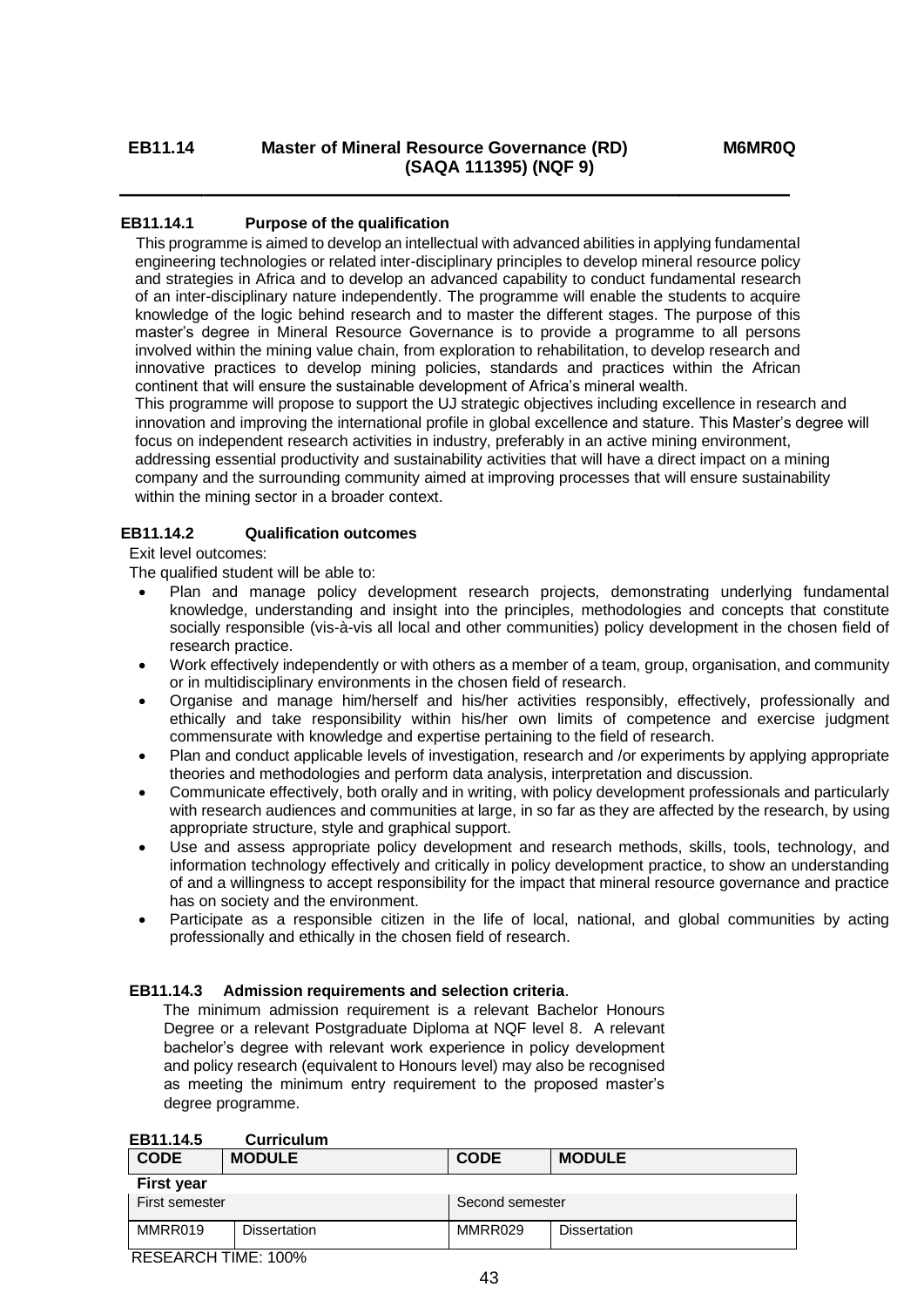## EB11.14 Master of Mineral Resource Governance (RD) (SAQA 111395) (NQF 9) M6MR0Q

### EB11.14.1 Purpose of the qualification

This programme is aimed to develop an intellectual with advanced abilities in applying fundamental engineering technologies or related inter-disciplinary principles to develop mineral resource policy and strategies in Africa and to develop an advanced capability to conduct fundamental research of an inter-disciplinary nature independently. The programme will enable the students to acquire knowledge of the logic behind research and to master the different stages. The purpose of this master's degree in Mineral Resource Governance is to provide a programme to all persons involved within the mining value chain, from exploration to rehabilitation, to develop research and innovative practices to develop mining policies, standards and practices within the African continent that will ensure the sustainable development of Africa's mineral wealth.

This programme will propose to support the UJ strategic objectives including excellence in research and innovation and improving the international profile in global excellence and stature. This Master's degree will focus on independent research activities in industry, preferably in an active mining environment, addressing essential productivity and sustainability activities that will have a direct impact on a mining company and the surrounding community aimed at improving processes that will ensure sustainability within the mining sector in a broader context.

### EB11.14.2 Qualification outcomes

Exit level outcomes:

The qualified student will be able to:

- Plan and manage policy development research projects, demonstrating underlying fundamental knowledge, understanding and insight into the principles, methodologies and concepts that constitute socially responsible (vis-à-vis all local and other communities) policy development in the chosen field of research practice.
- Work effectively independently or with others as a member of a team, group, organisation, and community or in multidisciplinary environments in the chosen field of research.
- Organise and manage him/herself and his/her activities responsibly, effectively, professionally and ethically and take responsibility within his/her own limits of competence and exercise judgment commensurate with knowledge and expertise pertaining to the field of research.
- Plan and conduct applicable levels of investigation, research and /or experiments by applying appropriate theories and methodologies and perform data analysis, interpretation and discussion.
- Communicate effectively, both orally and in writing, with policy development professionals and particularly with research audiences and communities at large, in so far as they are affected by the research, by using appropriate structure, style and graphical support.
- Use and assess appropriate policy development and research methods, skills, tools, technology, and information technology effectively and critically in policy development practice, to show an understanding of and a willingness to accept responsibility for the impact that mineral resource governance and practice has on society and the environment.
- Participate as a responsible citizen in the life of local, national, and global communities by acting professionally and ethically in the chosen field of research.

### EB11.14.3 Admission requirements and selection criteria.

The minimum admission requirement is a relevant Bachelor Honours Degree or a relevant Postgraduate Diploma at NQF level 8. A relevant bachelor's degree with relevant work experience in policy development and policy research (equivalent to Honours level) may also be recognised as meeting the minimum entry requirement to the proposed master's degree programme.

### EB11.14.5 Curriculum

| CODE | MODULE | CODE | MODULE |
|---|---|---|---|
| **First year** | | | |
| First semester | | Second semester | |
| MMRR019 | Dissertation | MMRR029 | Dissertation |

RESEARCH TIME: 100%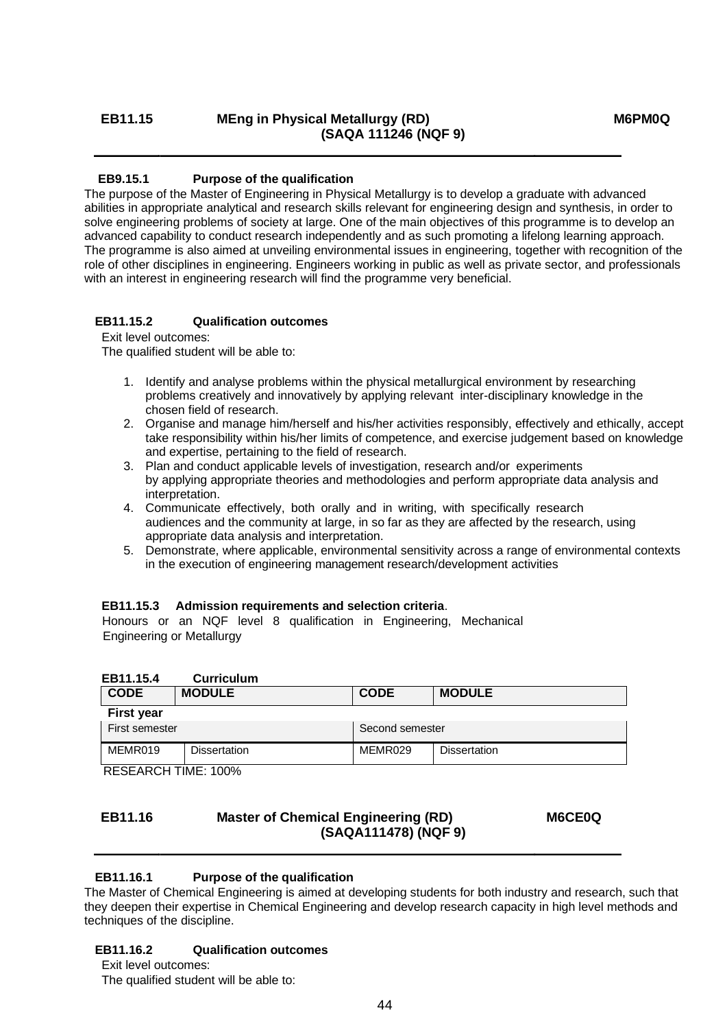## EB11.15 MEng in Physical Metallurgy (RD) (SAQA 111246 (NQF 9)) M6PM0Q

### EB9.15.1 Purpose of the qualification

The purpose of the Master of Engineering in Physical Metallurgy is to develop a graduate with advanced abilities in appropriate analytical and research skills relevant for engineering design and synthesis, in order to solve engineering problems of society at large. One of the main objectives of this programme is to develop an advanced capability to conduct research independently and as such promoting a lifelong learning approach. The programme is also aimed at unveiling environmental issues in engineering, together with recognition of the role of other disciplines in engineering. Engineers working in public as well as private sector, and professionals with an interest in engineering research will find the programme very beneficial.

### EB11.15.2 Qualification outcomes

Exit level outcomes:

The qualified student will be able to:

1. Identify and analyse problems within the physical metallurgical environment by researching problems creatively and innovatively by applying relevant inter-disciplinary knowledge in the chosen field of research.
2. Organise and manage him/herself and his/her activities responsibly, effectively and ethically, accept take responsibility within his/her limits of competence, and exercise judgement based on knowledge and expertise, pertaining to the field of research.
3. Plan and conduct applicable levels of investigation, research and/or experiments by applying appropriate theories and methodologies and perform appropriate data analysis and interpretation.
4. Communicate effectively, both orally and in writing, with specifically research audiences and the community at large, in so far as they are affected by the research, using appropriate data analysis and interpretation.
5. Demonstrate, where applicable, environmental sensitivity across a range of environmental contexts in the execution of engineering management research/development activities

### EB11.15.3 Admission requirements and selection criteria.

Honours or an NQF level 8 qualification in Engineering, Mechanical Engineering or Metallurgy

### EB11.15.4 Curriculum

| CODE | MODULE | CODE | MODULE |
|---|---|---|---|
| **First year** | | | |
| First semester | | Second semester | |
| MEMR019 | Dissertation | MEMR029 | Dissertation |

RESEARCH TIME: 100%

## EB11.16 Master of Chemical Engineering (RD) (SAQA111478) (NQF 9) M6CE0Q

### EB11.16.1 Purpose of the qualification

The Master of Chemical Engineering is aimed at developing students for both industry and research, such that they deepen their expertise in Chemical Engineering and develop research capacity in high level methods and techniques of the discipline.

### EB11.16.2 Qualification outcomes

Exit level outcomes:

The qualified student will be able to: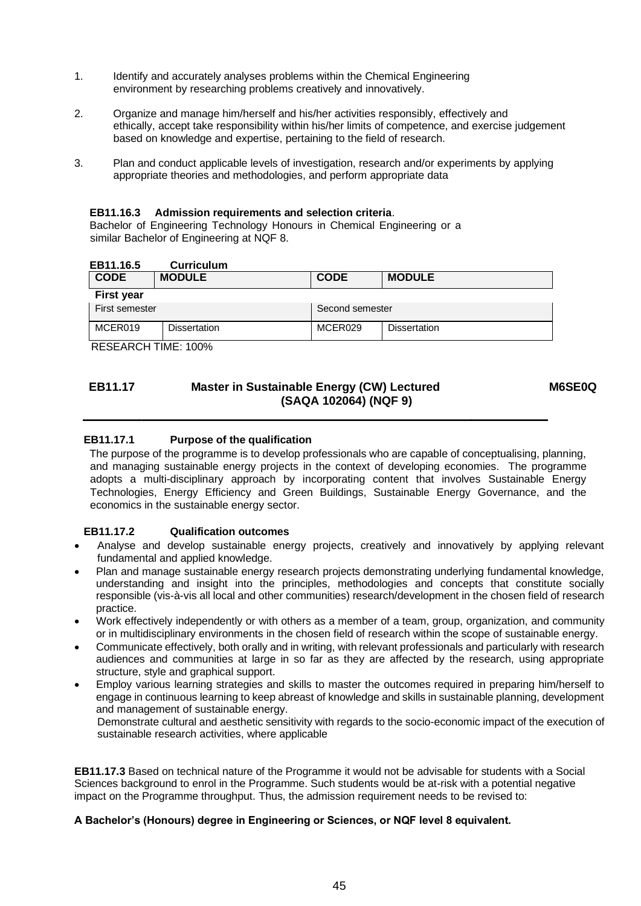1. Identify and accurately analyses problems within the Chemical Engineering environment by researching problems creatively and innovatively.

2. Organize and manage him/herself and his/her activities responsibly, effectively and ethically, accept take responsibility within his/her limits of competence, and exercise judgement based on knowledge and expertise, pertaining to the field of research.

3. Plan and conduct applicable levels of investigation, research and/or experiments by applying appropriate theories and methodologies, and perform appropriate data

**EB11.16.3 Admission requirements and selection criteria**.

Bachelor of Engineering Technology Honours in Chemical Engineering or a similar Bachelor of Engineering at NQF 8.

**EB11.16.5 Curriculum**

| CODE | MODULE | CODE | MODULE |
|---|---|---|---|
| **First year** | | | |
| First semester | | Second semester | |
| MCER019 | Dissertation | MCER029 | Dissertation |

RESEARCH TIME: 100%

## EB11.17 Master in Sustainable Energy (CW) Lectured (SAQA 102064) (NQF 9) M6SE0Q

**EB11.17.1 Purpose of the qualification**

The purpose of the programme is to develop professionals who are capable of conceptualising, planning, and managing sustainable energy projects in the context of developing economies. The programme adopts a multi-disciplinary approach by incorporating content that involves Sustainable Energy Technologies, Energy Efficiency and Green Buildings, Sustainable Energy Governance, and the economics in the sustainable energy sector.

**EB11.17.2 Qualification outcomes**

- Analyse and develop sustainable energy projects, creatively and innovatively by applying relevant fundamental and applied knowledge.
- Plan and manage sustainable energy research projects demonstrating underlying fundamental knowledge, understanding and insight into the principles, methodologies and concepts that constitute socially responsible (vis-à-vis all local and other communities) research/development in the chosen field of research practice.
- Work effectively independently or with others as a member of a team, group, organization, and community or in multidisciplinary environments in the chosen field of research within the scope of sustainable energy.
- Communicate effectively, both orally and in writing, with relevant professionals and particularly with research audiences and communities at large in so far as they are affected by the research, using appropriate structure, style and graphical support.
- Employ various learning strategies and skills to master the outcomes required in preparing him/herself to engage in continuous learning to keep abreast of knowledge and skills in sustainable planning, development and management of sustainable energy.
  Demonstrate cultural and aesthetic sensitivity with regards to the socio-economic impact of the execution of sustainable research activities, where applicable

**EB11.17.3** Based on technical nature of the Programme it would not be advisable for students with a Social Sciences background to enrol in the Programme. Such students would be at-risk with a potential negative impact on the Programme throughput. Thus, the admission requirement needs to be revised to:

**A Bachelor's (Honours) degree in Engineering or Sciences, or NQF level 8 equivalent.**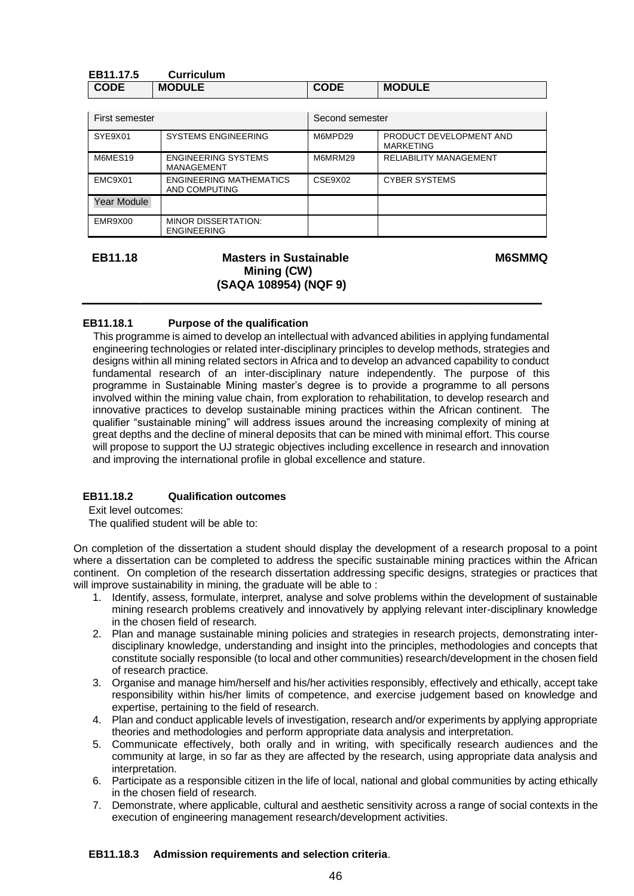**EB11.17.5 Curriculum**

| CODE | MODULE | CODE | MODULE |
|---|---|---|---|
| First semester | | Second semester | |
| SYE9X01 | SYSTEMS ENGINEERING | M6MPD29 | PRODUCT DEVELOPMENT AND MARKETING |
| M6MES19 | ENGINEERING SYSTEMS MANAGEMENT | M6MRM29 | RELIABILITY MANAGEMENT |
| EMC9X01 | ENGINEERING MATHEMATICS AND COMPUTING | CSE9X02 | CYBER SYSTEMS |
| Year Module | | | |
| EMR9X00 | MINOR DISSERTATION: ENGINEERING | | |

## EB11.18 Masters in Sustainable Mining (CW) (SAQA 108954) (NQF 9) M6SMMQ

### EB11.18.1 Purpose of the qualification

This programme is aimed to develop an intellectual with advanced abilities in applying fundamental engineering technologies or related inter-disciplinary principles to develop methods, strategies and designs within all mining related sectors in Africa and to develop an advanced capability to conduct fundamental research of an inter-disciplinary nature independently. The purpose of this programme in Sustainable Mining master's degree is to provide a programme to all persons involved within the mining value chain, from exploration to rehabilitation, to develop research and innovative practices to develop sustainable mining practices within the African continent. The qualifier "sustainable mining" will address issues around the increasing complexity of mining at great depths and the decline of mineral deposits that can be mined with minimal effort. This course will propose to support the UJ strategic objectives including excellence in research and innovation and improving the international profile in global excellence and stature.

### EB11.18.2 Qualification outcomes

Exit level outcomes:

The qualified student will be able to:

On completion of the dissertation a student should display the development of a research proposal to a point where a dissertation can be completed to address the specific sustainable mining practices within the African continent. On completion of the research dissertation addressing specific designs, strategies or practices that will improve sustainability in mining, the graduate will be able to :

1. Identify, assess, formulate, interpret, analyse and solve problems within the development of sustainable mining research problems creatively and innovatively by applying relevant inter-disciplinary knowledge in the chosen field of research.
2. Plan and manage sustainable mining policies and strategies in research projects, demonstrating inter-disciplinary knowledge, understanding and insight into the principles, methodologies and concepts that constitute socially responsible (to local and other communities) research/development in the chosen field of research practice.
3. Organise and manage him/herself and his/her activities responsibly, effectively and ethically, accept take responsibility within his/her limits of competence, and exercise judgement based on knowledge and expertise, pertaining to the field of research.
4. Plan and conduct applicable levels of investigation, research and/or experiments by applying appropriate theories and methodologies and perform appropriate data analysis and interpretation.
5. Communicate effectively, both orally and in writing, with specifically research audiences and the community at large, in so far as they are affected by the research, using appropriate data analysis and interpretation.
6. Participate as a responsible citizen in the life of local, national and global communities by acting ethically in the chosen field of research.
7. Demonstrate, where applicable, cultural and aesthetic sensitivity across a range of social contexts in the execution of engineering management research/development activities.

### EB11.18.3 Admission requirements and selection criteria.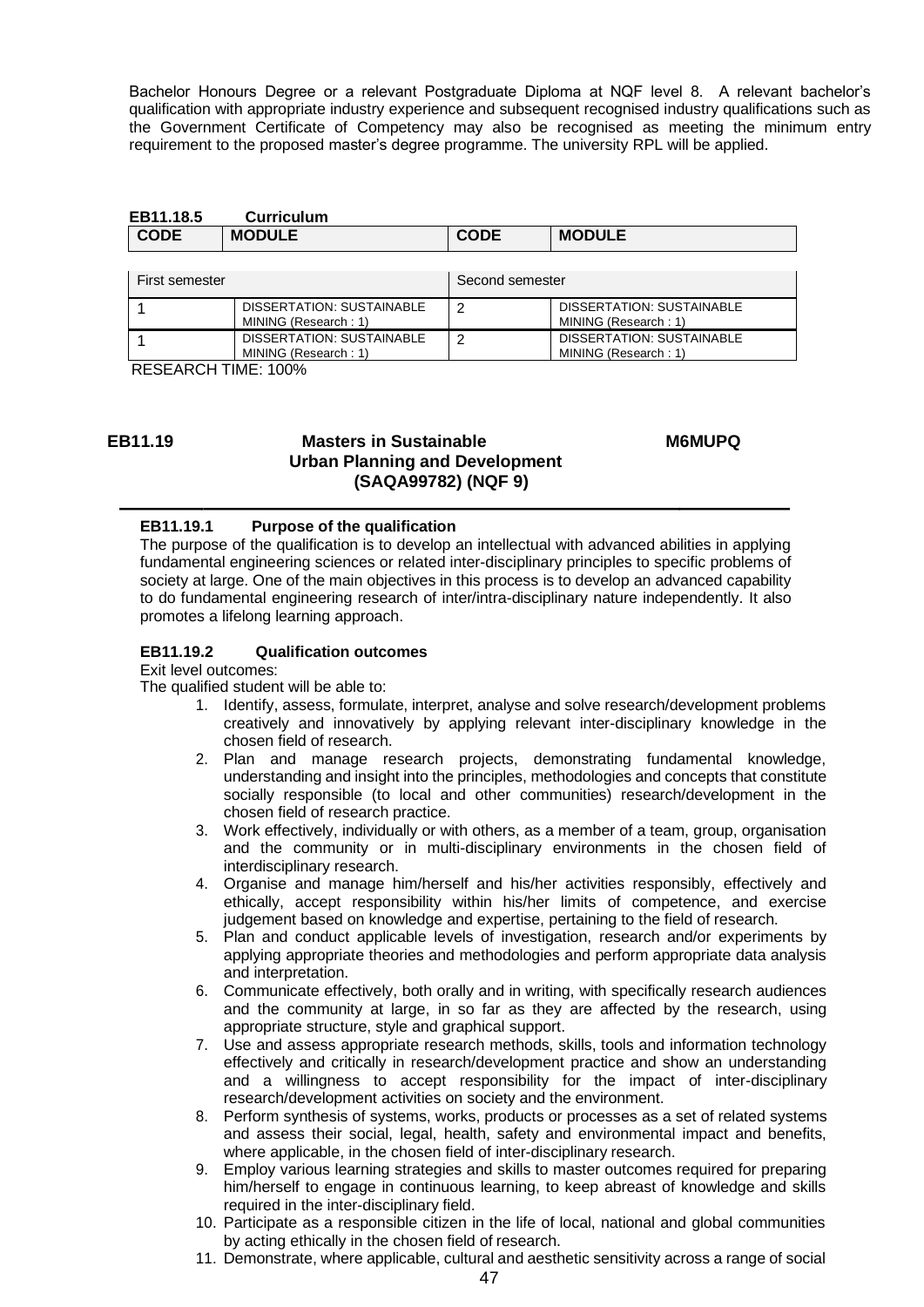Bachelor Honours Degree or a relevant Postgraduate Diploma at NQF level 8. A relevant bachelor's qualification with appropriate industry experience and subsequent recognised industry qualifications such as the Government Certificate of Competency may also be recognised as meeting the minimum entry requirement to the proposed master's degree programme. The university RPL will be applied.

### EB11.18.5 Curriculum

| CODE | MODULE | CODE | MODULE |
|---|---|---|---|
| First semester | | Second semester | |
| 1 | DISSERTATION: SUSTAINABLE MINING (Research : 1) | 2 | DISSERTATION: SUSTAINABLE MINING (Research : 1) |
| 1 | DISSERTATION: SUSTAINABLE MINING (Research : 1) | 2 | DISSERTATION: SUSTAINABLE MINING (Research : 1) |

RESEARCH TIME: 100%

## EB11.19 Masters in Sustainable Urban Planning and Development (SAQA99782) (NQF 9) M6MUPQ

### EB11.19.1 Purpose of the qualification

The purpose of the qualification is to develop an intellectual with advanced abilities in applying fundamental engineering sciences or related inter-disciplinary principles to specific problems of society at large. One of the main objectives in this process is to develop an advanced capability to do fundamental engineering research of inter/intra-disciplinary nature independently. It also promotes a lifelong learning approach.

### EB11.19.2 Qualification outcomes

Exit level outcomes:

The qualified student will be able to:

1. Identify, assess, formulate, interpret, analyse and solve research/development problems creatively and innovatively by applying relevant inter-disciplinary knowledge in the chosen field of research.
2. Plan and manage research projects, demonstrating fundamental knowledge, understanding and insight into the principles, methodologies and concepts that constitute socially responsible (to local and other communities) research/development in the chosen field of research practice.
3. Work effectively, individually or with others, as a member of a team, group, organisation and the community or in multi-disciplinary environments in the chosen field of interdisciplinary research.
4. Organise and manage him/herself and his/her activities responsibly, effectively and ethically, accept responsibility within his/her limits of competence, and exercise judgement based on knowledge and expertise, pertaining to the field of research.
5. Plan and conduct applicable levels of investigation, research and/or experiments by applying appropriate theories and methodologies and perform appropriate data analysis and interpretation.
6. Communicate effectively, both orally and in writing, with specifically research audiences and the community at large, in so far as they are affected by the research, using appropriate structure, style and graphical support.
7. Use and assess appropriate research methods, skills, tools and information technology effectively and critically in research/development practice and show an understanding and a willingness to accept responsibility for the impact of inter-disciplinary research/development activities on society and the environment.
8. Perform synthesis of systems, works, products or processes as a set of related systems and assess their social, legal, health, safety and environmental impact and benefits, where applicable, in the chosen field of inter-disciplinary research.
9. Employ various learning strategies and skills to master outcomes required for preparing him/herself to engage in continuous learning, to keep abreast of knowledge and skills required in the inter-disciplinary field.
10. Participate as a responsible citizen in the life of local, national and global communities by acting ethically in the chosen field of research.
11. Demonstrate, where applicable, cultural and aesthetic sensitivity across a range of social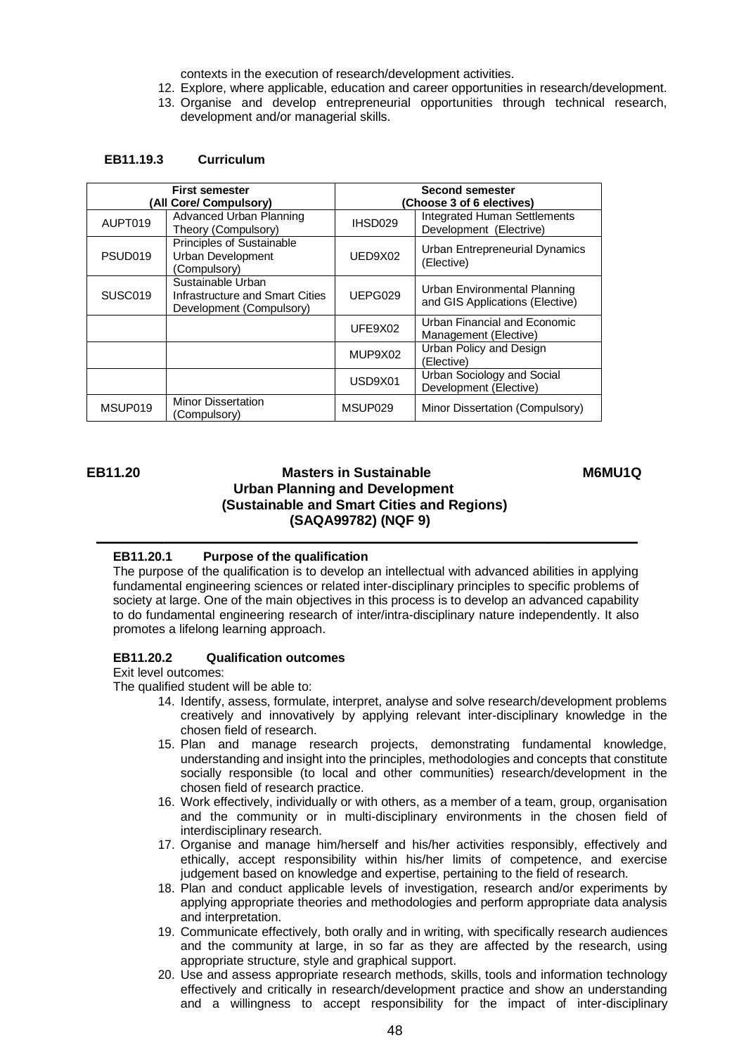contexts in the execution of research/development activities.

12. Explore, where applicable, education and career opportunities in research/development.
13. Organise and develop entrepreneurial opportunities through technical research, development and/or managerial skills.

### EB11.19.3 Curriculum

| First semester (All Core/ Compulsory) | | Second semester (Choose 3 of 6 electives) | |
|---|---|---|---|
| AUPT019 | Advanced Urban Planning Theory (Compulsory) | IHSD029 | Integrated Human Settlements Development (Electrive) |
| PSUD019 | Principles of Sustainable Urban Development (Compulsory) | UED9X02 | Urban Entrepreneurial Dynamics (Elective) |
| SUSC019 | Sustainable Urban Infrastructure and Smart Cities Development (Compulsory) | UEPG029 | Urban Environmental Planning and GIS Applications (Elective) |
| | | UFE9X02 | Urban Financial and Economic Management (Elective) |
| | | MUP9X02 | Urban Policy and Design (Elective) |
| | | USD9X01 | Urban Sociology and Social Development (Elective) |
| MSUP019 | Minor Dissertation (Compulsory) | MSUP029 | Minor Dissertation (Compulsory) |

## EB11.20 Masters in Sustainable Urban Planning and Development (Sustainable and Smart Cities and Regions) (SAQA99782) (NQF 9) M6MU1Q

### EB11.20.1 Purpose of the qualification

The purpose of the qualification is to develop an intellectual with advanced abilities in applying fundamental engineering sciences or related inter-disciplinary principles to specific problems of society at large. One of the main objectives in this process is to develop an advanced capability to do fundamental engineering research of inter/intra-disciplinary nature independently. It also promotes a lifelong learning approach.

### EB11.20.2 Qualification outcomes

Exit level outcomes:

The qualified student will be able to:

14. Identify, assess, formulate, interpret, analyse and solve research/development problems creatively and innovatively by applying relevant inter-disciplinary knowledge in the chosen field of research.
15. Plan and manage research projects, demonstrating fundamental knowledge, understanding and insight into the principles, methodologies and concepts that constitute socially responsible (to local and other communities) research/development in the chosen field of research practice.
16. Work effectively, individually or with others, as a member of a team, group, organisation and the community or in multi-disciplinary environments in the chosen field of interdisciplinary research.
17. Organise and manage him/herself and his/her activities responsibly, effectively and ethically, accept responsibility within his/her limits of competence, and exercise judgement based on knowledge and expertise, pertaining to the field of research.
18. Plan and conduct applicable levels of investigation, research and/or experiments by applying appropriate theories and methodologies and perform appropriate data analysis and interpretation.
19. Communicate effectively, both orally and in writing, with specifically research audiences and the community at large, in so far as they are affected by the research, using appropriate structure, style and graphical support.
20. Use and assess appropriate research methods, skills, tools and information technology effectively and critically in research/development practice and show an understanding and a willingness to accept responsibility for the impact of inter-disciplinary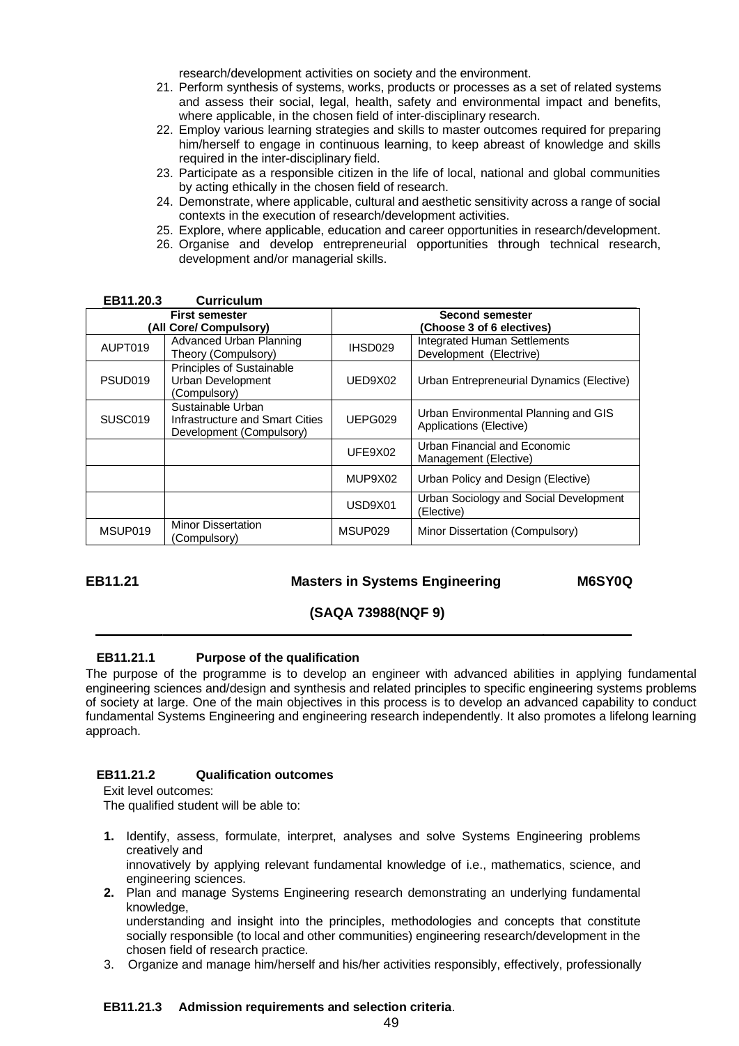research/development activities on society and the environment.

21. Perform synthesis of systems, works, products or processes as a set of related systems and assess their social, legal, health, safety and environmental impact and benefits, where applicable, in the chosen field of inter-disciplinary research.
22. Employ various learning strategies and skills to master outcomes required for preparing him/herself to engage in continuous learning, to keep abreast of knowledge and skills required in the inter-disciplinary field.
23. Participate as a responsible citizen in the life of local, national and global communities by acting ethically in the chosen field of research.
24. Demonstrate, where applicable, cultural and aesthetic sensitivity across a range of social contexts in the execution of research/development activities.
25. Explore, where applicable, education and career opportunities in research/development.
26. Organise and develop entrepreneurial opportunities through technical research, development and/or managerial skills.

**EB11.20.3 Curriculum**

| First semester (All Core/ Compulsory) | | Second semester (Choose 3 of 6 electives) | |
|---|---|---|---|
| AUPT019 | Advanced Urban Planning Theory (Compulsory) | IHSD029 | Integrated Human Settlements Development (Electrive) |
| PSUD019 | Principles of Sustainable Urban Development (Compulsory) | UED9X02 | Urban Entrepreneurial Dynamics (Elective) |
| SUSC019 | Sustainable Urban Infrastructure and Smart Cities Development (Compulsory) | UEPG029 | Urban Environmental Planning and GIS Applications (Elective) |
| | | UFE9X02 | Urban Financial and Economic Management (Elective) |
| | | MUP9X02 | Urban Policy and Design (Elective) |
| | | USD9X01 | Urban Sociology and Social Development (Elective) |
| MSUP019 | Minor Dissertation (Compulsory) | MSUP029 | Minor Dissertation (Compulsory) |

## EB11.21 Masters in Systems Engineering M6SY0Q

## (SAQA 73988(NQF 9)

### EB11.21.1 Purpose of the qualification

The purpose of the programme is to develop an engineer with advanced abilities in applying fundamental engineering sciences and/design and synthesis and related principles to specific engineering systems problems of society at large. One of the main objectives in this process is to develop an advanced capability to conduct fundamental Systems Engineering and engineering research independently. It also promotes a lifelong learning approach.

### EB11.21.2 Qualification outcomes

Exit level outcomes:
The qualified student will be able to:

1. Identify, assess, formulate, interpret, analyses and solve Systems Engineering problems creatively and
   innovatively by applying relevant fundamental knowledge of i.e., mathematics, science, and engineering sciences.
2. Plan and manage Systems Engineering research demonstrating an underlying fundamental knowledge,
   understanding and insight into the principles, methodologies and concepts that constitute socially responsible (to local and other communities) engineering research/development in the chosen field of research practice.
3. Organize and manage him/herself and his/her activities responsibly, effectively, professionally

### EB11.21.3 Admission requirements and selection criteria.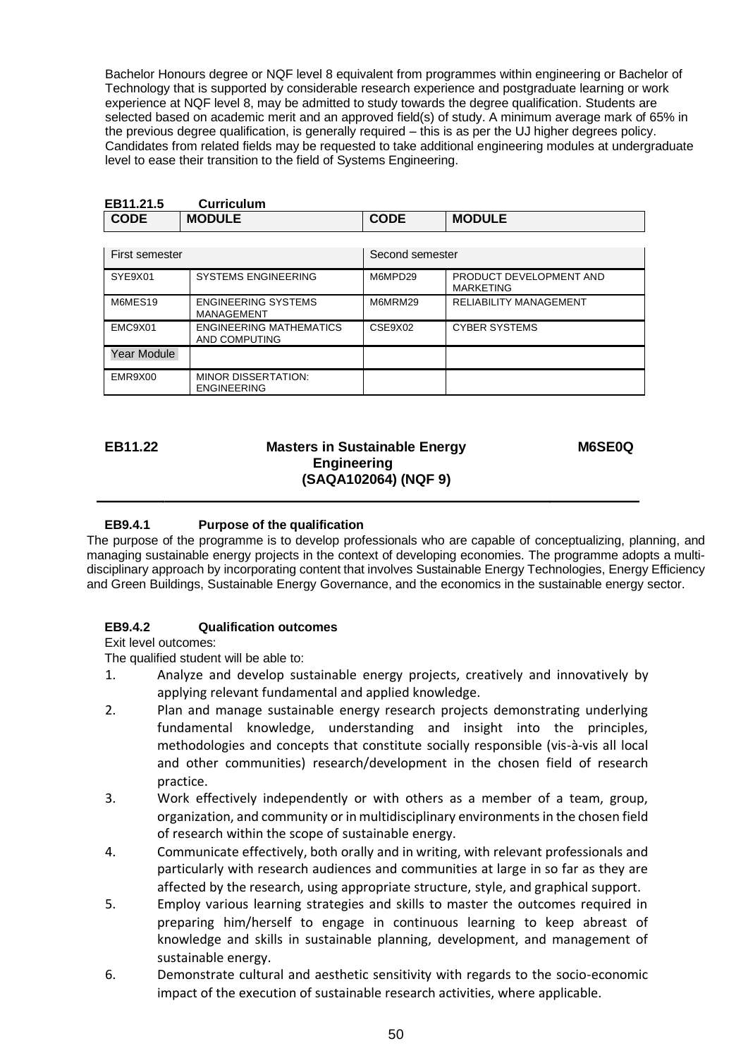Bachelor Honours degree or NQF level 8 equivalent from programmes within engineering or Bachelor of Technology that is supported by considerable research experience and postgraduate learning or work experience at NQF level 8, may be admitted to study towards the degree qualification. Students are selected based on academic merit and an approved field(s) of study. A minimum average mark of 65% in the previous degree qualification, is generally required – this is as per the UJ higher degrees policy. Candidates from related fields may be requested to take additional engineering modules at undergraduate level to ease their transition to the field of Systems Engineering.

**EB11.21.5 Curriculum**

| CODE | MODULE | CODE | MODULE |
|---|---|---|---|
| First semester | | Second semester | |
| SYE9X01 | SYSTEMS ENGINEERING | M6MPD29 | PRODUCT DEVELOPMENT AND MARKETING |
| M6MES19 | ENGINEERING SYSTEMS MANAGEMENT | M6MRM29 | RELIABILITY MANAGEMENT |
| EMC9X01 | ENGINEERING MATHEMATICS AND COMPUTING | CSE9X02 | CYBER SYSTEMS |
| Year Module | | | |
| EMR9X00 | MINOR DISSERTATION: ENGINEERING | | |

## EB11.22 Masters in Sustainable Energy Engineering (SAQA102064) (NQF 9) M6SE0Q

### EB9.4.1 Purpose of the qualification

The purpose of the programme is to develop professionals who are capable of conceptualizing, planning, and managing sustainable energy projects in the context of developing economies. The programme adopts a multi-disciplinary approach by incorporating content that involves Sustainable Energy Technologies, Energy Efficiency and Green Buildings, Sustainable Energy Governance, and the economics in the sustainable energy sector.

### EB9.4.2 Qualification outcomes

Exit level outcomes:

The qualified student will be able to:

1. Analyze and develop sustainable energy projects, creatively and innovatively by applying relevant fundamental and applied knowledge.
2. Plan and manage sustainable energy research projects demonstrating underlying fundamental knowledge, understanding and insight into the principles, methodologies and concepts that constitute socially responsible (vis-à-vis all local and other communities) research/development in the chosen field of research practice.
3. Work effectively independently or with others as a member of a team, group, organization, and community or in multidisciplinary environments in the chosen field of research within the scope of sustainable energy.
4. Communicate effectively, both orally and in writing, with relevant professionals and particularly with research audiences and communities at large in so far as they are affected by the research, using appropriate structure, style, and graphical support.
5. Employ various learning strategies and skills to master the outcomes required in preparing him/herself to engage in continuous learning to keep abreast of knowledge and skills in sustainable planning, development, and management of sustainable energy.
6. Demonstrate cultural and aesthetic sensitivity with regards to the socio-economic impact of the execution of sustainable research activities, where applicable.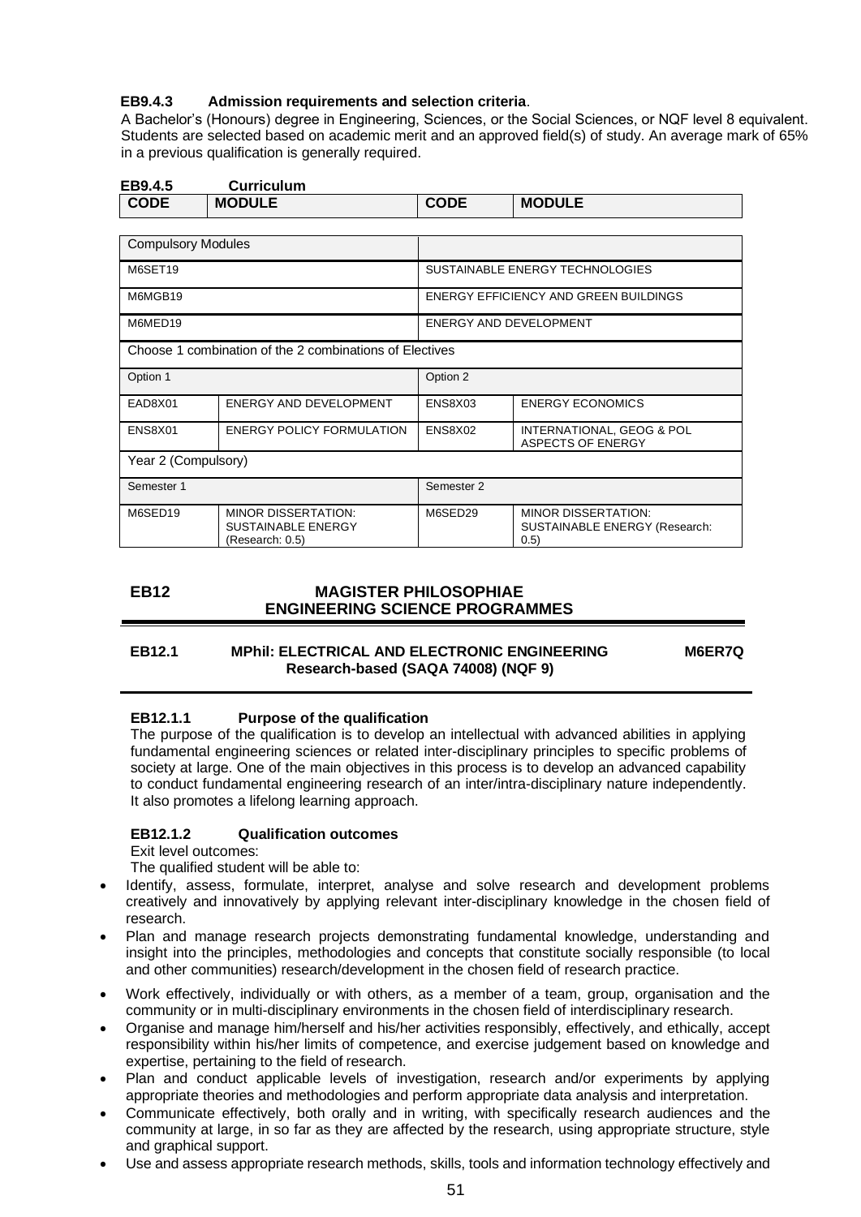**EB9.4.3 Admission requirements and selection criteria**.

A Bachelor's (Honours) degree in Engineering, Sciences, or the Social Sciences, or NQF level 8 equivalent. Students are selected based on academic merit and an approved field(s) of study. An average mark of 65% in a previous qualification is generally required.

**EB9.4.5 Curriculum**

| CODE | MODULE | CODE | MODULE |
|---|---|---|---|
| Compulsory Modules | | | |
| M6SET19 | | SUSTAINABLE ENERGY TECHNOLOGIES | |
| M6MGB19 | | ENERGY EFFICIENCY AND GREEN BUILDINGS | |
| M6MED19 | | ENERGY AND DEVELOPMENT | |
| Choose 1 combination of the 2 combinations of Electives | | | |
| Option 1 | | Option 2 | |
| EAD8X01 | ENERGY AND DEVELOPMENT | ENS8X03 | ENERGY ECONOMICS |
| ENS8X01 | ENERGY POLICY FORMULATION | ENS8X02 | INTERNATIONAL, GEOG & POL ASPECTS OF ENERGY |
| Year 2 (Compulsory) | | | |
| Semester 1 | | Semester 2 | |
| M6SED19 | MINOR DISSERTATION: SUSTAINABLE ENERGY (Research: 0.5) | M6SED29 | MINOR DISSERTATION: SUSTAINABLE ENERGY (Research: 0.5) |

## EB12 MAGISTER PHILOSOPHIAE ENGINEERING SCIENCE PROGRAMMES

### EB12.1 MPhil: ELECTRICAL AND ELECTRONIC ENGINEERING Research-based (SAQA 74008) (NQF 9) M6ER7Q

**EB12.1.1 Purpose of the qualification**

The purpose of the qualification is to develop an intellectual with advanced abilities in applying fundamental engineering sciences or related inter-disciplinary principles to specific problems of society at large. One of the main objectives in this process is to develop an advanced capability to conduct fundamental engineering research of an inter/intra-disciplinary nature independently. It also promotes a lifelong learning approach.

**EB12.1.2 Qualification outcomes**

Exit level outcomes:

The qualified student will be able to:

- Identify, assess, formulate, interpret, analyse and solve research and development problems creatively and innovatively by applying relevant inter-disciplinary knowledge in the chosen field of research.
- Plan and manage research projects demonstrating fundamental knowledge, understanding and insight into the principles, methodologies and concepts that constitute socially responsible (to local and other communities) research/development in the chosen field of research practice.
- Work effectively, individually or with others, as a member of a team, group, organisation and the community or in multi-disciplinary environments in the chosen field of interdisciplinary research.
- Organise and manage him/herself and his/her activities responsibly, effectively, and ethically, accept responsibility within his/her limits of competence, and exercise judgement based on knowledge and expertise, pertaining to the field of research.
- Plan and conduct applicable levels of investigation, research and/or experiments by applying appropriate theories and methodologies and perform appropriate data analysis and interpretation.
- Communicate effectively, both orally and in writing, with specifically research audiences and the community at large, in so far as they are affected by the research, using appropriate structure, style and graphical support.
- Use and assess appropriate research methods, skills, tools and information technology effectively and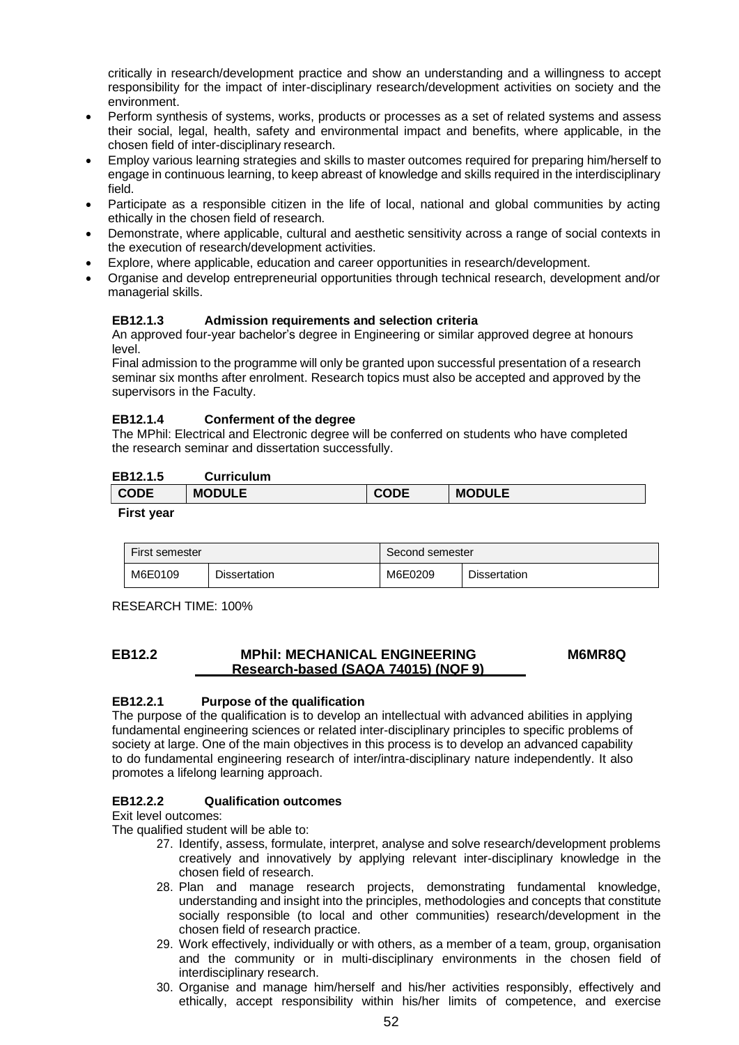critically in research/development practice and show an understanding and a willingness to accept responsibility for the impact of inter-disciplinary research/development activities on society and the environment.

- Perform synthesis of systems, works, products or processes as a set of related systems and assess their social, legal, health, safety and environmental impact and benefits, where applicable, in the chosen field of inter-disciplinary research.
- Employ various learning strategies and skills to master outcomes required for preparing him/herself to engage in continuous learning, to keep abreast of knowledge and skills required in the interdisciplinary field.
- Participate as a responsible citizen in the life of local, national and global communities by acting ethically in the chosen field of research.
- Demonstrate, where applicable, cultural and aesthetic sensitivity across a range of social contexts in the execution of research/development activities.
- Explore, where applicable, education and career opportunities in research/development.
- Organise and develop entrepreneurial opportunities through technical research, development and/or managerial skills.

#### EB12.1.3 Admission requirements and selection criteria

An approved four-year bachelor's degree in Engineering or similar approved degree at honours level.

Final admission to the programme will only be granted upon successful presentation of a research seminar six months after enrolment. Research topics must also be accepted and approved by the supervisors in the Faculty.

#### EB12.1.4 Conferment of the degree

The MPhil: Electrical and Electronic degree will be conferred on students who have completed the research seminar and dissertation successfully.

#### EB12.1.5 Curriculum

| CODE | MODULE | CODE | MODULE |
|---|---|---|---|

**First year**

| First semester | | Second semester | |
|---|---|---|---|
| M6E0109 | Dissertation | M6E0209 | Dissertation |

RESEARCH TIME: 100%

### EB12.2 MPhil: MECHANICAL ENGINEERING Research-based (SAQA 74015) (NQF 9) M6MR8Q

#### EB12.2.1 Purpose of the qualification

The purpose of the qualification is to develop an intellectual with advanced abilities in applying fundamental engineering sciences or related inter-disciplinary principles to specific problems of society at large. One of the main objectives in this process is to develop an advanced capability to do fundamental engineering research of inter/intra-disciplinary nature independently. It also promotes a lifelong learning approach.

#### EB12.2.2 Qualification outcomes

Exit level outcomes:

The qualified student will be able to:

27. Identify, assess, formulate, interpret, analyse and solve research/development problems creatively and innovatively by applying relevant inter-disciplinary knowledge in the chosen field of research.
28. Plan and manage research projects, demonstrating fundamental knowledge, understanding and insight into the principles, methodologies and concepts that constitute socially responsible (to local and other communities) research/development in the chosen field of research practice.
29. Work effectively, individually or with others, as a member of a team, group, organisation and the community or in multi-disciplinary environments in the chosen field of interdisciplinary research.
30. Organise and manage him/herself and his/her activities responsibly, effectively and ethically, accept responsibility within his/her limits of competence, and exercise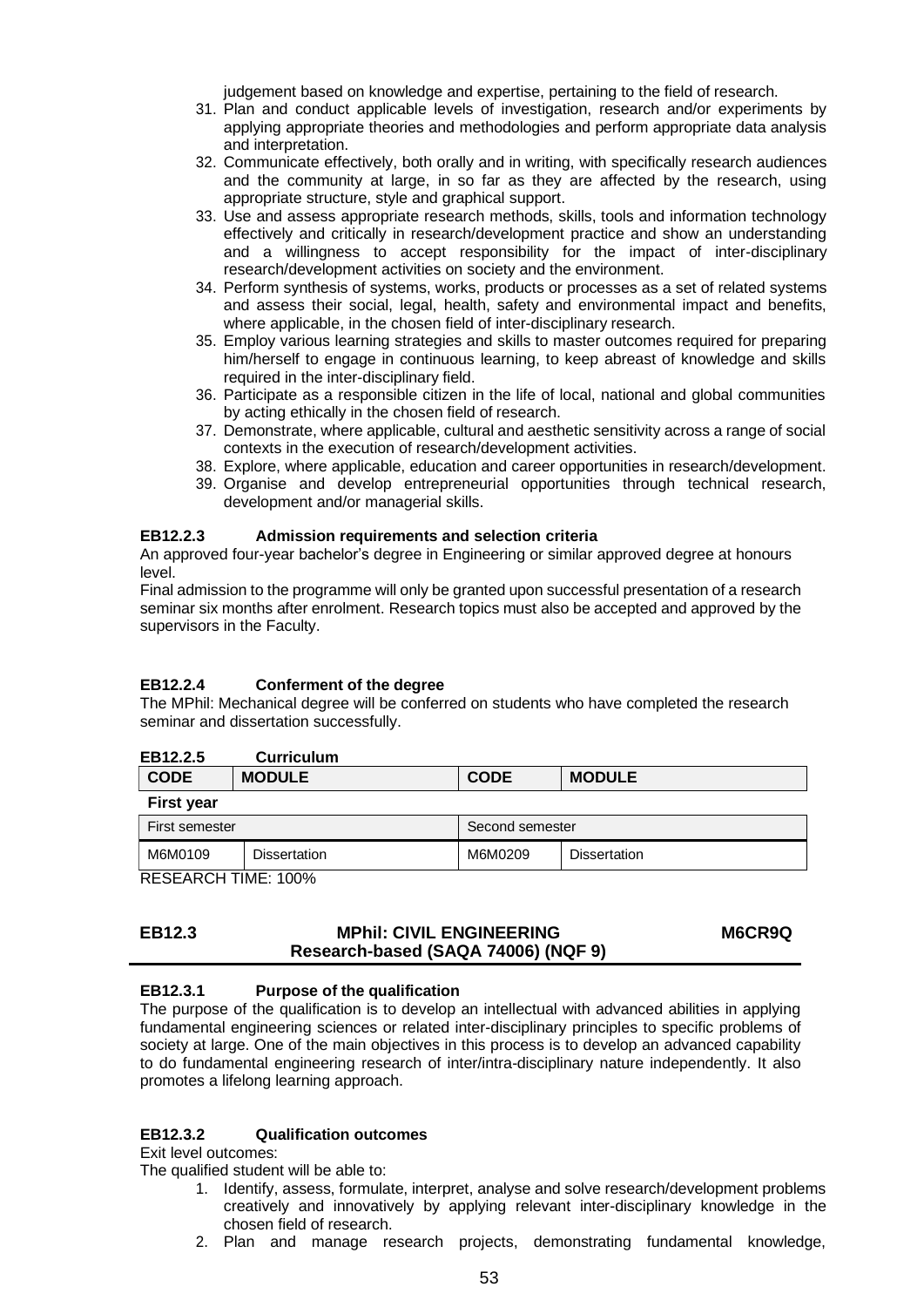judgement based on knowledge and expertise, pertaining to the field of research.

31. Plan and conduct applicable levels of investigation, research and/or experiments by applying appropriate theories and methodologies and perform appropriate data analysis and interpretation.
32. Communicate effectively, both orally and in writing, with specifically research audiences and the community at large, in so far as they are affected by the research, using appropriate structure, style and graphical support.
33. Use and assess appropriate research methods, skills, tools and information technology effectively and critically in research/development practice and show an understanding and a willingness to accept responsibility for the impact of inter-disciplinary research/development activities on society and the environment.
34. Perform synthesis of systems, works, products or processes as a set of related systems and assess their social, legal, health, safety and environmental impact and benefits, where applicable, in the chosen field of inter-disciplinary research.
35. Employ various learning strategies and skills to master outcomes required for preparing him/herself to engage in continuous learning, to keep abreast of knowledge and skills required in the inter-disciplinary field.
36. Participate as a responsible citizen in the life of local, national and global communities by acting ethically in the chosen field of research.
37. Demonstrate, where applicable, cultural and aesthetic sensitivity across a range of social contexts in the execution of research/development activities.
38. Explore, where applicable, education and career opportunities in research/development.
39. Organise and develop entrepreneurial opportunities through technical research, development and/or managerial skills.

### EB12.2.3 Admission requirements and selection criteria

An approved four-year bachelor's degree in Engineering or similar approved degree at honours level.

Final admission to the programme will only be granted upon successful presentation of a research seminar six months after enrolment. Research topics must also be accepted and approved by the supervisors in the Faculty.

### EB12.2.4 Conferment of the degree

The MPhil: Mechanical degree will be conferred on students who have completed the research seminar and dissertation successfully.

### EB12.2.5 Curriculum

| CODE | MODULE | CODE | MODULE |
|---|---|---|---|
| **First year** | | | |
| First semester | | Second semester | |
| M6M0109 | Dissertation | M6M0209 | Dissertation |

RESEARCH TIME: 100%

## EB12.3 MPhil: CIVIL ENGINEERING Research-based (SAQA 74006) (NQF 9) M6CR9Q

### EB12.3.1 Purpose of the qualification

The purpose of the qualification is to develop an intellectual with advanced abilities in applying fundamental engineering sciences or related inter-disciplinary principles to specific problems of society at large. One of the main objectives in this process is to develop an advanced capability to do fundamental engineering research of inter/intra-disciplinary nature independently. It also promotes a lifelong learning approach.

### EB12.3.2 Qualification outcomes

Exit level outcomes:

The qualified student will be able to:

1. Identify, assess, formulate, interpret, analyse and solve research/development problems creatively and innovatively by applying relevant inter-disciplinary knowledge in the chosen field of research.
2. Plan and manage research projects, demonstrating fundamental knowledge,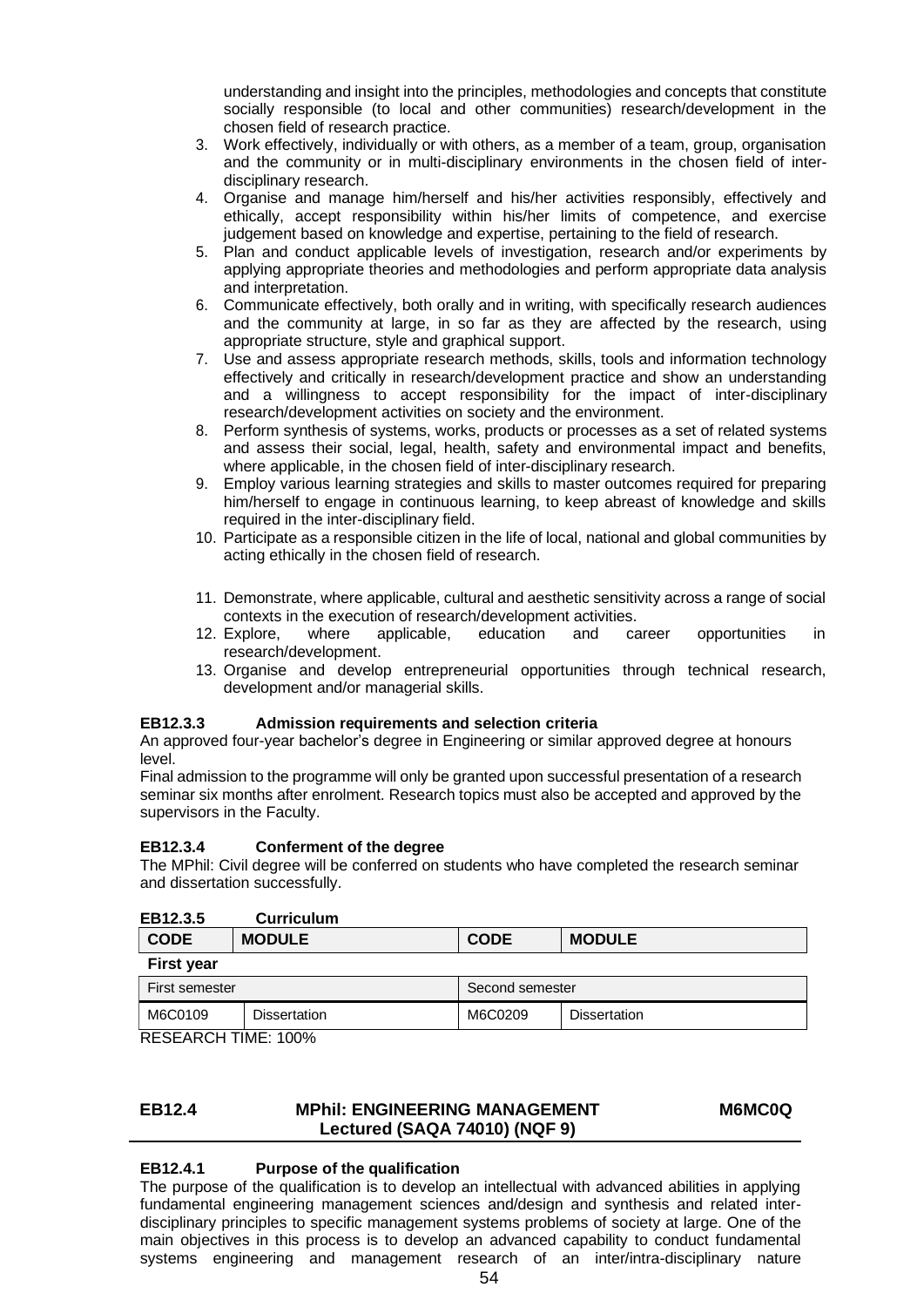understanding and insight into the principles, methodologies and concepts that constitute socially responsible (to local and other communities) research/development in the chosen field of research practice.

3. Work effectively, individually or with others, as a member of a team, group, organisation and the community or in multi-disciplinary environments in the chosen field of inter-disciplinary research.
4. Organise and manage him/herself and his/her activities responsibly, effectively and ethically, accept responsibility within his/her limits of competence, and exercise judgement based on knowledge and expertise, pertaining to the field of research.
5. Plan and conduct applicable levels of investigation, research and/or experiments by applying appropriate theories and methodologies and perform appropriate data analysis and interpretation.
6. Communicate effectively, both orally and in writing, with specifically research audiences and the community at large, in so far as they are affected by the research, using appropriate structure, style and graphical support.
7. Use and assess appropriate research methods, skills, tools and information technology effectively and critically in research/development practice and show an understanding and a willingness to accept responsibility for the impact of inter-disciplinary research/development activities on society and the environment.
8. Perform synthesis of systems, works, products or processes as a set of related systems and assess their social, legal, health, safety and environmental impact and benefits, where applicable, in the chosen field of inter-disciplinary research.
9. Employ various learning strategies and skills to master outcomes required for preparing him/herself to engage in continuous learning, to keep abreast of knowledge and skills required in the inter-disciplinary field.
10. Participate as a responsible citizen in the life of local, national and global communities by acting ethically in the chosen field of research.
11. Demonstrate, where applicable, cultural and aesthetic sensitivity across a range of social contexts in the execution of research/development activities.
12. Explore, where applicable, education and career opportunities in research/development.
13. Organise and develop entrepreneurial opportunities through technical research, development and/or managerial skills.

#### EB12.3.3 Admission requirements and selection criteria

An approved four-year bachelor's degree in Engineering or similar approved degree at honours level.

Final admission to the programme will only be granted upon successful presentation of a research seminar six months after enrolment. Research topics must also be accepted and approved by the supervisors in the Faculty.

#### EB12.3.4 Conferment of the degree

The MPhil: Civil degree will be conferred on students who have completed the research seminar and dissertation successfully.

#### EB12.3.5 Curriculum

| CODE | MODULE | CODE | MODULE |
|---|---|---|---|
| **First year** | | | |
| First semester | | Second semester | |
| M6C0109 | Dissertation | M6C0209 | Dissertation |

RESEARCH TIME: 100%

## EB12.4 MPhil: ENGINEERING MANAGEMENT Lectured (SAQA 74010) (NQF 9) M6MC0Q

#### EB12.4.1 Purpose of the qualification

The purpose of the qualification is to develop an intellectual with advanced abilities in applying fundamental engineering management sciences and/design and synthesis and related inter-disciplinary principles to specific management systems problems of society at large. One of the main objectives in this process is to develop an advanced capability to conduct fundamental systems engineering and management research of an inter/intra-disciplinary nature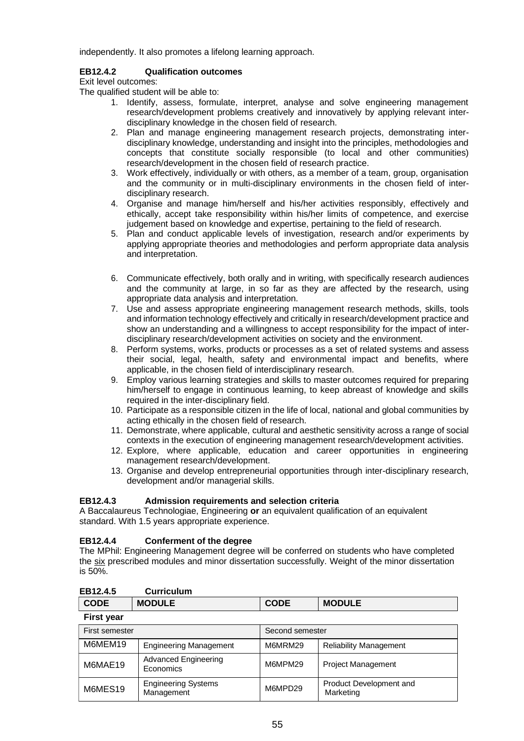independently. It also promotes a lifelong learning approach.

### EB12.4.2 Qualification outcomes

Exit level outcomes:

The qualified student will be able to:

1. Identify, assess, formulate, interpret, analyse and solve engineering management research/development problems creatively and innovatively by applying relevant inter-disciplinary knowledge in the chosen field of research.
2. Plan and manage engineering management research projects, demonstrating inter-disciplinary knowledge, understanding and insight into the principles, methodologies and concepts that constitute socially responsible (to local and other communities) research/development in the chosen field of research practice.
3. Work effectively, individually or with others, as a member of a team, group, organisation and the community or in multi-disciplinary environments in the chosen field of inter-disciplinary research.
4. Organise and manage him/herself and his/her activities responsibly, effectively and ethically, accept take responsibility within his/her limits of competence, and exercise judgement based on knowledge and expertise, pertaining to the field of research.
5. Plan and conduct applicable levels of investigation, research and/or experiments by applying appropriate theories and methodologies and perform appropriate data analysis and interpretation.
6. Communicate effectively, both orally and in writing, with specifically research audiences and the community at large, in so far as they are affected by the research, using appropriate data analysis and interpretation.
7. Use and assess appropriate engineering management research methods, skills, tools and information technology effectively and critically in research/development practice and show an understanding and a willingness to accept responsibility for the impact of inter-disciplinary research/development activities on society and the environment.
8. Perform systems, works, products or processes as a set of related systems and assess their social, legal, health, safety and environmental impact and benefits, where applicable, in the chosen field of interdisciplinary research.
9. Employ various learning strategies and skills to master outcomes required for preparing him/herself to engage in continuous learning, to keep abreast of knowledge and skills required in the inter-disciplinary field.
10. Participate as a responsible citizen in the life of local, national and global communities by acting ethically in the chosen field of research.
11. Demonstrate, where applicable, cultural and aesthetic sensitivity across a range of social contexts in the execution of engineering management research/development activities.
12. Explore, where applicable, education and career opportunities in engineering management research/development.
13. Organise and develop entrepreneurial opportunities through inter-disciplinary research, development and/or managerial skills.

### EB12.4.3 Admission requirements and selection criteria

A Baccalaureus Technologiae, Engineering **or** an equivalent qualification of an equivalent standard. With 1.5 years appropriate experience.

### EB12.4.4 Conferment of the degree

The MPhil: Engineering Management degree will be conferred on students who have completed the six prescribed modules and minor dissertation successfully. Weight of the minor dissertation is 50%.

### EB12.4.5 Curriculum

| CODE | MODULE | CODE | MODULE |
|---|---|---|---|
| **First year** | | | |
| First semester | | Second semester | |
| M6MEM19 | Engineering Management | M6MRM29 | Reliability Management |
| M6MAE19 | Advanced Engineering Economics | M6MPM29 | Project Management |
| M6MES19 | Engineering Systems Management | M6MPD29 | Product Development and Marketing |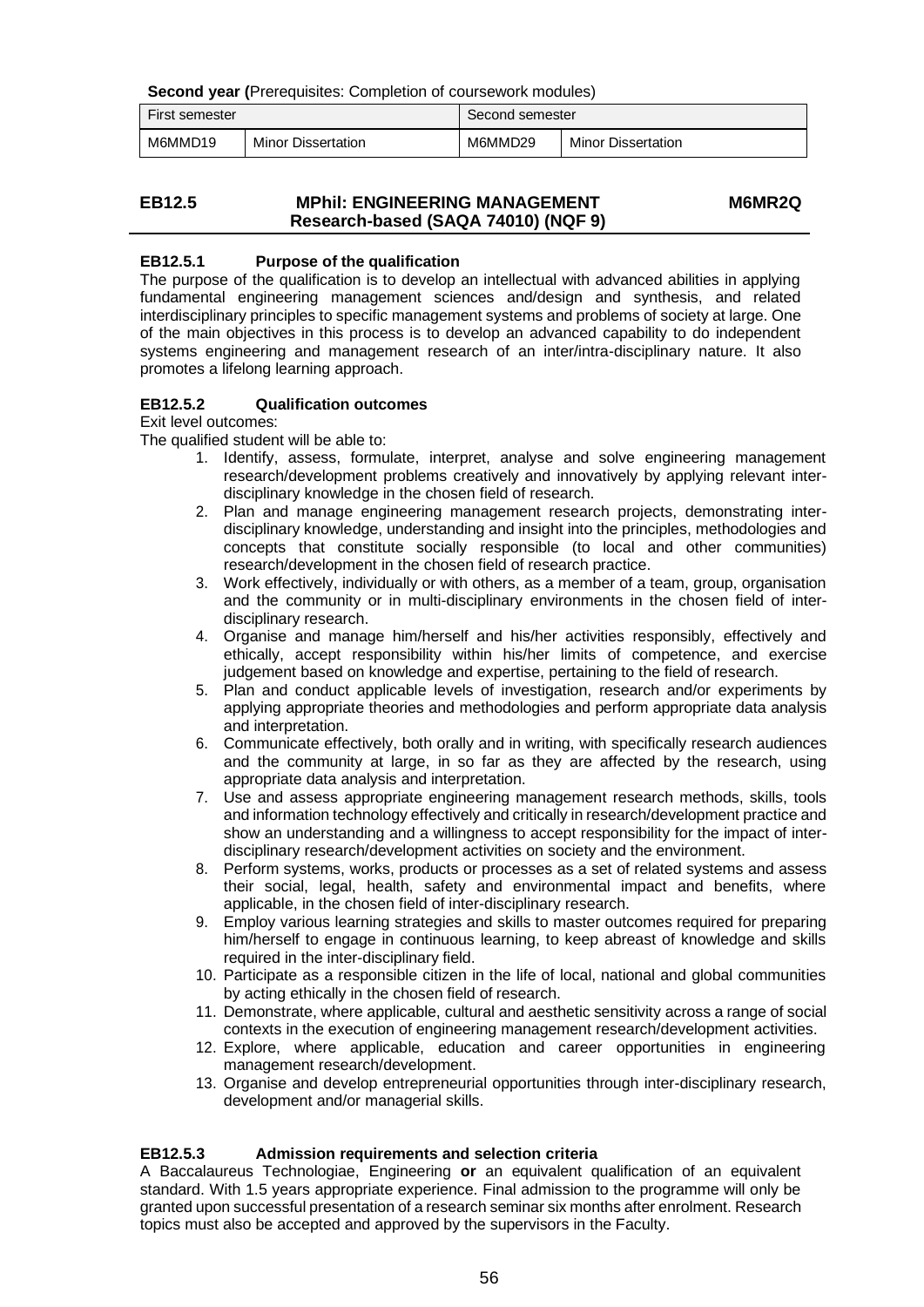**Second year (**Prerequisites: Completion of coursework modules)

| First semester | | Second semester | |
|---|---|---|---|
| M6MMD19 | Minor Dissertation | M6MMD29 | Minor Dissertation |

## EB12.5 MPhil: ENGINEERING MANAGEMENT Research-based (SAQA 74010) (NQF 9) M6MR2Q

### EB12.5.1 Purpose of the qualification

The purpose of the qualification is to develop an intellectual with advanced abilities in applying fundamental engineering management sciences and/design and synthesis, and related interdisciplinary principles to specific management systems and problems of society at large. One of the main objectives in this process is to develop an advanced capability to do independent systems engineering and management research of an inter/intra-disciplinary nature. It also promotes a lifelong learning approach.

### EB12.5.2 Qualification outcomes

Exit level outcomes:

The qualified student will be able to:

1. Identify, assess, formulate, interpret, analyse and solve engineering management research/development problems creatively and innovatively by applying relevant inter-disciplinary knowledge in the chosen field of research.
2. Plan and manage engineering management research projects, demonstrating inter-disciplinary knowledge, understanding and insight into the principles, methodologies and concepts that constitute socially responsible (to local and other communities) research/development in the chosen field of research practice.
3. Work effectively, individually or with others, as a member of a team, group, organisation and the community or in multi-disciplinary environments in the chosen field of inter-disciplinary research.
4. Organise and manage him/herself and his/her activities responsibly, effectively and ethically, accept responsibility within his/her limits of competence, and exercise judgement based on knowledge and expertise, pertaining to the field of research.
5. Plan and conduct applicable levels of investigation, research and/or experiments by applying appropriate theories and methodologies and perform appropriate data analysis and interpretation.
6. Communicate effectively, both orally and in writing, with specifically research audiences and the community at large, in so far as they are affected by the research, using appropriate data analysis and interpretation.
7. Use and assess appropriate engineering management research methods, skills, tools and information technology effectively and critically in research/development practice and show an understanding and a willingness to accept responsibility for the impact of inter-disciplinary research/development activities on society and the environment.
8. Perform systems, works, products or processes as a set of related systems and assess their social, legal, health, safety and environmental impact and benefits, where applicable, in the chosen field of inter-disciplinary research.
9. Employ various learning strategies and skills to master outcomes required for preparing him/herself to engage in continuous learning, to keep abreast of knowledge and skills required in the inter-disciplinary field.
10. Participate as a responsible citizen in the life of local, national and global communities by acting ethically in the chosen field of research.
11. Demonstrate, where applicable, cultural and aesthetic sensitivity across a range of social contexts in the execution of engineering management research/development activities.
12. Explore, where applicable, education and career opportunities in engineering management research/development.
13. Organise and develop entrepreneurial opportunities through inter-disciplinary research, development and/or managerial skills.

### EB12.5.3 Admission requirements and selection criteria

A Baccalaureus Technologiae, Engineering **or** an equivalent qualification of an equivalent standard. With 1.5 years appropriate experience. Final admission to the programme will only be granted upon successful presentation of a research seminar six months after enrolment. Research topics must also be accepted and approved by the supervisors in the Faculty.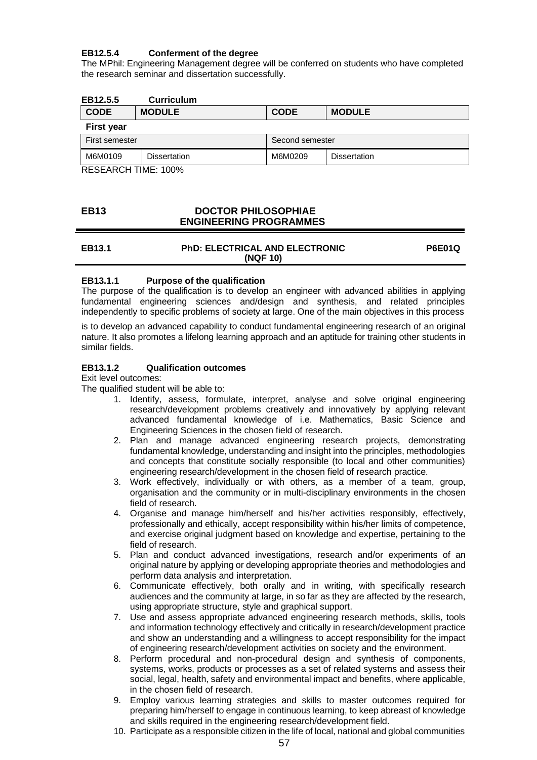#### EB12.5.4 Conferment of the degree

The MPhil: Engineering Management degree will be conferred on students who have completed the research seminar and dissertation successfully.

#### EB12.5.5 Curriculum

| CODE | MODULE | CODE | MODULE |
|---|---|---|---|
| **First year** | | | |
| First semester | | Second semester | |
| M6M0109 | Dissertation | M6M0209 | Dissertation |

RESEARCH TIME: 100%

## EB13 DOCTOR PHILOSOPHIAE ENGINEERING PROGRAMMES

### EB13.1 PhD: ELECTRICAL AND ELECTRONIC (NQF 10) P6E01Q

#### EB13.1.1 Purpose of the qualification

The purpose of the qualification is to develop an engineer with advanced abilities in applying fundamental engineering sciences and/design and synthesis, and related principles independently to specific problems of society at large. One of the main objectives in this process is to develop an advanced capability to conduct fundamental engineering research of an original nature. It also promotes a lifelong learning approach and an aptitude for training other students in similar fields.

#### EB13.1.2 Qualification outcomes

Exit level outcomes:

The qualified student will be able to:

1. Identify, assess, formulate, interpret, analyse and solve original engineering research/development problems creatively and innovatively by applying relevant advanced fundamental knowledge of i.e. Mathematics, Basic Science and Engineering Sciences in the chosen field of research.
2. Plan and manage advanced engineering research projects, demonstrating fundamental knowledge, understanding and insight into the principles, methodologies and concepts that constitute socially responsible (to local and other communities) engineering research/development in the chosen field of research practice.
3. Work effectively, individually or with others, as a member of a team, group, organisation and the community or in multi-disciplinary environments in the chosen field of research.
4. Organise and manage him/herself and his/her activities responsibly, effectively, professionally and ethically, accept responsibility within his/her limits of competence, and exercise original judgment based on knowledge and expertise, pertaining to the field of research.
5. Plan and conduct advanced investigations, research and/or experiments of an original nature by applying or developing appropriate theories and methodologies and perform data analysis and interpretation.
6. Communicate effectively, both orally and in writing, with specifically research audiences and the community at large, in so far as they are affected by the research, using appropriate structure, style and graphical support.
7. Use and assess appropriate advanced engineering research methods, skills, tools and information technology effectively and critically in research/development practice and show an understanding and a willingness to accept responsibility for the impact of engineering research/development activities on society and the environment.
8. Perform procedural and non-procedural design and synthesis of components, systems, works, products or processes as a set of related systems and assess their social, legal, health, safety and environmental impact and benefits, where applicable, in the chosen field of research.
9. Employ various learning strategies and skills to master outcomes required for preparing him/herself to engage in continuous learning, to keep abreast of knowledge and skills required in the engineering research/development field.
10. Participate as a responsible citizen in the life of local, national and global communities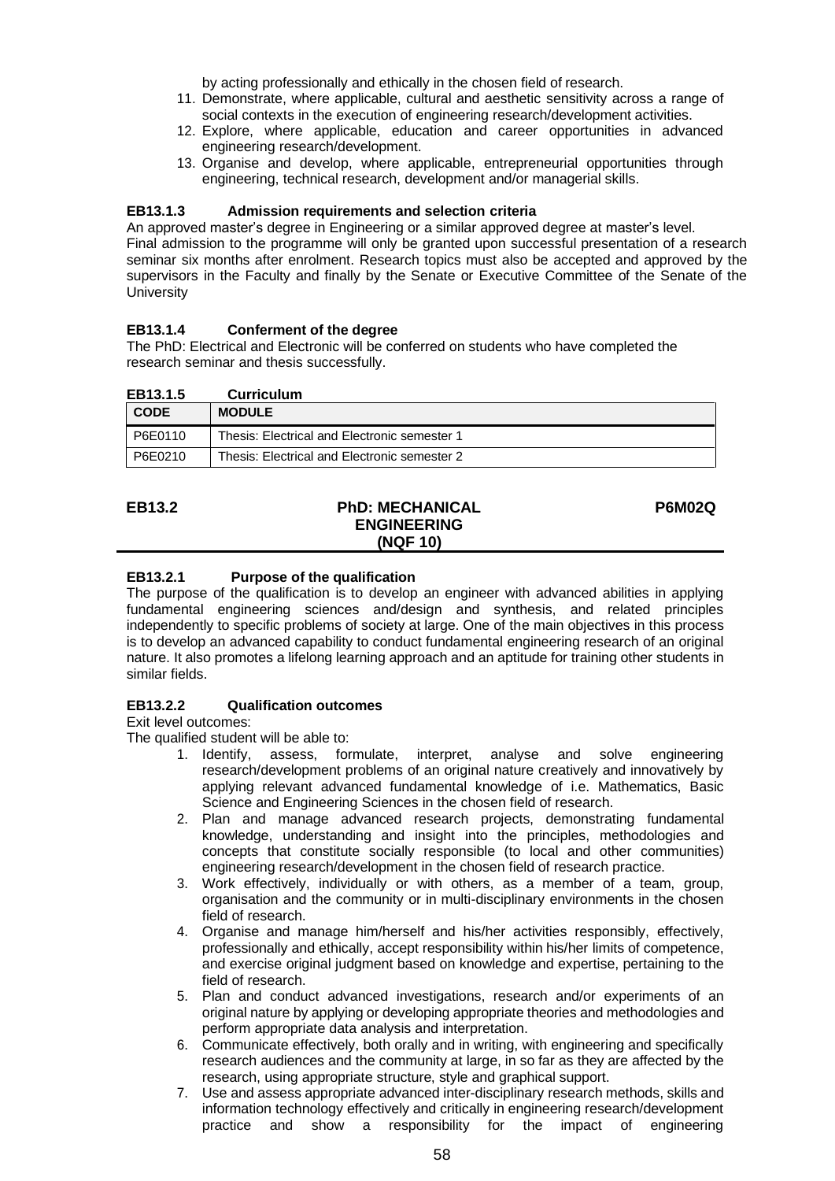by acting professionally and ethically in the chosen field of research.

11. Demonstrate, where applicable, cultural and aesthetic sensitivity across a range of social contexts in the execution of engineering research/development activities.
12. Explore, where applicable, education and career opportunities in advanced engineering research/development.
13. Organise and develop, where applicable, entrepreneurial opportunities through engineering, technical research, development and/or managerial skills.

### EB13.1.3 Admission requirements and selection criteria

An approved master's degree in Engineering or a similar approved degree at master's level.
Final admission to the programme will only be granted upon successful presentation of a research seminar six months after enrolment. Research topics must also be accepted and approved by the supervisors in the Faculty and finally by the Senate or Executive Committee of the Senate of the University

### EB13.1.4 Conferment of the degree

The PhD: Electrical and Electronic will be conferred on students who have completed the research seminar and thesis successfully.

### EB13.1.5 Curriculum

| CODE | MODULE |
|---|---|
| P6E0110 | Thesis: Electrical and Electronic semester 1 |
| P6E0210 | Thesis: Electrical and Electronic semester 2 |

## EB13.2 PhD: MECHANICAL ENGINEERING (NQF 10) P6M02Q

### EB13.2.1 Purpose of the qualification

The purpose of the qualification is to develop an engineer with advanced abilities in applying fundamental engineering sciences and/design and synthesis, and related principles independently to specific problems of society at large. One of the main objectives in this process is to develop an advanced capability to conduct fundamental engineering research of an original nature. It also promotes a lifelong learning approach and an aptitude for training other students in similar fields.

### EB13.2.2 Qualification outcomes

Exit level outcomes:
The qualified student will be able to:

1. Identify, assess, formulate, interpret, analyse and solve engineering research/development problems of an original nature creatively and innovatively by applying relevant advanced fundamental knowledge of i.e. Mathematics, Basic Science and Engineering Sciences in the chosen field of research.
2. Plan and manage advanced research projects, demonstrating fundamental knowledge, understanding and insight into the principles, methodologies and concepts that constitute socially responsible (to local and other communities) engineering research/development in the chosen field of research practice.
3. Work effectively, individually or with others, as a member of a team, group, organisation and the community or in multi-disciplinary environments in the chosen field of research.
4. Organise and manage him/herself and his/her activities responsibly, effectively, professionally and ethically, accept responsibility within his/her limits of competence, and exercise original judgment based on knowledge and expertise, pertaining to the field of research.
5. Plan and conduct advanced investigations, research and/or experiments of an original nature by applying or developing appropriate theories and methodologies and perform appropriate data analysis and interpretation.
6. Communicate effectively, both orally and in writing, with engineering and specifically research audiences and the community at large, in so far as they are affected by the research, using appropriate structure, style and graphical support.
7. Use and assess appropriate advanced inter-disciplinary research methods, skills and information technology effectively and critically in engineering research/development practice and show a responsibility for the impact of engineering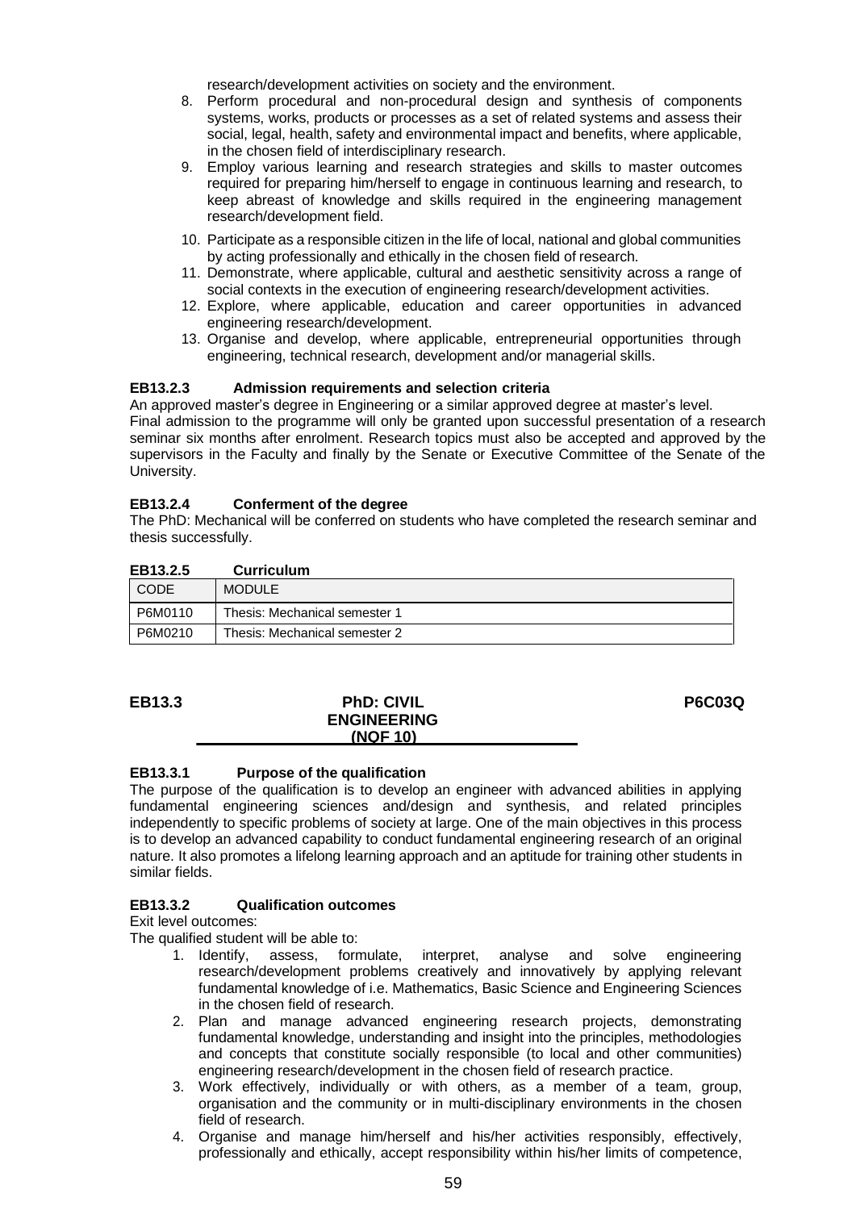research/development activities on society and the environment.

8. Perform procedural and non-procedural design and synthesis of components systems, works, products or processes as a set of related systems and assess their social, legal, health, safety and environmental impact and benefits, where applicable, in the chosen field of interdisciplinary research.
9. Employ various learning and research strategies and skills to master outcomes required for preparing him/herself to engage in continuous learning and research, to keep abreast of knowledge and skills required in the engineering management research/development field.
10. Participate as a responsible citizen in the life of local, national and global communities by acting professionally and ethically in the chosen field of research.
11. Demonstrate, where applicable, cultural and aesthetic sensitivity across a range of social contexts in the execution of engineering research/development activities.
12. Explore, where applicable, education and career opportunities in advanced engineering research/development.
13. Organise and develop, where applicable, entrepreneurial opportunities through engineering, technical research, development and/or managerial skills.

### EB13.2.3 Admission requirements and selection criteria

An approved master's degree in Engineering or a similar approved degree at master's level.
Final admission to the programme will only be granted upon successful presentation of a research seminar six months after enrolment. Research topics must also be accepted and approved by the supervisors in the Faculty and finally by the Senate or Executive Committee of the Senate of the University.

### EB13.2.4 Conferment of the degree

The PhD: Mechanical will be conferred on students who have completed the research seminar and thesis successfully.

### EB13.2.5 Curriculum

| CODE | MODULE |
|---|---|
| P6M0110 | Thesis: Mechanical semester 1 |
| P6M0210 | Thesis: Mechanical semester 2 |

## EB13.3 PhD: CIVIL ENGINEERING (NQF 10) P6C03Q

### EB13.3.1 Purpose of the qualification

The purpose of the qualification is to develop an engineer with advanced abilities in applying fundamental engineering sciences and/design and synthesis, and related principles independently to specific problems of society at large. One of the main objectives in this process is to develop an advanced capability to conduct fundamental engineering research of an original nature. It also promotes a lifelong learning approach and an aptitude for training other students in similar fields.

### EB13.3.2 Qualification outcomes

Exit level outcomes:
The qualified student will be able to:

1. Identify, assess, formulate, interpret, analyse and solve engineering research/development problems creatively and innovatively by applying relevant fundamental knowledge of i.e. Mathematics, Basic Science and Engineering Sciences in the chosen field of research.
2. Plan and manage advanced engineering research projects, demonstrating fundamental knowledge, understanding and insight into the principles, methodologies and concepts that constitute socially responsible (to local and other communities) engineering research/development in the chosen field of research practice.
3. Work effectively, individually or with others, as a member of a team, group, organisation and the community or in multi-disciplinary environments in the chosen field of research.
4. Organise and manage him/herself and his/her activities responsibly, effectively, professionally and ethically, accept responsibility within his/her limits of competence,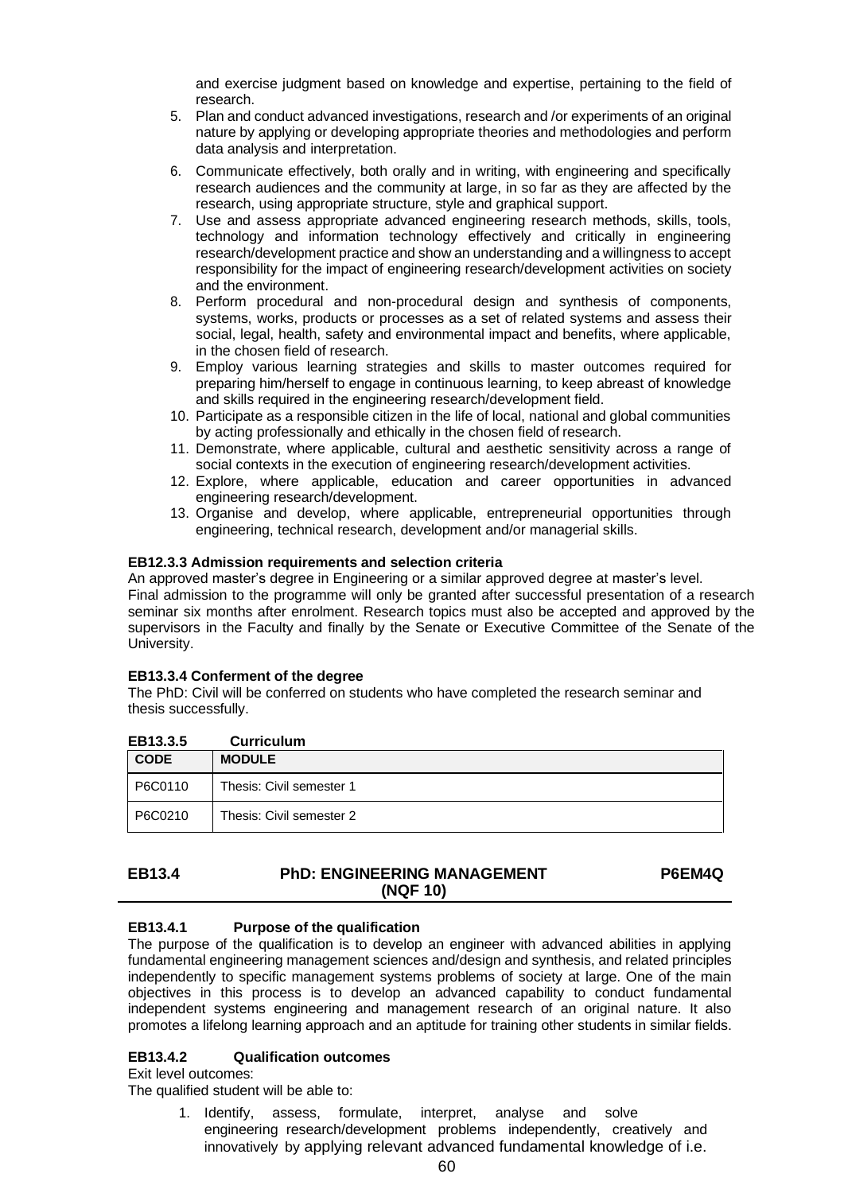and exercise judgment based on knowledge and expertise, pertaining to the field of research.

5. Plan and conduct advanced investigations, research and /or experiments of an original nature by applying or developing appropriate theories and methodologies and perform data analysis and interpretation.
6. Communicate effectively, both orally and in writing, with engineering and specifically research audiences and the community at large, in so far as they are affected by the research, using appropriate structure, style and graphical support.
7. Use and assess appropriate advanced engineering research methods, skills, tools, technology and information technology effectively and critically in engineering research/development practice and show an understanding and a willingness to accept responsibility for the impact of engineering research/development activities on society and the environment.
8. Perform procedural and non-procedural design and synthesis of components, systems, works, products or processes as a set of related systems and assess their social, legal, health, safety and environmental impact and benefits, where applicable, in the chosen field of research.
9. Employ various learning strategies and skills to master outcomes required for preparing him/herself to engage in continuous learning, to keep abreast of knowledge and skills required in the engineering research/development field.
10. Participate as a responsible citizen in the life of local, national and global communities by acting professionally and ethically in the chosen field of research.
11. Demonstrate, where applicable, cultural and aesthetic sensitivity across a range of social contexts in the execution of engineering research/development activities.
12. Explore, where applicable, education and career opportunities in advanced engineering research/development.
13. Organise and develop, where applicable, entrepreneurial opportunities through engineering, technical research, development and/or managerial skills.

**EB12.3.3 Admission requirements and selection criteria**

An approved master's degree in Engineering or a similar approved degree at master's level.
Final admission to the programme will only be granted after successful presentation of a research seminar six months after enrolment. Research topics must also be accepted and approved by the supervisors in the Faculty and finally by the Senate or Executive Committee of the Senate of the University.

**EB13.3.4 Conferment of the degree**

The PhD: Civil will be conferred on students who have completed the research seminar and thesis successfully.

**EB13.3.5 Curriculum**

| CODE | MODULE |
|---|---|
| P6C0110 | Thesis: Civil semester 1 |
| P6C0210 | Thesis: Civil semester 2 |

## EB13.4 PhD: ENGINEERING MANAGEMENT (NQF 10) P6EM4Q

**EB13.4.1 Purpose of the qualification**

The purpose of the qualification is to develop an engineer with advanced abilities in applying fundamental engineering management sciences and/design and synthesis, and related principles independently to specific management systems problems of society at large. One of the main objectives in this process is to develop an advanced capability to conduct fundamental independent systems engineering and management research of an original nature. It also promotes a lifelong learning approach and an aptitude for training other students in similar fields.

**EB13.4.2 Qualification outcomes**

Exit level outcomes:
The qualified student will be able to:

1. Identify, assess, formulate, interpret, analyse and solve engineering research/development problems independently, creatively and innovatively by applying relevant advanced fundamental knowledge of i.e.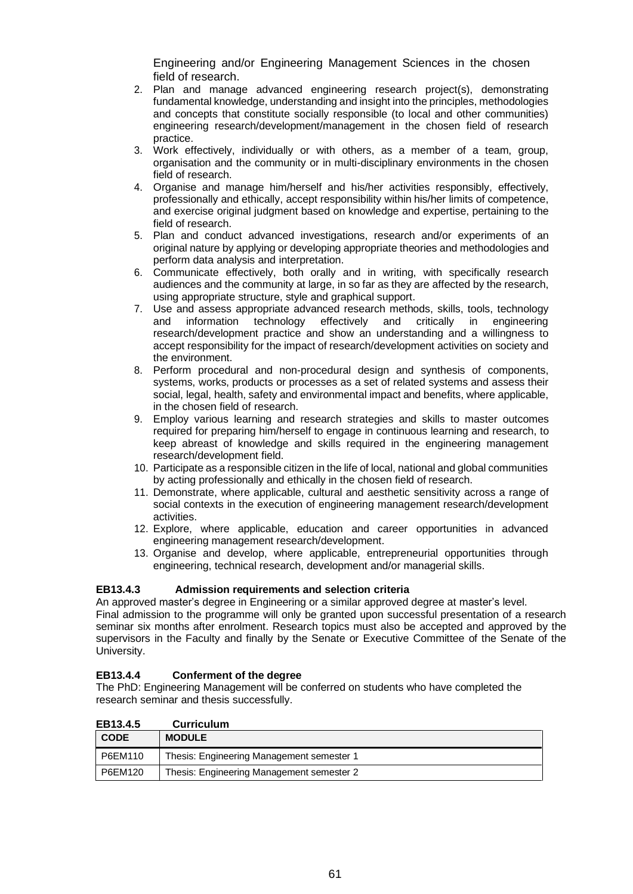Engineering and/or Engineering Management Sciences in the chosen field of research.

2. Plan and manage advanced engineering research project(s), demonstrating fundamental knowledge, understanding and insight into the principles, methodologies and concepts that constitute socially responsible (to local and other communities) engineering research/development/management in the chosen field of research practice.
3. Work effectively, individually or with others, as a member of a team, group, organisation and the community or in multi-disciplinary environments in the chosen field of research.
4. Organise and manage him/herself and his/her activities responsibly, effectively, professionally and ethically, accept responsibility within his/her limits of competence, and exercise original judgment based on knowledge and expertise, pertaining to the field of research.
5. Plan and conduct advanced investigations, research and/or experiments of an original nature by applying or developing appropriate theories and methodologies and perform data analysis and interpretation.
6. Communicate effectively, both orally and in writing, with specifically research audiences and the community at large, in so far as they are affected by the research, using appropriate structure, style and graphical support.
7. Use and assess appropriate advanced research methods, skills, tools, technology and information technology effectively and critically in engineering research/development practice and show an understanding and a willingness to accept responsibility for the impact of research/development activities on society and the environment.
8. Perform procedural and non-procedural design and synthesis of components, systems, works, products or processes as a set of related systems and assess their social, legal, health, safety and environmental impact and benefits, where applicable, in the chosen field of research.
9. Employ various learning and research strategies and skills to master outcomes required for preparing him/herself to engage in continuous learning and research, to keep abreast of knowledge and skills required in the engineering management research/development field.
10. Participate as a responsible citizen in the life of local, national and global communities by acting professionally and ethically in the chosen field of research.
11. Demonstrate, where applicable, cultural and aesthetic sensitivity across a range of social contexts in the execution of engineering management research/development activities.
12. Explore, where applicable, education and career opportunities in advanced engineering management research/development.
13. Organise and develop, where applicable, entrepreneurial opportunities through engineering, technical research, development and/or managerial skills.

#### EB13.4.3 Admission requirements and selection criteria

An approved master's degree in Engineering or a similar approved degree at master's level.
Final admission to the programme will only be granted upon successful presentation of a research seminar six months after enrolment. Research topics must also be accepted and approved by the supervisors in the Faculty and finally by the Senate or Executive Committee of the Senate of the University.

#### EB13.4.4 Conferment of the degree

The PhD: Engineering Management will be conferred on students who have completed the research seminar and thesis successfully.

#### EB13.4.5 Curriculum

| CODE | MODULE |
|---|---|
| P6EM110 | Thesis: Engineering Management semester 1 |
| P6EM120 | Thesis: Engineering Management semester 2 |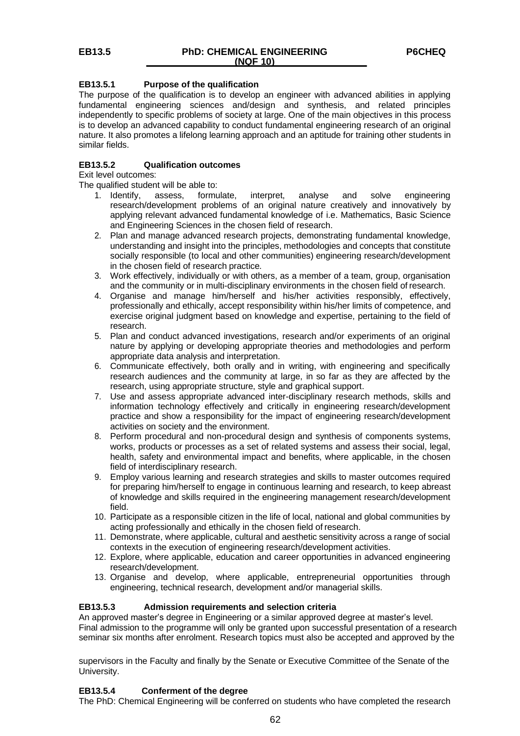## EB13.5 PhD: CHEMICAL ENGINEERING (NQF 10) P6CHEQ

### EB13.5.1 Purpose of the qualification

The purpose of the qualification is to develop an engineer with advanced abilities in applying fundamental engineering sciences and/design and synthesis, and related principles independently to specific problems of society at large. One of the main objectives in this process is to develop an advanced capability to conduct fundamental engineering research of an original nature. It also promotes a lifelong learning approach and an aptitude for training other students in similar fields.

### EB13.5.2 Qualification outcomes

Exit level outcomes:

The qualified student will be able to:

1. Identify, assess, formulate, interpret, analyse and solve engineering research/development problems of an original nature creatively and innovatively by applying relevant advanced fundamental knowledge of i.e. Mathematics, Basic Science and Engineering Sciences in the chosen field of research.
2. Plan and manage advanced research projects, demonstrating fundamental knowledge, understanding and insight into the principles, methodologies and concepts that constitute socially responsible (to local and other communities) engineering research/development in the chosen field of research practice.
3. Work effectively, individually or with others, as a member of a team, group, organisation and the community or in multi-disciplinary environments in the chosen field of research.
4. Organise and manage him/herself and his/her activities responsibly, effectively, professionally and ethically, accept responsibility within his/her limits of competence, and exercise original judgment based on knowledge and expertise, pertaining to the field of research.
5. Plan and conduct advanced investigations, research and/or experiments of an original nature by applying or developing appropriate theories and methodologies and perform appropriate data analysis and interpretation.
6. Communicate effectively, both orally and in writing, with engineering and specifically research audiences and the community at large, in so far as they are affected by the research, using appropriate structure, style and graphical support.
7. Use and assess appropriate advanced inter-disciplinary research methods, skills and information technology effectively and critically in engineering research/development practice and show a responsibility for the impact of engineering research/development activities on society and the environment.
8. Perform procedural and non-procedural design and synthesis of components systems, works, products or processes as a set of related systems and assess their social, legal, health, safety and environmental impact and benefits, where applicable, in the chosen field of interdisciplinary research.
9. Employ various learning and research strategies and skills to master outcomes required for preparing him/herself to engage in continuous learning and research, to keep abreast of knowledge and skills required in the engineering management research/development field.
10. Participate as a responsible citizen in the life of local, national and global communities by acting professionally and ethically in the chosen field of research.
11. Demonstrate, where applicable, cultural and aesthetic sensitivity across a range of social contexts in the execution of engineering research/development activities.
12. Explore, where applicable, education and career opportunities in advanced engineering research/development.
13. Organise and develop, where applicable, entrepreneurial opportunities through engineering, technical research, development and/or managerial skills.

### EB13.5.3 Admission requirements and selection criteria

An approved master's degree in Engineering or a similar approved degree at master's level.
Final admission to the programme will only be granted upon successful presentation of a research seminar six months after enrolment. Research topics must also be accepted and approved by the supervisors in the Faculty and finally by the Senate or Executive Committee of the Senate of the University.

### EB13.5.4 Conferment of the degree

The PhD: Chemical Engineering will be conferred on students who have completed the research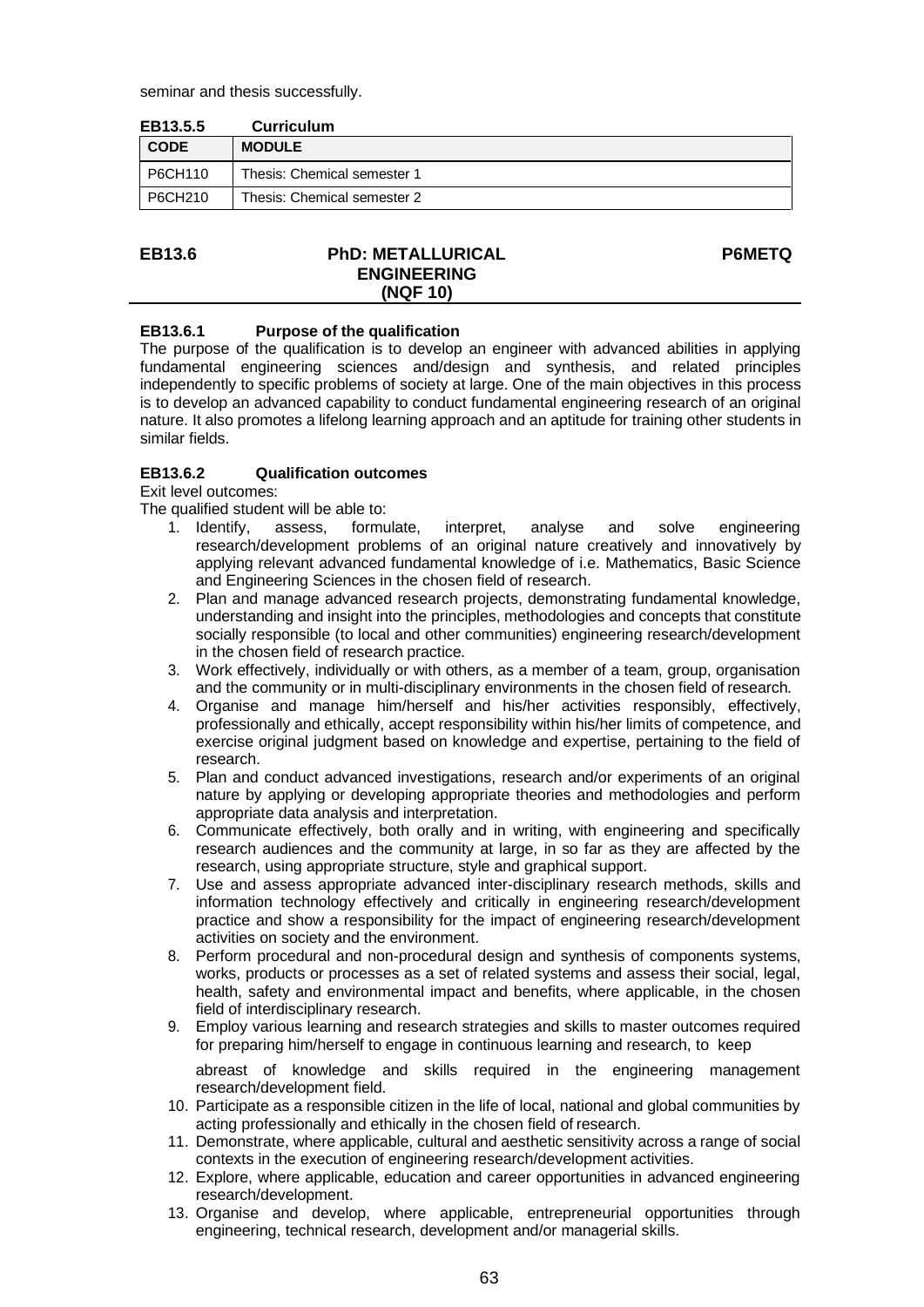seminar and thesis successfully.

**EB13.5.5 Curriculum**

| CODE | MODULE |
|---|---|
| P6CH110 | Thesis: Chemical semester 1 |
| P6CH210 | Thesis: Chemical semester 2 |

## EB13.6 PhD: METALLURICAL ENGINEERING (NQF 10) P6METQ

### EB13.6.1 Purpose of the qualification

The purpose of the qualification is to develop an engineer with advanced abilities in applying fundamental engineering sciences and/design and synthesis, and related principles independently to specific problems of society at large. One of the main objectives in this process is to develop an advanced capability to conduct fundamental engineering research of an original nature. It also promotes a lifelong learning approach and an aptitude for training other students in similar fields.

### EB13.6.2 Qualification outcomes

Exit level outcomes:

The qualified student will be able to:

1. Identify, assess, formulate, interpret, analyse and solve engineering research/development problems of an original nature creatively and innovatively by applying relevant advanced fundamental knowledge of i.e. Mathematics, Basic Science and Engineering Sciences in the chosen field of research.
2. Plan and manage advanced research projects, demonstrating fundamental knowledge, understanding and insight into the principles, methodologies and concepts that constitute socially responsible (to local and other communities) engineering research/development in the chosen field of research practice.
3. Work effectively, individually or with others, as a member of a team, group, organisation and the community or in multi-disciplinary environments in the chosen field of research.
4. Organise and manage him/herself and his/her activities responsibly, effectively, professionally and ethically, accept responsibility within his/her limits of competence, and exercise original judgment based on knowledge and expertise, pertaining to the field of research.
5. Plan and conduct advanced investigations, research and/or experiments of an original nature by applying or developing appropriate theories and methodologies and perform appropriate data analysis and interpretation.
6. Communicate effectively, both orally and in writing, with engineering and specifically research audiences and the community at large, in so far as they are affected by the research, using appropriate structure, style and graphical support.
7. Use and assess appropriate advanced inter-disciplinary research methods, skills and information technology effectively and critically in engineering research/development practice and show a responsibility for the impact of engineering research/development activities on society and the environment.
8. Perform procedural and non-procedural design and synthesis of components systems, works, products or processes as a set of related systems and assess their social, legal, health, safety and environmental impact and benefits, where applicable, in the chosen field of interdisciplinary research.
9. Employ various learning and research strategies and skills to master outcomes required for preparing him/herself to engage in continuous learning and research, to keep abreast of knowledge and skills required in the engineering management research/development field.
10. Participate as a responsible citizen in the life of local, national and global communities by acting professionally and ethically in the chosen field of research.
11. Demonstrate, where applicable, cultural and aesthetic sensitivity across a range of social contexts in the execution of engineering research/development activities.
12. Explore, where applicable, education and career opportunities in advanced engineering research/development.
13. Organise and develop, where applicable, entrepreneurial opportunities through engineering, technical research, development and/or managerial skills.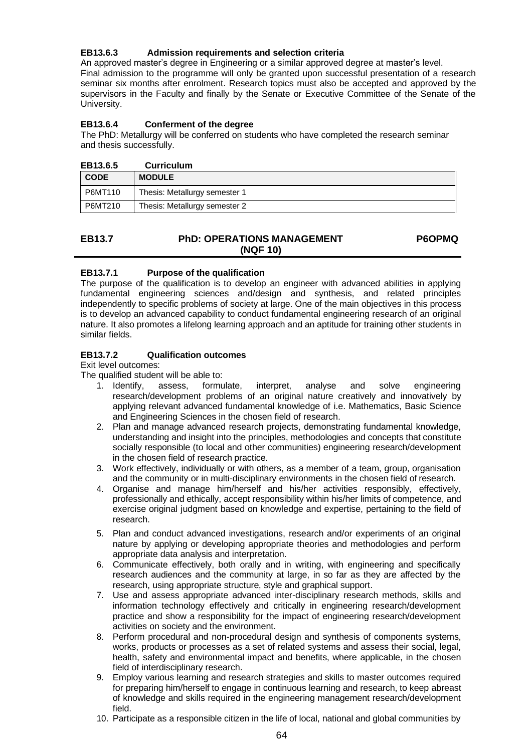#### EB13.6.3 Admission requirements and selection criteria

An approved master's degree in Engineering or a similar approved degree at master's level.
Final admission to the programme will only be granted upon successful presentation of a research seminar six months after enrolment. Research topics must also be accepted and approved by the supervisors in the Faculty and finally by the Senate or Executive Committee of the Senate of the University.

#### EB13.6.4 Conferment of the degree

The PhD: Metallurgy will be conferred on students who have completed the research seminar and thesis successfully.

#### EB13.6.5 Curriculum

| CODE | MODULE |
|---|---|
| P6MT110 | Thesis: Metallurgy semester 1 |
| P6MT210 | Thesis: Metallurgy semester 2 |

### EB13.7 PhD: OPERATIONS MANAGEMENT (NQF 10) P6OPMQ

#### EB13.7.1 Purpose of the qualification

The purpose of the qualification is to develop an engineer with advanced abilities in applying fundamental engineering sciences and/design and synthesis, and related principles independently to specific problems of society at large. One of the main objectives in this process is to develop an advanced capability to conduct fundamental engineering research of an original nature. It also promotes a lifelong learning approach and an aptitude for training other students in similar fields.

#### EB13.7.2 Qualification outcomes

Exit level outcomes:
The qualified student will be able to:

1. Identify, assess, formulate, interpret, analyse and solve engineering research/development problems of an original nature creatively and innovatively by applying relevant advanced fundamental knowledge of i.e. Mathematics, Basic Science and Engineering Sciences in the chosen field of research.
2. Plan and manage advanced research projects, demonstrating fundamental knowledge, understanding and insight into the principles, methodologies and concepts that constitute socially responsible (to local and other communities) engineering research/development in the chosen field of research practice.
3. Work effectively, individually or with others, as a member of a team, group, organisation and the community or in multi-disciplinary environments in the chosen field of research.
4. Organise and manage him/herself and his/her activities responsibly, effectively, professionally and ethically, accept responsibility within his/her limits of competence, and exercise original judgment based on knowledge and expertise, pertaining to the field of research.
5. Plan and conduct advanced investigations, research and/or experiments of an original nature by applying or developing appropriate theories and methodologies and perform appropriate data analysis and interpretation.
6. Communicate effectively, both orally and in writing, with engineering and specifically research audiences and the community at large, in so far as they are affected by the research, using appropriate structure, style and graphical support.
7. Use and assess appropriate advanced inter-disciplinary research methods, skills and information technology effectively and critically in engineering research/development practice and show a responsibility for the impact of engineering research/development activities on society and the environment.
8. Perform procedural and non-procedural design and synthesis of components systems, works, products or processes as a set of related systems and assess their social, legal, health, safety and environmental impact and benefits, where applicable, in the chosen field of interdisciplinary research.
9. Employ various learning and research strategies and skills to master outcomes required for preparing him/herself to engage in continuous learning and research, to keep abreast of knowledge and skills required in the engineering management research/development field.
10. Participate as a responsible citizen in the life of local, national and global communities by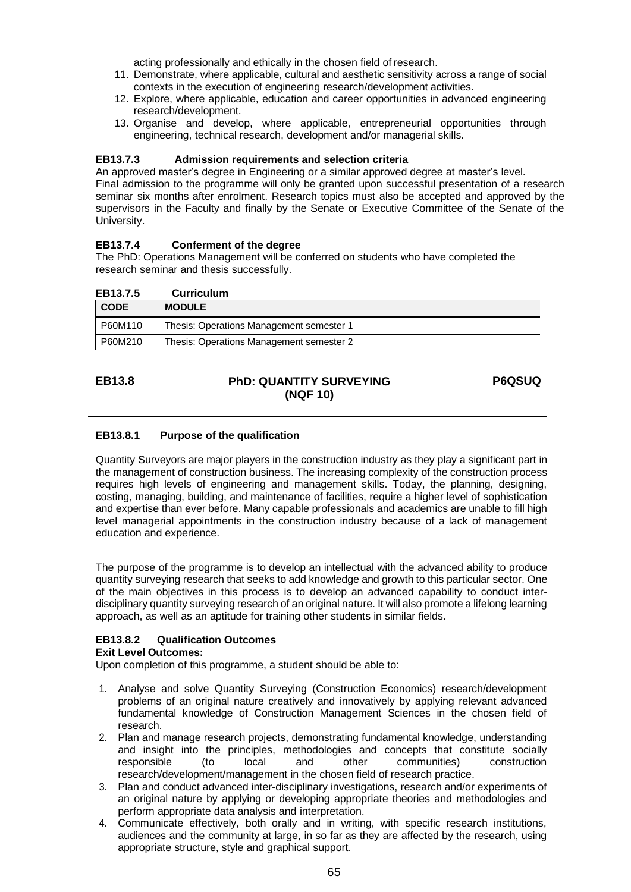acting professionally and ethically in the chosen field of research.

11. Demonstrate, where applicable, cultural and aesthetic sensitivity across a range of social contexts in the execution of engineering research/development activities.
12. Explore, where applicable, education and career opportunities in advanced engineering research/development.
13. Organise and develop, where applicable, entrepreneurial opportunities through engineering, technical research, development and/or managerial skills.

#### EB13.7.3 Admission requirements and selection criteria

An approved master's degree in Engineering or a similar approved degree at master's level.
Final admission to the programme will only be granted upon successful presentation of a research seminar six months after enrolment. Research topics must also be accepted and approved by the supervisors in the Faculty and finally by the Senate or Executive Committee of the Senate of the University.

#### EB13.7.4 Conferment of the degree

The PhD: Operations Management will be conferred on students who have completed the research seminar and thesis successfully.

#### EB13.7.5 Curriculum

| CODE | MODULE |
|---|---|
| P60M110 | Thesis: Operations Management semester 1 |
| P60M210 | Thesis: Operations Management semester 2 |

## EB13.8 PhD: QUANTITY SURVEYING (NQF 10) P6QSUQ

#### EB13.8.1 Purpose of the qualification

Quantity Surveyors are major players in the construction industry as they play a significant part in the management of construction business. The increasing complexity of the construction process requires high levels of engineering and management skills. Today, the planning, designing, costing, managing, building, and maintenance of facilities, require a higher level of sophistication and expertise than ever before. Many capable professionals and academics are unable to fill high level managerial appointments in the construction industry because of a lack of management education and experience.

The purpose of the programme is to develop an intellectual with the advanced ability to produce quantity surveying research that seeks to add knowledge and growth to this particular sector. One of the main objectives in this process is to develop an advanced capability to conduct inter-disciplinary quantity surveying research of an original nature. It will also promote a lifelong learning approach, as well as an aptitude for training other students in similar fields.

#### EB13.8.2 Qualification Outcomes

**Exit Level Outcomes:**

Upon completion of this programme, a student should be able to:

1. Analyse and solve Quantity Surveying (Construction Economics) research/development problems of an original nature creatively and innovatively by applying relevant advanced fundamental knowledge of Construction Management Sciences in the chosen field of research.
2. Plan and manage research projects, demonstrating fundamental knowledge, understanding and insight into the principles, methodologies and concepts that constitute socially responsible (to local and other communities) construction research/development/management in the chosen field of research practice.
3. Plan and conduct advanced inter-disciplinary investigations, research and/or experiments of an original nature by applying or developing appropriate theories and methodologies and perform appropriate data analysis and interpretation.
4. Communicate effectively, both orally and in writing, with specific research institutions, audiences and the community at large, in so far as they are affected by the research, using appropriate structure, style and graphical support.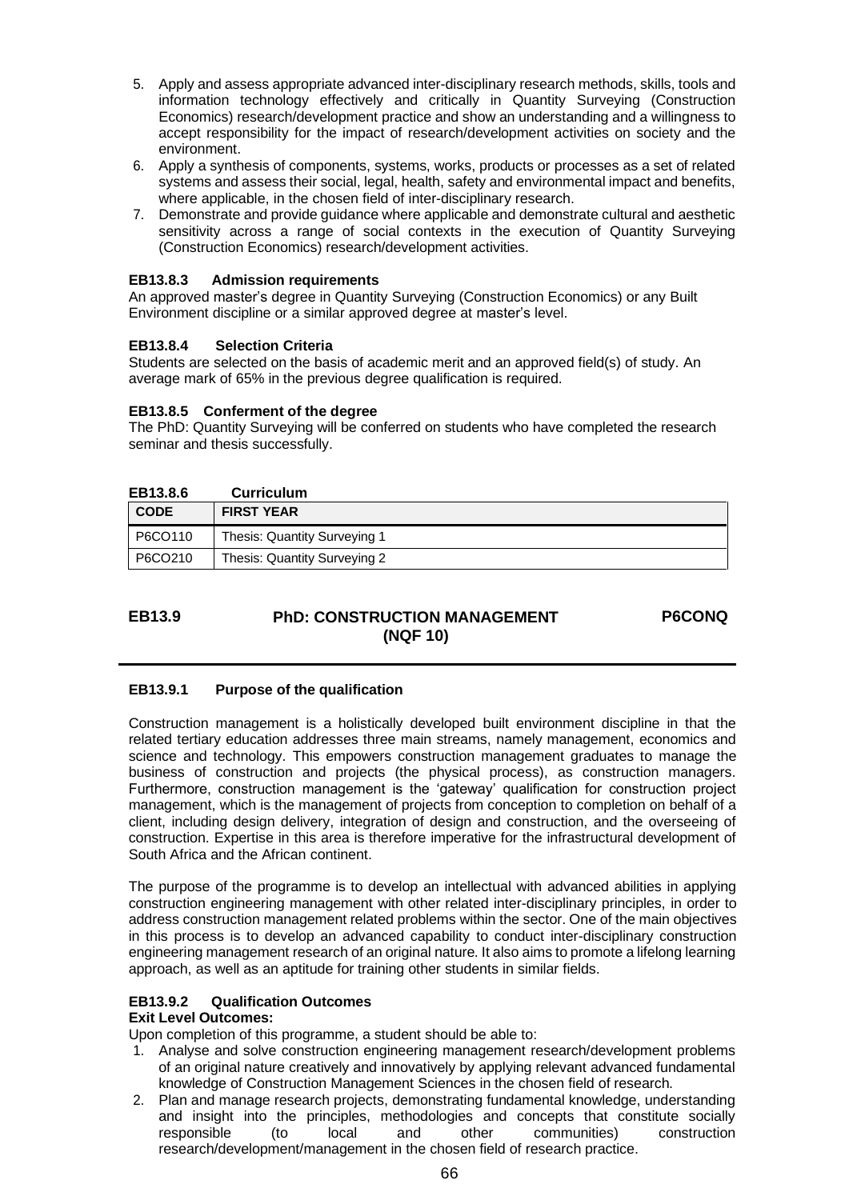5. Apply and assess appropriate advanced inter-disciplinary research methods, skills, tools and information technology effectively and critically in Quantity Surveying (Construction Economics) research/development practice and show an understanding and a willingness to accept responsibility for the impact of research/development activities on society and the environment.
6. Apply a synthesis of components, systems, works, products or processes as a set of related systems and assess their social, legal, health, safety and environmental impact and benefits, where applicable, in the chosen field of inter-disciplinary research.
7. Demonstrate and provide guidance where applicable and demonstrate cultural and aesthetic sensitivity across a range of social contexts in the execution of Quantity Surveying (Construction Economics) research/development activities.

#### EB13.8.3 Admission requirements

An approved master's degree in Quantity Surveying (Construction Economics) or any Built Environment discipline or a similar approved degree at master's level.

#### EB13.8.4 Selection Criteria

Students are selected on the basis of academic merit and an approved field(s) of study. An average mark of 65% in the previous degree qualification is required.

#### EB13.8.5 Conferment of the degree

The PhD: Quantity Surveying will be conferred on students who have completed the research seminar and thesis successfully.

#### EB13.8.6 Curriculum

| CODE | FIRST YEAR |
|---|---|
| P6CO110 | Thesis: Quantity Surveying 1 |
| P6CO210 | Thesis: Quantity Surveying 2 |

## EB13.9 PhD: CONSTRUCTION MANAGEMENT (NQF 10) P6CONQ

#### EB13.9.1 Purpose of the qualification

Construction management is a holistically developed built environment discipline in that the related tertiary education addresses three main streams, namely management, economics and science and technology. This empowers construction management graduates to manage the business of construction and projects (the physical process), as construction managers. Furthermore, construction management is the 'gateway' qualification for construction project management, which is the management of projects from conception to completion on behalf of a client, including design delivery, integration of design and construction, and the overseeing of construction. Expertise in this area is therefore imperative for the infrastructural development of South Africa and the African continent.

The purpose of the programme is to develop an intellectual with advanced abilities in applying construction engineering management with other related inter-disciplinary principles, in order to address construction management related problems within the sector. One of the main objectives in this process is to develop an advanced capability to conduct inter-disciplinary construction engineering management research of an original nature. It also aims to promote a lifelong learning approach, as well as an aptitude for training other students in similar fields.

#### EB13.9.2 Qualification Outcomes

**Exit Level Outcomes:**

Upon completion of this programme, a student should be able to:

1. Analyse and solve construction engineering management research/development problems of an original nature creatively and innovatively by applying relevant advanced fundamental knowledge of Construction Management Sciences in the chosen field of research.
2. Plan and manage research projects, demonstrating fundamental knowledge, understanding and insight into the principles, methodologies and concepts that constitute socially responsible (to local and other communities) construction research/development/management in the chosen field of research practice.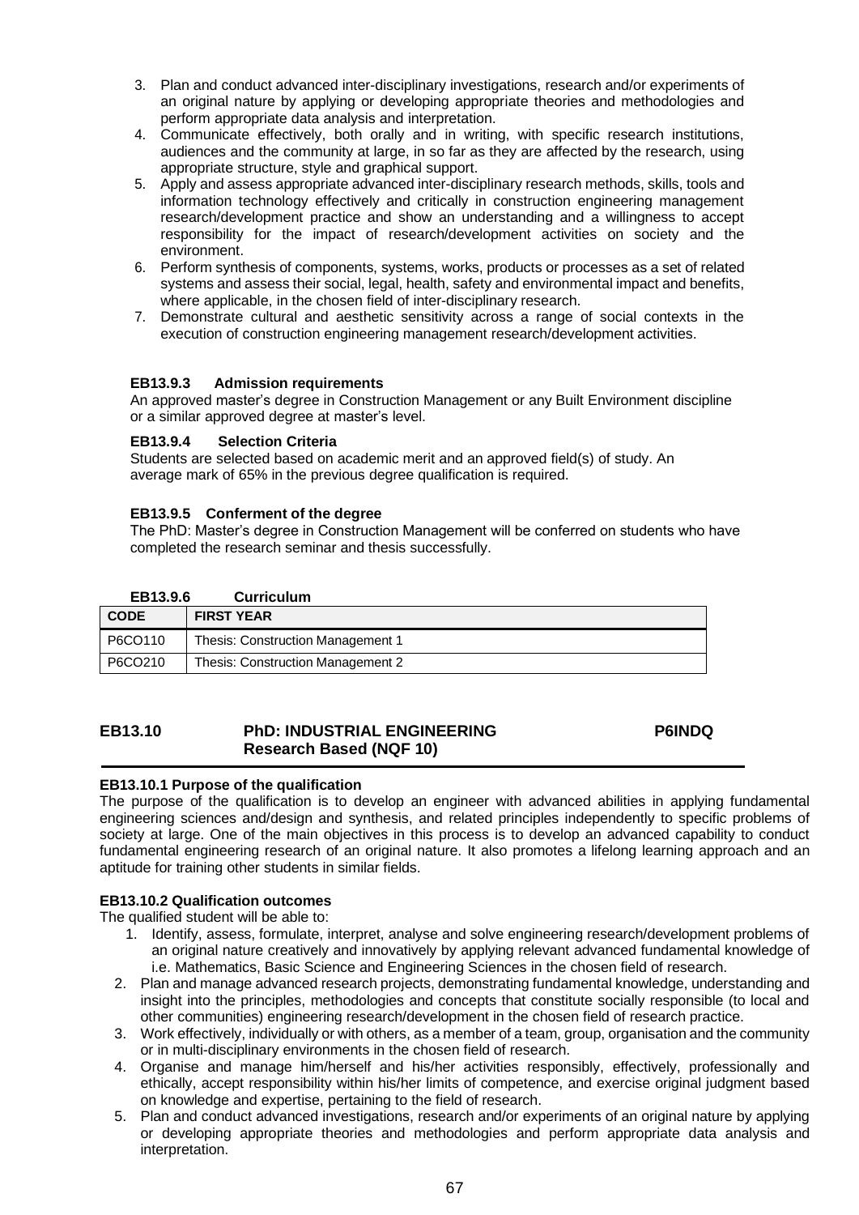3. Plan and conduct advanced inter-disciplinary investigations, research and/or experiments of an original nature by applying or developing appropriate theories and methodologies and perform appropriate data analysis and interpretation.
4. Communicate effectively, both orally and in writing, with specific research institutions, audiences and the community at large, in so far as they are affected by the research, using appropriate structure, style and graphical support.
5. Apply and assess appropriate advanced inter-disciplinary research methods, skills, tools and information technology effectively and critically in construction engineering management research/development practice and show an understanding and a willingness to accept responsibility for the impact of research/development activities on society and the environment.
6. Perform synthesis of components, systems, works, products or processes as a set of related systems and assess their social, legal, health, safety and environmental impact and benefits, where applicable, in the chosen field of inter-disciplinary research.
7. Demonstrate cultural and aesthetic sensitivity across a range of social contexts in the execution of construction engineering management research/development activities.

#### EB13.9.3 Admission requirements

An approved master's degree in Construction Management or any Built Environment discipline or a similar approved degree at master's level.

#### EB13.9.4 Selection Criteria

Students are selected based on academic merit and an approved field(s) of study. An average mark of 65% in the previous degree qualification is required.

#### EB13.9.5 Conferment of the degree

The PhD: Master's degree in Construction Management will be conferred on students who have completed the research seminar and thesis successfully.

#### EB13.9.6 Curriculum

| CODE | FIRST YEAR |
|---|---|
| P6CO110 | Thesis: Construction Management 1 |
| P6CO210 | Thesis: Construction Management 2 |

## EB13.10 PhD: INDUSTRIAL ENGINEERING Research Based (NQF 10) P6INDQ

#### EB13.10.1 Purpose of the qualification

The purpose of the qualification is to develop an engineer with advanced abilities in applying fundamental engineering sciences and/design and synthesis, and related principles independently to specific problems of society at large. One of the main objectives in this process is to develop an advanced capability to conduct fundamental engineering research of an original nature. It also promotes a lifelong learning approach and an aptitude for training other students in similar fields.

#### EB13.10.2 Qualification outcomes

The qualified student will be able to:

1. Identify, assess, formulate, interpret, analyse and solve engineering research/development problems of an original nature creatively and innovatively by applying relevant advanced fundamental knowledge of i.e. Mathematics, Basic Science and Engineering Sciences in the chosen field of research.
2. Plan and manage advanced research projects, demonstrating fundamental knowledge, understanding and insight into the principles, methodologies and concepts that constitute socially responsible (to local and other communities) engineering research/development in the chosen field of research practice.
3. Work effectively, individually or with others, as a member of a team, group, organisation and the community or in multi-disciplinary environments in the chosen field of research.
4. Organise and manage him/herself and his/her activities responsibly, effectively, professionally and ethically, accept responsibility within his/her limits of competence, and exercise original judgment based on knowledge and expertise, pertaining to the field of research.
5. Plan and conduct advanced investigations, research and/or experiments of an original nature by applying or developing appropriate theories and methodologies and perform appropriate data analysis and interpretation.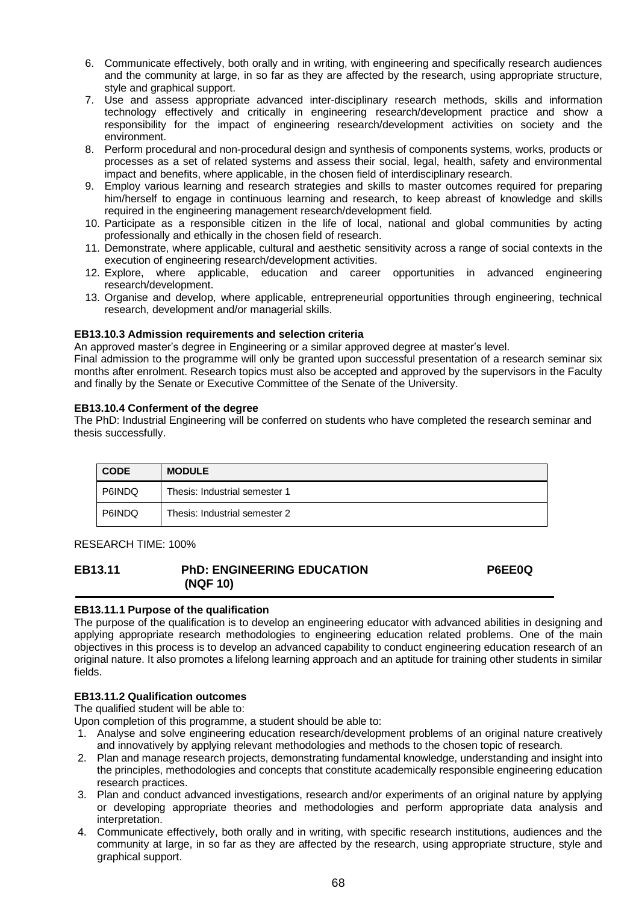6. Communicate effectively, both orally and in writing, with engineering and specifically research audiences and the community at large, in so far as they are affected by the research, using appropriate structure, style and graphical support.
7. Use and assess appropriate advanced inter-disciplinary research methods, skills and information technology effectively and critically in engineering research/development practice and show a responsibility for the impact of engineering research/development activities on society and the environment.
8. Perform procedural and non-procedural design and synthesis of components systems, works, products or processes as a set of related systems and assess their social, legal, health, safety and environmental impact and benefits, where applicable, in the chosen field of interdisciplinary research.
9. Employ various learning and research strategies and skills to master outcomes required for preparing him/herself to engage in continuous learning and research, to keep abreast of knowledge and skills required in the engineering management research/development field.
10. Participate as a responsible citizen in the life of local, national and global communities by acting professionally and ethically in the chosen field of research.
11. Demonstrate, where applicable, cultural and aesthetic sensitivity across a range of social contexts in the execution of engineering research/development activities.
12. Explore, where applicable, education and career opportunities in advanced engineering research/development.
13. Organise and develop, where applicable, entrepreneurial opportunities through engineering, technical research, development and/or managerial skills.

#### EB13.10.3 Admission requirements and selection criteria

An approved master's degree in Engineering or a similar approved degree at master's level.

Final admission to the programme will only be granted upon successful presentation of a research seminar six months after enrolment. Research topics must also be accepted and approved by the supervisors in the Faculty and finally by the Senate or Executive Committee of the Senate of the University.

#### EB13.10.4 Conferment of the degree

The PhD: Industrial Engineering will be conferred on students who have completed the research seminar and thesis successfully.

| CODE | MODULE |
|---|---|
| P6INDQ | Thesis: Industrial semester 1 |
| P6INDQ | Thesis: Industrial semester 2 |

RESEARCH TIME: 100%

### EB13.11 PhD: ENGINEERING EDUCATION (NQF 10) P6EE0Q

#### EB13.11.1 Purpose of the qualification

The purpose of the qualification is to develop an engineering educator with advanced abilities in designing and applying appropriate research methodologies to engineering education related problems. One of the main objectives in this process is to develop an advanced capability to conduct engineering education research of an original nature. It also promotes a lifelong learning approach and an aptitude for training other students in similar fields.

#### EB13.11.2 Qualification outcomes

The qualified student will be able to:

Upon completion of this programme, a student should be able to:

1. Analyse and solve engineering education research/development problems of an original nature creatively and innovatively by applying relevant methodologies and methods to the chosen topic of research.
2. Plan and manage research projects, demonstrating fundamental knowledge, understanding and insight into the principles, methodologies and concepts that constitute academically responsible engineering education research practices.
3. Plan and conduct advanced investigations, research and/or experiments of an original nature by applying or developing appropriate theories and methodologies and perform appropriate data analysis and interpretation.
4. Communicate effectively, both orally and in writing, with specific research institutions, audiences and the community at large, in so far as they are affected by the research, using appropriate structure, style and graphical support.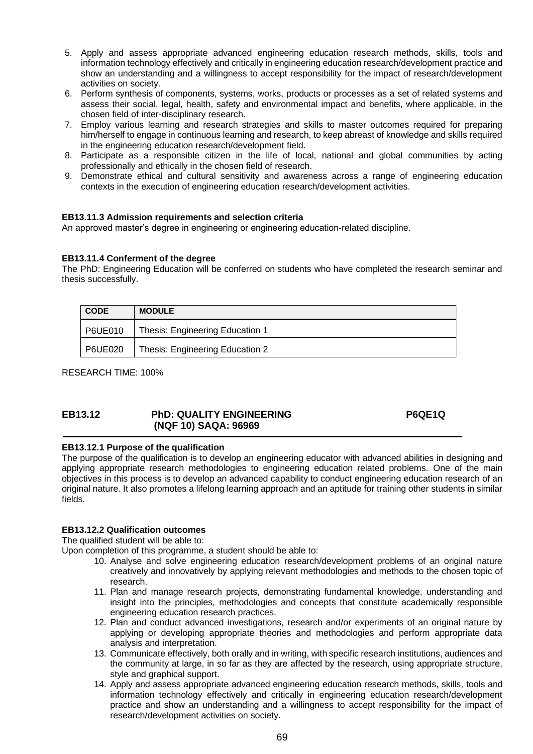5. Apply and assess appropriate advanced engineering education research methods, skills, tools and information technology effectively and critically in engineering education research/development practice and show an understanding and a willingness to accept responsibility for the impact of research/development activities on society.
6. Perform synthesis of components, systems, works, products or processes as a set of related systems and assess their social, legal, health, safety and environmental impact and benefits, where applicable, in the chosen field of inter-disciplinary research.
7. Employ various learning and research strategies and skills to master outcomes required for preparing him/herself to engage in continuous learning and research, to keep abreast of knowledge and skills required in the engineering education research/development field.
8. Participate as a responsible citizen in the life of local, national and global communities by acting professionally and ethically in the chosen field of research.
9. Demonstrate ethical and cultural sensitivity and awareness across a range of engineering education contexts in the execution of engineering education research/development activities.

**EB13.11.3 Admission requirements and selection criteria**

An approved master's degree in engineering or engineering education-related discipline.

**EB13.11.4 Conferment of the degree**

The PhD: Engineering Education will be conferred on students who have completed the research seminar and thesis successfully.

| CODE | MODULE |
|---|---|
| P6UE010 | Thesis: Engineering Education 1 |
| P6UE020 | Thesis: Engineering Education 2 |

RESEARCH TIME: 100%

## EB13.12 PhD: QUALITY ENGINEERING (NQF 10) SAQA: 96969 P6QE1Q

**EB13.12.1 Purpose of the qualification**

The purpose of the qualification is to develop an engineering educator with advanced abilities in designing and applying appropriate research methodologies to engineering education related problems. One of the main objectives in this process is to develop an advanced capability to conduct engineering education research of an original nature. It also promotes a lifelong learning approach and an aptitude for training other students in similar fields.

**EB13.12.2 Qualification outcomes**

The qualified student will be able to:

Upon completion of this programme, a student should be able to:

10. Analyse and solve engineering education research/development problems of an original nature creatively and innovatively by applying relevant methodologies and methods to the chosen topic of research.
11. Plan and manage research projects, demonstrating fundamental knowledge, understanding and insight into the principles, methodologies and concepts that constitute academically responsible engineering education research practices.
12. Plan and conduct advanced investigations, research and/or experiments of an original nature by applying or developing appropriate theories and methodologies and perform appropriate data analysis and interpretation.
13. Communicate effectively, both orally and in writing, with specific research institutions, audiences and the community at large, in so far as they are affected by the research, using appropriate structure, style and graphical support.
14. Apply and assess appropriate advanced engineering education research methods, skills, tools and information technology effectively and critically in engineering education research/development practice and show an understanding and a willingness to accept responsibility for the impact of research/development activities on society.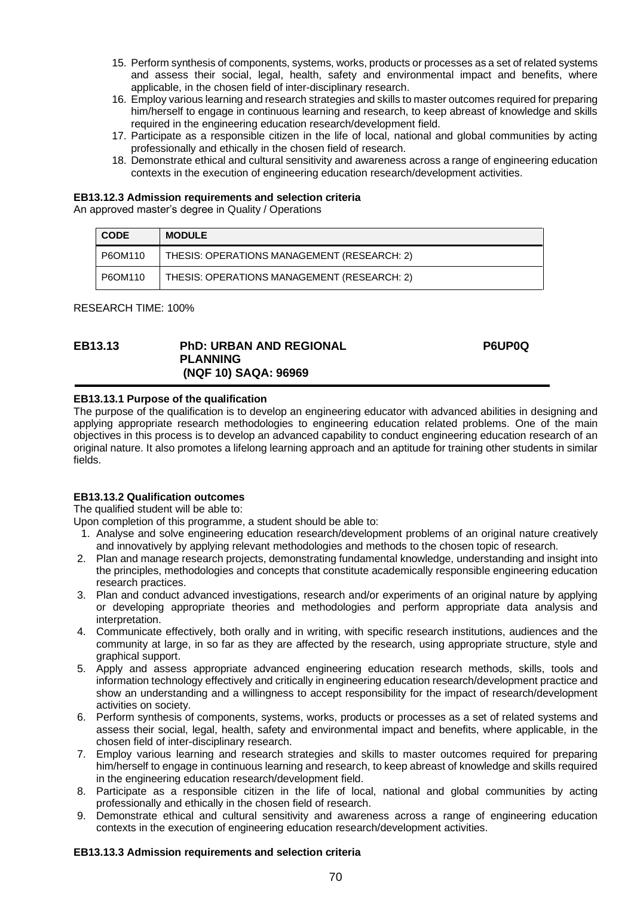15. Perform synthesis of components, systems, works, products or processes as a set of related systems and assess their social, legal, health, safety and environmental impact and benefits, where applicable, in the chosen field of inter-disciplinary research.
16. Employ various learning and research strategies and skills to master outcomes required for preparing him/herself to engage in continuous learning and research, to keep abreast of knowledge and skills required in the engineering education research/development field.
17. Participate as a responsible citizen in the life of local, national and global communities by acting professionally and ethically in the chosen field of research.
18. Demonstrate ethical and cultural sensitivity and awareness across a range of engineering education contexts in the execution of engineering education research/development activities.

**EB13.12.3 Admission requirements and selection criteria**

An approved master's degree in Quality / Operations

| CODE | MODULE |
|---|---|
| P6OM110 | THESIS: OPERATIONS MANAGEMENT (RESEARCH: 2) |
| P6OM110 | THESIS: OPERATIONS MANAGEMENT (RESEARCH: 2) |

RESEARCH TIME: 100%

## EB13.13 PhD: URBAN AND REGIONAL PLANNING (NQF 10) SAQA: 96969 — P6UP0Q

**EB13.13.1 Purpose of the qualification**

The purpose of the qualification is to develop an engineering educator with advanced abilities in designing and applying appropriate research methodologies to engineering education related problems. One of the main objectives in this process is to develop an advanced capability to conduct engineering education research of an original nature. It also promotes a lifelong learning approach and an aptitude for training other students in similar fields.

**EB13.13.2 Qualification outcomes**

The qualified student will be able to:

Upon completion of this programme, a student should be able to:

1. Analyse and solve engineering education research/development problems of an original nature creatively and innovatively by applying relevant methodologies and methods to the chosen topic of research.
2. Plan and manage research projects, demonstrating fundamental knowledge, understanding and insight into the principles, methodologies and concepts that constitute academically responsible engineering education research practices.
3. Plan and conduct advanced investigations, research and/or experiments of an original nature by applying or developing appropriate theories and methodologies and perform appropriate data analysis and interpretation.
4. Communicate effectively, both orally and in writing, with specific research institutions, audiences and the community at large, in so far as they are affected by the research, using appropriate structure, style and graphical support.
5. Apply and assess appropriate advanced engineering education research methods, skills, tools and information technology effectively and critically in engineering education research/development practice and show an understanding and a willingness to accept responsibility for the impact of research/development activities on society.
6. Perform synthesis of components, systems, works, products or processes as a set of related systems and assess their social, legal, health, safety and environmental impact and benefits, where applicable, in the chosen field of inter-disciplinary research.
7. Employ various learning and research strategies and skills to master outcomes required for preparing him/herself to engage in continuous learning and research, to keep abreast of knowledge and skills required in the engineering education research/development field.
8. Participate as a responsible citizen in the life of local, national and global communities by acting professionally and ethically in the chosen field of research.
9. Demonstrate ethical and cultural sensitivity and awareness across a range of engineering education contexts in the execution of engineering education research/development activities.

**EB13.13.3 Admission requirements and selection criteria**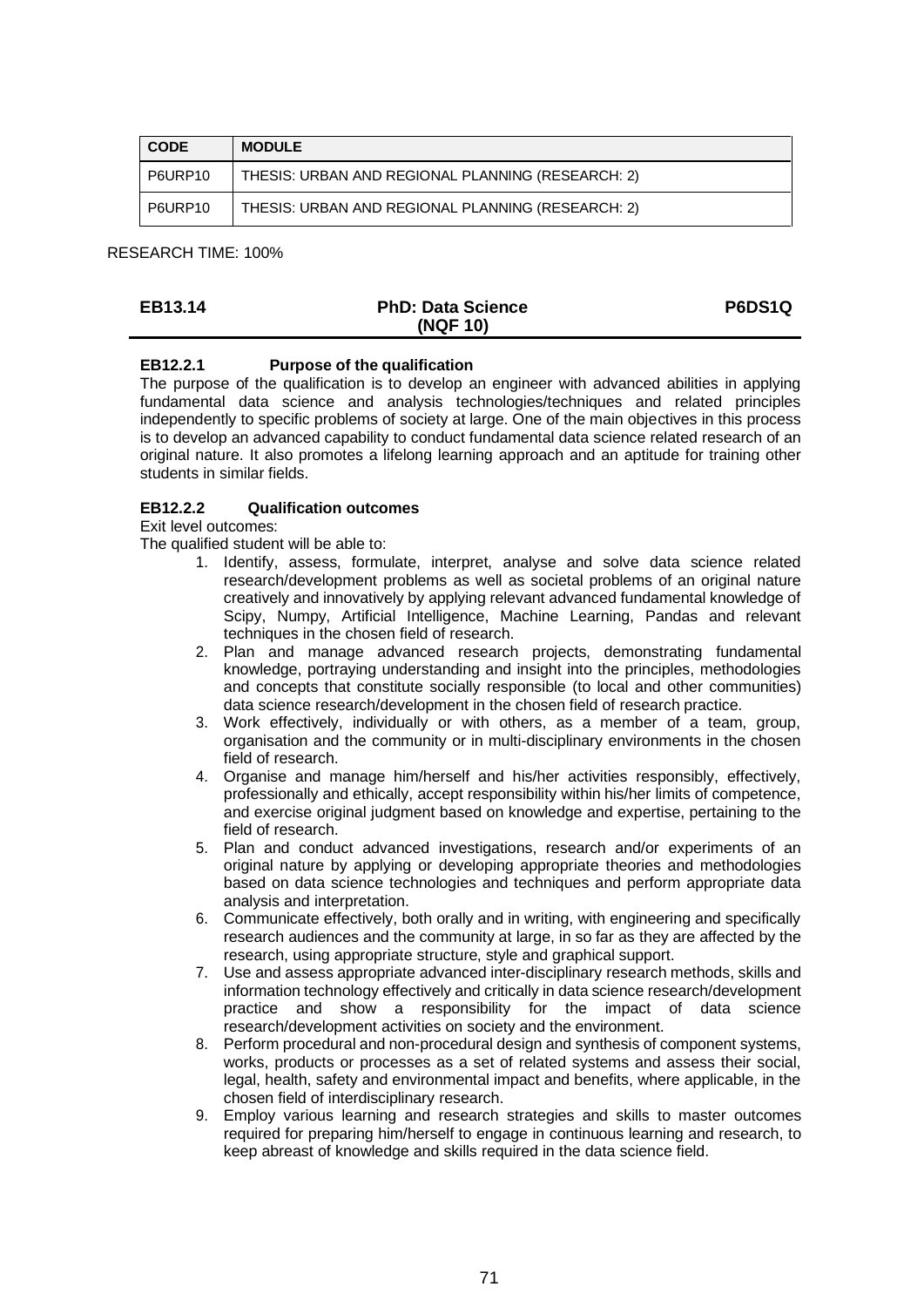| CODE | MODULE |
| --- | --- |
| P6URP10 | THESIS: URBAN AND REGIONAL PLANNING (RESEARCH: 2) |
| P6URP10 | THESIS: URBAN AND REGIONAL PLANNING (RESEARCH: 2) |

RESEARCH TIME: 100%

## EB13.14 PhD: Data Science (NQF 10) P6DS1Q

### EB12.2.1 Purpose of the qualification

The purpose of the qualification is to develop an engineer with advanced abilities in applying fundamental data science and analysis technologies/techniques and related principles independently to specific problems of society at large. One of the main objectives in this process is to develop an advanced capability to conduct fundamental data science related research of an original nature. It also promotes a lifelong learning approach and an aptitude for training other students in similar fields.

### EB12.2.2 Qualification outcomes

Exit level outcomes:

The qualified student will be able to:

1. Identify, assess, formulate, interpret, analyse and solve data science related research/development problems as well as societal problems of an original nature creatively and innovatively by applying relevant advanced fundamental knowledge of Scipy, Numpy, Artificial Intelligence, Machine Learning, Pandas and relevant techniques in the chosen field of research.
2. Plan and manage advanced research projects, demonstrating fundamental knowledge, portraying understanding and insight into the principles, methodologies and concepts that constitute socially responsible (to local and other communities) data science research/development in the chosen field of research practice.
3. Work effectively, individually or with others, as a member of a team, group, organisation and the community or in multi-disciplinary environments in the chosen field of research.
4. Organise and manage him/herself and his/her activities responsibly, effectively, professionally and ethically, accept responsibility within his/her limits of competence, and exercise original judgment based on knowledge and expertise, pertaining to the field of research.
5. Plan and conduct advanced investigations, research and/or experiments of an original nature by applying or developing appropriate theories and methodologies based on data science technologies and techniques and perform appropriate data analysis and interpretation.
6. Communicate effectively, both orally and in writing, with engineering and specifically research audiences and the community at large, in so far as they are affected by the research, using appropriate structure, style and graphical support.
7. Use and assess appropriate advanced inter-disciplinary research methods, skills and information technology effectively and critically in data science research/development practice and show a responsibility for the impact of data science research/development activities on society and the environment.
8. Perform procedural and non-procedural design and synthesis of component systems, works, products or processes as a set of related systems and assess their social, legal, health, safety and environmental impact and benefits, where applicable, in the chosen field of interdisciplinary research.
9. Employ various learning and research strategies and skills to master outcomes required for preparing him/herself to engage in continuous learning and research, to keep abreast of knowledge and skills required in the data science field.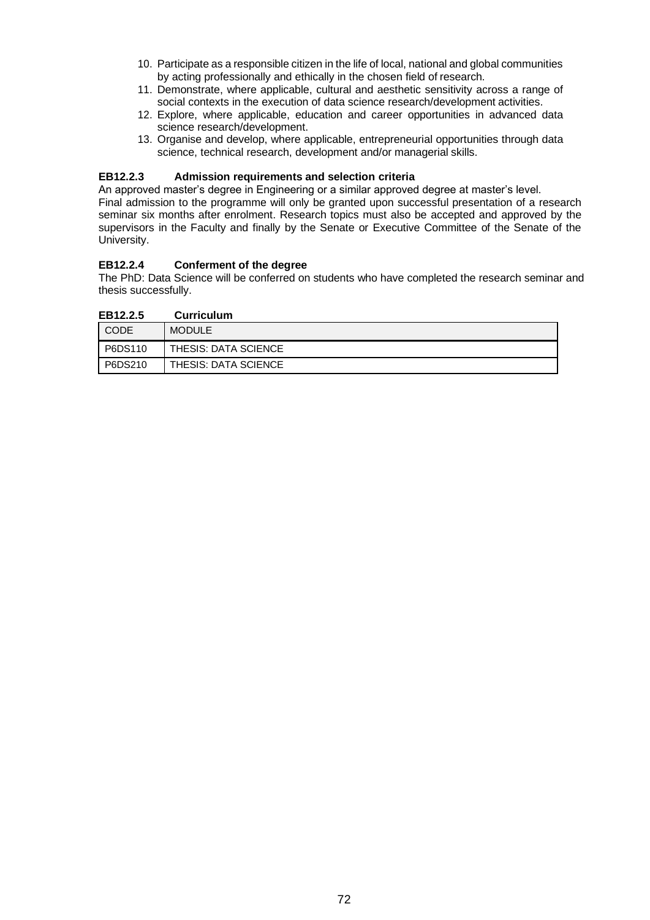10. Participate as a responsible citizen in the life of local, national and global communities by acting professionally and ethically in the chosen field of research.
11. Demonstrate, where applicable, cultural and aesthetic sensitivity across a range of social contexts in the execution of data science research/development activities.
12. Explore, where applicable, education and career opportunities in advanced data science research/development.
13. Organise and develop, where applicable, entrepreneurial opportunities through data science, technical research, development and/or managerial skills.

### EB12.2.3 Admission requirements and selection criteria

An approved master's degree in Engineering or a similar approved degree at master's level.
Final admission to the programme will only be granted upon successful presentation of a research seminar six months after enrolment. Research topics must also be accepted and approved by the supervisors in the Faculty and finally by the Senate or Executive Committee of the Senate of the University.

### EB12.2.4 Conferment of the degree

The PhD: Data Science will be conferred on students who have completed the research seminar and thesis successfully.

### EB12.2.5 Curriculum

| CODE | MODULE |
|---|---|
| P6DS110 | THESIS: DATA SCIENCE |
| P6DS210 | THESIS: DATA SCIENCE |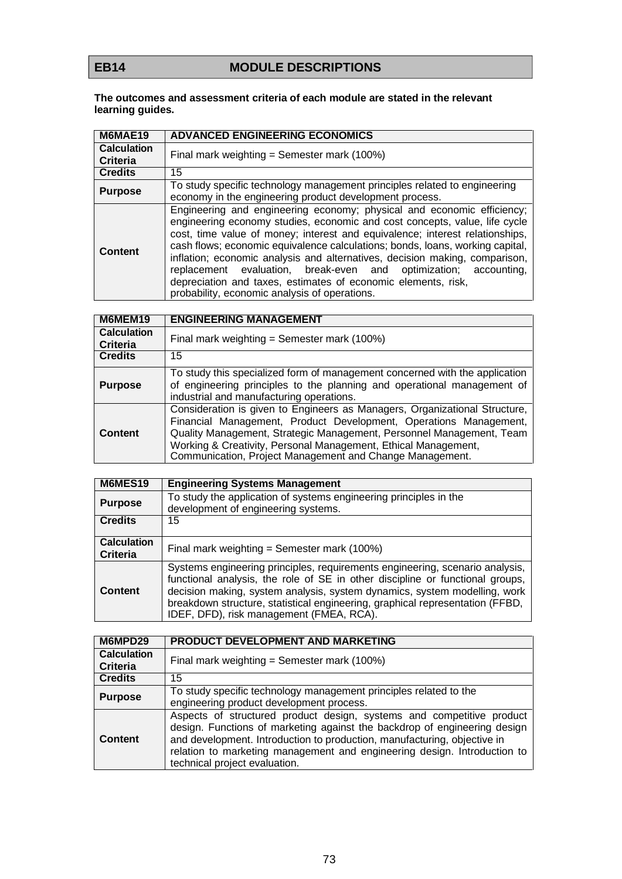## EB14 MODULE DESCRIPTIONS

**The outcomes and assessment criteria of each module are stated in the relevant learning guides.**

| **M6MAE19** | **ADVANCED ENGINEERING ECONOMICS** |
|---|---|
| **Calculation Criteria** | Final mark weighting = Semester mark (100%) |
| **Credits** | 15 |
| **Purpose** | To study specific technology management principles related to engineering economy in the engineering product development process. |
| **Content** | Engineering and engineering economy; physical and economic efficiency; engineering economy studies, economic and cost concepts, value, life cycle cost, time value of money; interest and equivalence; interest relationships, cash flows; economic equivalence calculations; bonds, loans, working capital, inflation; economic analysis and alternatives, decision making, comparison, replacement evaluation, break-even and optimization; accounting, depreciation and taxes, estimates of economic elements, risk, probability, economic analysis of operations. |

| **M6MEM19** | **ENGINEERING MANAGEMENT** |
|---|---|
| **Calculation Criteria** | Final mark weighting = Semester mark (100%) |
| **Credits** | 15 |
| **Purpose** | To study this specialized form of management concerned with the application of engineering principles to the planning and operational management of industrial and manufacturing operations. |
| **Content** | Consideration is given to Engineers as Managers, Organizational Structure, Financial Management, Product Development, Operations Management, Quality Management, Strategic Management, Personnel Management, Team Working & Creativity, Personal Management, Ethical Management, Communication, Project Management and Change Management. |

| **M6MES19** | **Engineering Systems Management** |
|---|---|
| **Purpose** | To study the application of systems engineering principles in the development of engineering systems. |
| **Credits** | 15 |
| **Calculation Criteria** | Final mark weighting = Semester mark (100%) |
| **Content** | Systems engineering principles, requirements engineering, scenario analysis, functional analysis, the role of SE in other discipline or functional groups, decision making, system analysis, system dynamics, system modelling, work breakdown structure, statistical engineering, graphical representation (FFBD, IDEF, DFD), risk management (FMEA, RCA). |

| **M6MPD29** | **PRODUCT DEVELOPMENT AND MARKETING** |
|---|---|
| **Calculation Criteria** | Final mark weighting = Semester mark (100%) |
| **Credits** | 15 |
| **Purpose** | To study specific technology management principles related to the engineering product development process. |
| **Content** | Aspects of structured product design, systems and competitive product design. Functions of marketing against the backdrop of engineering design and development. Introduction to production, manufacturing, objective in relation to marketing management and engineering design. Introduction to technical project evaluation. |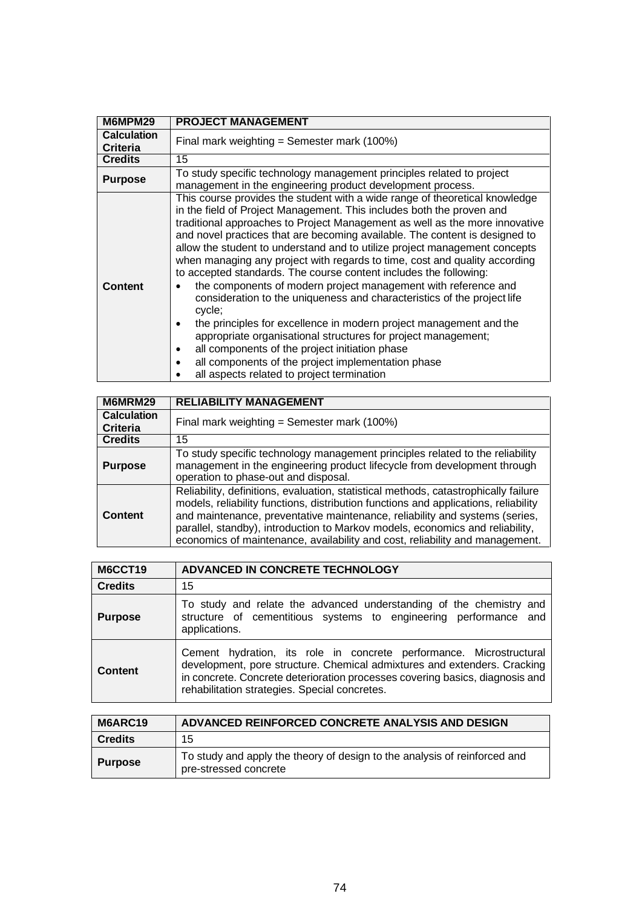| M6MPM29 | PROJECT MANAGEMENT |
|---|---|
| Calculation Criteria | Final mark weighting = Semester mark (100%) |
| Credits | 15 |
| Purpose | To study specific technology management principles related to project management in the engineering product development process. |
| Content | This course provides the student with a wide range of theoretical knowledge in the field of Project Management. This includes both the proven and traditional approaches to Project Management as well as the more innovative and novel practices that are becoming available. The content is designed to allow the student to understand and to utilize project management concepts when managing any project with regards to time, cost and quality according to accepted standards. The course content includes the following:<br>• the components of modern project management with reference and consideration to the uniqueness and characteristics of the project life cycle;<br>• the principles for excellence in modern project management and the appropriate organisational structures for project management;<br>• all components of the project initiation phase<br>• all components of the project implementation phase<br>• all aspects related to project termination |

| M6MRM29 | RELIABILITY MANAGEMENT |
|---|---|
| Calculation Criteria | Final mark weighting = Semester mark (100%) |
| Credits | 15 |
| Purpose | To study specific technology management principles related to the reliability management in the engineering product lifecycle from development through operation to phase-out and disposal. |
| Content | Reliability, definitions, evaluation, statistical methods, catastrophically failure models, reliability functions, distribution functions and applications, reliability and maintenance, preventative maintenance, reliability and systems (series, parallel, standby), introduction to Markov models, economics and reliability, economics of maintenance, availability and cost, reliability and management. |

| M6CCT19 | ADVANCED IN CONCRETE TECHNOLOGY |
|---|---|
| Credits | 15 |
| Purpose | To study and relate the advanced understanding of the chemistry and structure of cementitious systems to engineering performance and applications. |
| Content | Cement hydration, its role in concrete performance. Microstructural development, pore structure. Chemical admixtures and extenders. Cracking in concrete. Concrete deterioration processes covering basics, diagnosis and rehabilitation strategies. Special concretes. |

| M6ARC19 | ADVANCED REINFORCED CONCRETE ANALYSIS AND DESIGN |
|---|---|
| Credits | 15 |
| Purpose | To study and apply the theory of design to the analysis of reinforced and pre-stressed concrete |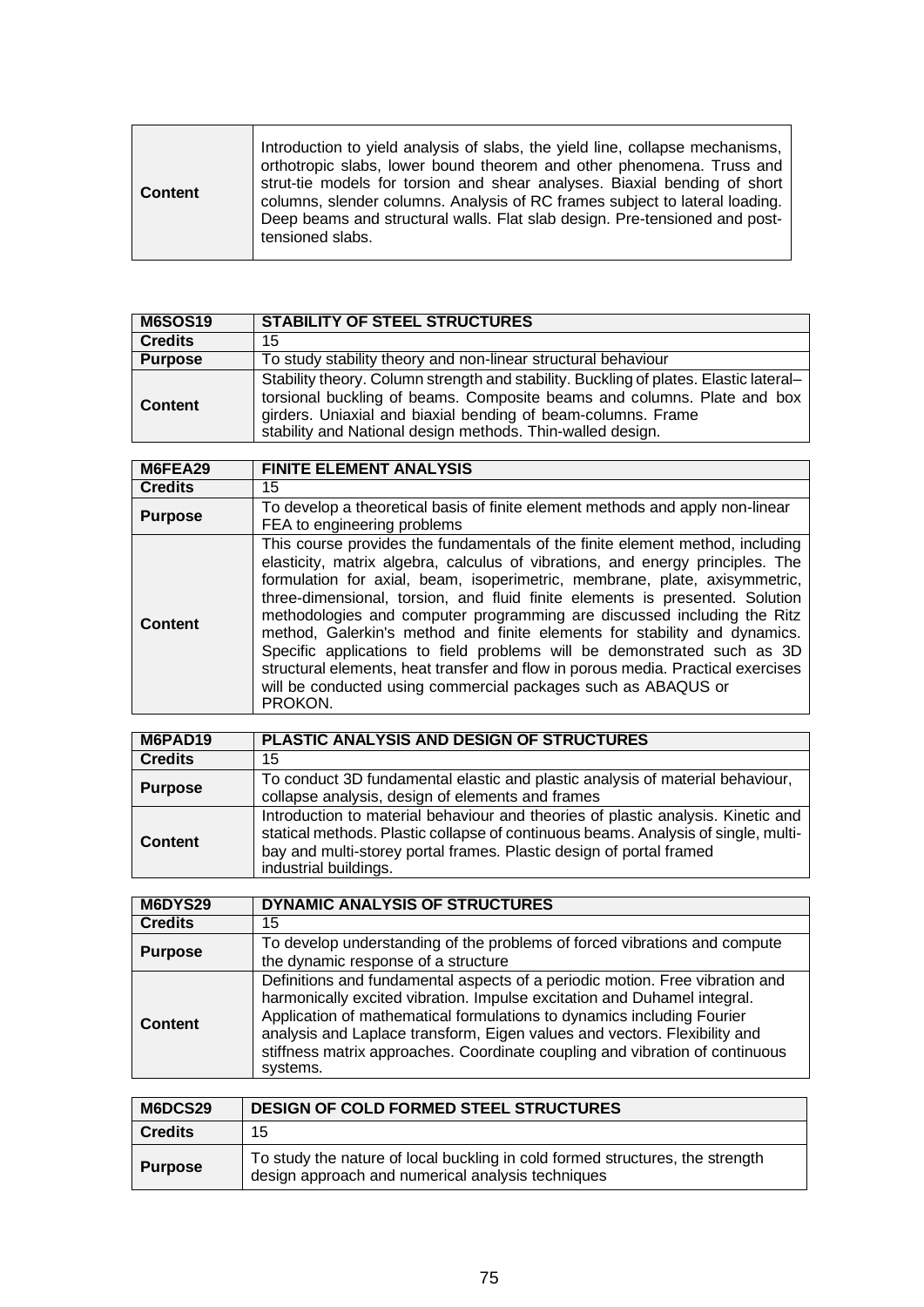| Content | Introduction to yield analysis of slabs, the yield line, collapse mechanisms, orthotropic slabs, lower bound theorem and other phenomena. Truss and strut-tie models for torsion and shear analyses. Biaxial bending of short columns, slender columns. Analysis of RC frames subject to lateral loading. Deep beams and structural walls. Flat slab design. Pre-tensioned and post-tensioned slabs. |
|---|---|

| **M6SOS19** | **STABILITY OF STEEL STRUCTURES** |
|---|---|
| **Credits** | 15 |
| **Purpose** | To study stability theory and non-linear structural behaviour |
| **Content** | Stability theory. Column strength and stability. Buckling of plates. Elastic lateral–torsional buckling of beams. Composite beams and columns. Plate and box girders. Uniaxial and biaxial bending of beam-columns. Frame stability and National design methods. Thin-walled design. |

| **M6FEA29** | **FINITE ELEMENT ANALYSIS** |
|---|---|
| **Credits** | 15 |
| **Purpose** | To develop a theoretical basis of finite element methods and apply non-linear FEA to engineering problems |
| **Content** | This course provides the fundamentals of the finite element method, including elasticity, matrix algebra, calculus of vibrations, and energy principles. The formulation for axial, beam, isoperimetric, membrane, plate, axisymmetric, three-dimensional, torsion, and fluid finite elements is presented. Solution methodologies and computer programming are discussed including the Ritz method, Galerkin's method and finite elements for stability and dynamics. Specific applications to field problems will be demonstrated such as 3D structural elements, heat transfer and flow in porous media. Practical exercises will be conducted using commercial packages such as ABAQUS or PROKON. |

| **M6PAD19** | **PLASTIC ANALYSIS AND DESIGN OF STRUCTURES** |
|---|---|
| **Credits** | 15 |
| **Purpose** | To conduct 3D fundamental elastic and plastic analysis of material behaviour, collapse analysis, design of elements and frames |
| **Content** | Introduction to material behaviour and theories of plastic analysis. Kinetic and statical methods. Plastic collapse of continuous beams. Analysis of single, multi-bay and multi-storey portal frames. Plastic design of portal framed industrial buildings. |

| **M6DYS29** | **DYNAMIC ANALYSIS OF STRUCTURES** |
|---|---|
| **Credits** | 15 |
| **Purpose** | To develop understanding of the problems of forced vibrations and compute the dynamic response of a structure |
| **Content** | Definitions and fundamental aspects of a periodic motion. Free vibration and harmonically excited vibration. Impulse excitation and Duhamel integral. Application of mathematical formulations to dynamics including Fourier analysis and Laplace transform, Eigen values and vectors. Flexibility and stiffness matrix approaches. Coordinate coupling and vibration of continuous systems. |

| **M6DCS29** | **DESIGN OF COLD FORMED STEEL STRUCTURES** |
|---|---|
| **Credits** | 15 |
| **Purpose** | To study the nature of local buckling in cold formed structures, the strength design approach and numerical analysis techniques |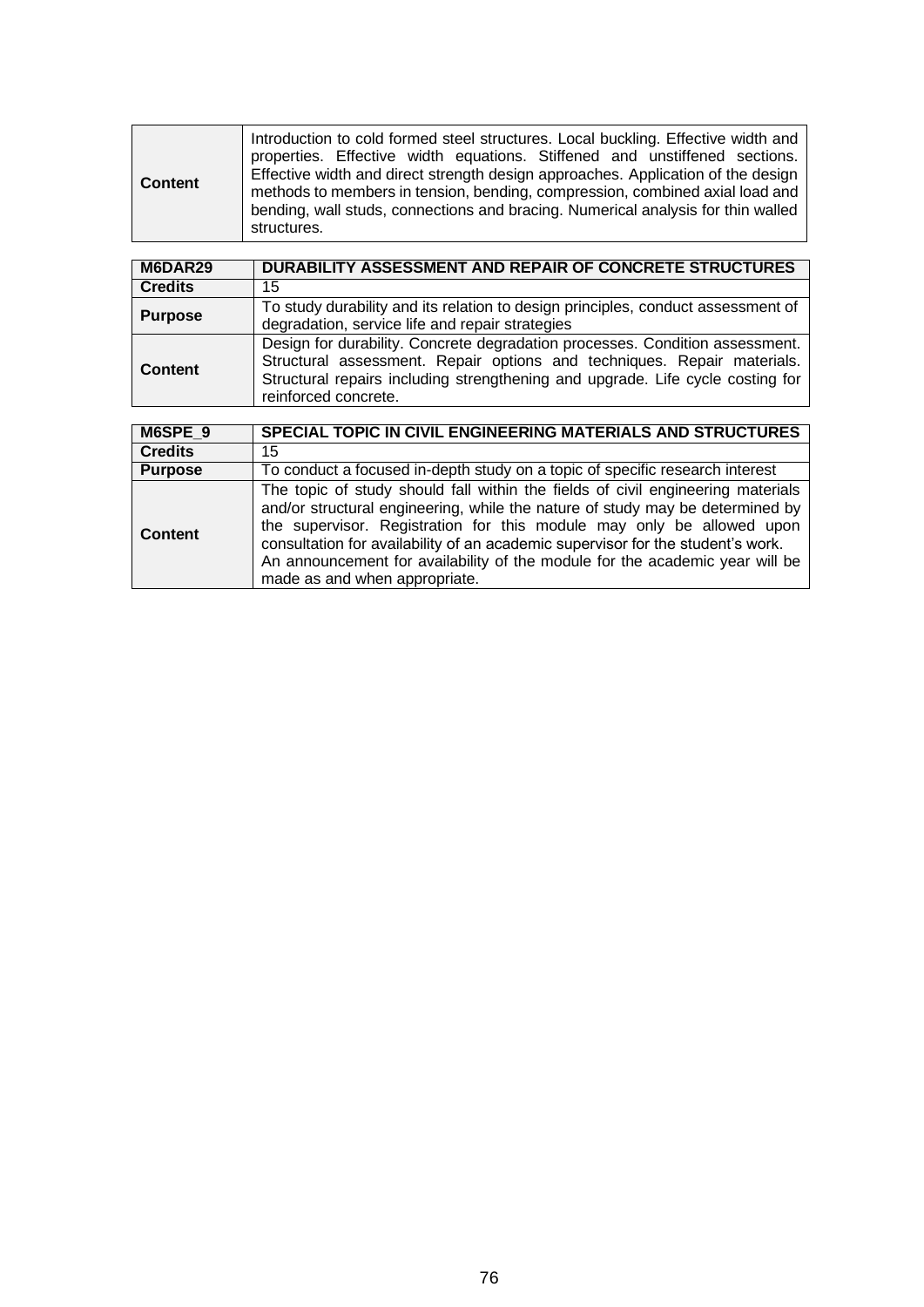| | |
|---|---|
| **Content** | Introduction to cold formed steel structures. Local buckling. Effective width and properties. Effective width equations. Stiffened and unstiffened sections. Effective width and direct strength design approaches. Application of the design methods to members in tension, bending, compression, combined axial load and bending, wall studs, connections and bracing. Numerical analysis for thin walled structures. |

| **M6DAR29** | **DURABILITY ASSESSMENT AND REPAIR OF CONCRETE STRUCTURES** |
|---|---|
| **Credits** | 15 |
| **Purpose** | To study durability and its relation to design principles, conduct assessment of degradation, service life and repair strategies |
| **Content** | Design for durability. Concrete degradation processes. Condition assessment. Structural assessment. Repair options and techniques. Repair materials. Structural repairs including strengthening and upgrade. Life cycle costing for reinforced concrete. |

| **M6SPE_9** | **SPECIAL TOPIC IN CIVIL ENGINEERING MATERIALS AND STRUCTURES** |
|---|---|
| **Credits** | 15 |
| **Purpose** | To conduct a focused in-depth study on a topic of specific research interest |
| **Content** | The topic of study should fall within the fields of civil engineering materials and/or structural engineering, while the nature of study may be determined by the supervisor. Registration for this module may only be allowed upon consultation for availability of an academic supervisor for the student's work. An announcement for availability of the module for the academic year will be made as and when appropriate. |